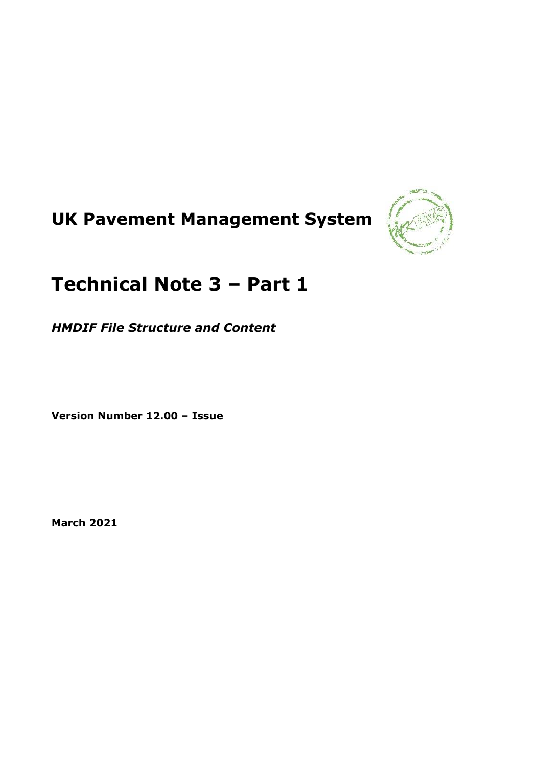# UK Pavement Management System

# Technical Note 3 – Part 1

***HMDIF File Structure and Content***

**Version Number 12.00 – Issue**

**March 2021**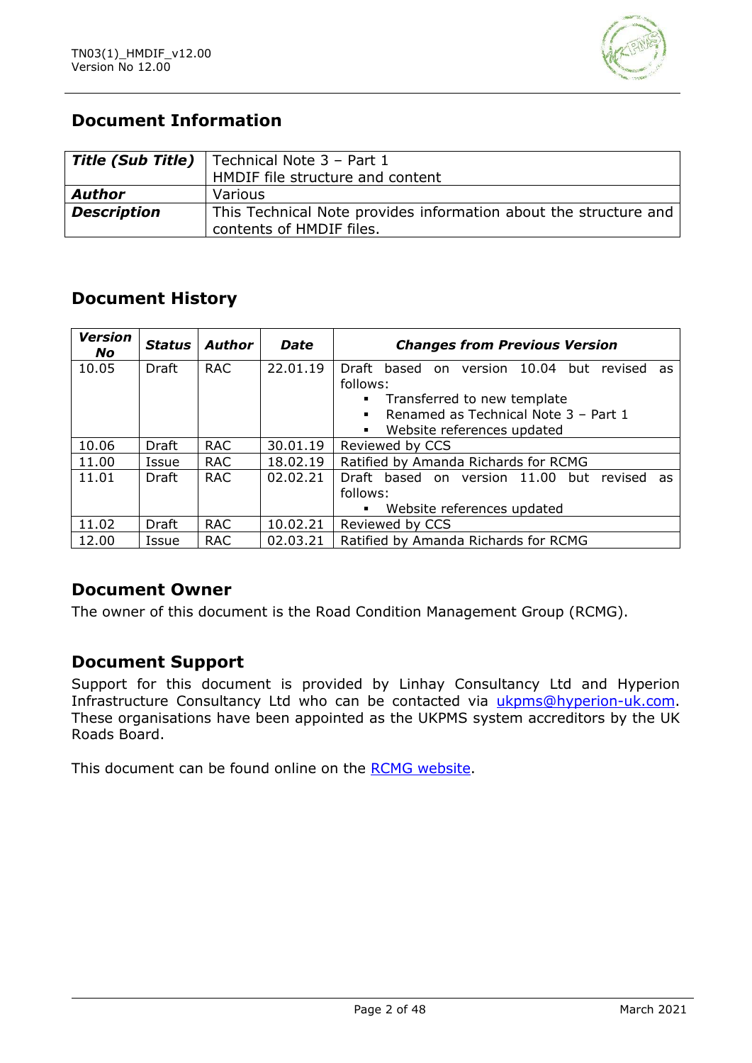## Document Information

| Title (Sub Title) | Technical Note 3 – Part 1<br>HMDIF file structure and content |
|---|---|
| **Author** | Various |
| **Description** | This Technical Note provides information about the structure and contents of HMDIF files. |

## Document History

| Version No | Status | Author | Date | Changes from Previous Version |
|---|---|---|---|---|
| 10.05 | Draft | RAC | 22.01.19 | Draft based on version 10.04 but revised as follows:<br>▪ Transferred to new template<br>▪ Renamed as Technical Note 3 – Part 1<br>▪ Website references updated |
| 10.06 | Draft | RAC | 30.01.19 | Reviewed by CCS |
| 11.00 | Issue | RAC | 18.02.19 | Ratified by Amanda Richards for RCMG |
| 11.01 | Draft | RAC | 02.02.21 | Draft based on version 11.00 but revised as follows:<br>▪ Website references updated |
| 11.02 | Draft | RAC | 10.02.21 | Reviewed by CCS |
| 12.00 | Issue | RAC | 02.03.21 | Ratified by Amanda Richards for RCMG |

## Document Owner

The owner of this document is the Road Condition Management Group (RCMG).

## Document Support

Support for this document is provided by Linhay Consultancy Ltd and Hyperion Infrastructure Consultancy Ltd who can be contacted via ukpms@hyperion-uk.com. These organisations have been appointed as the UKPMS system accreditors by the UK Roads Board.

This document can be found online on the RCMG website.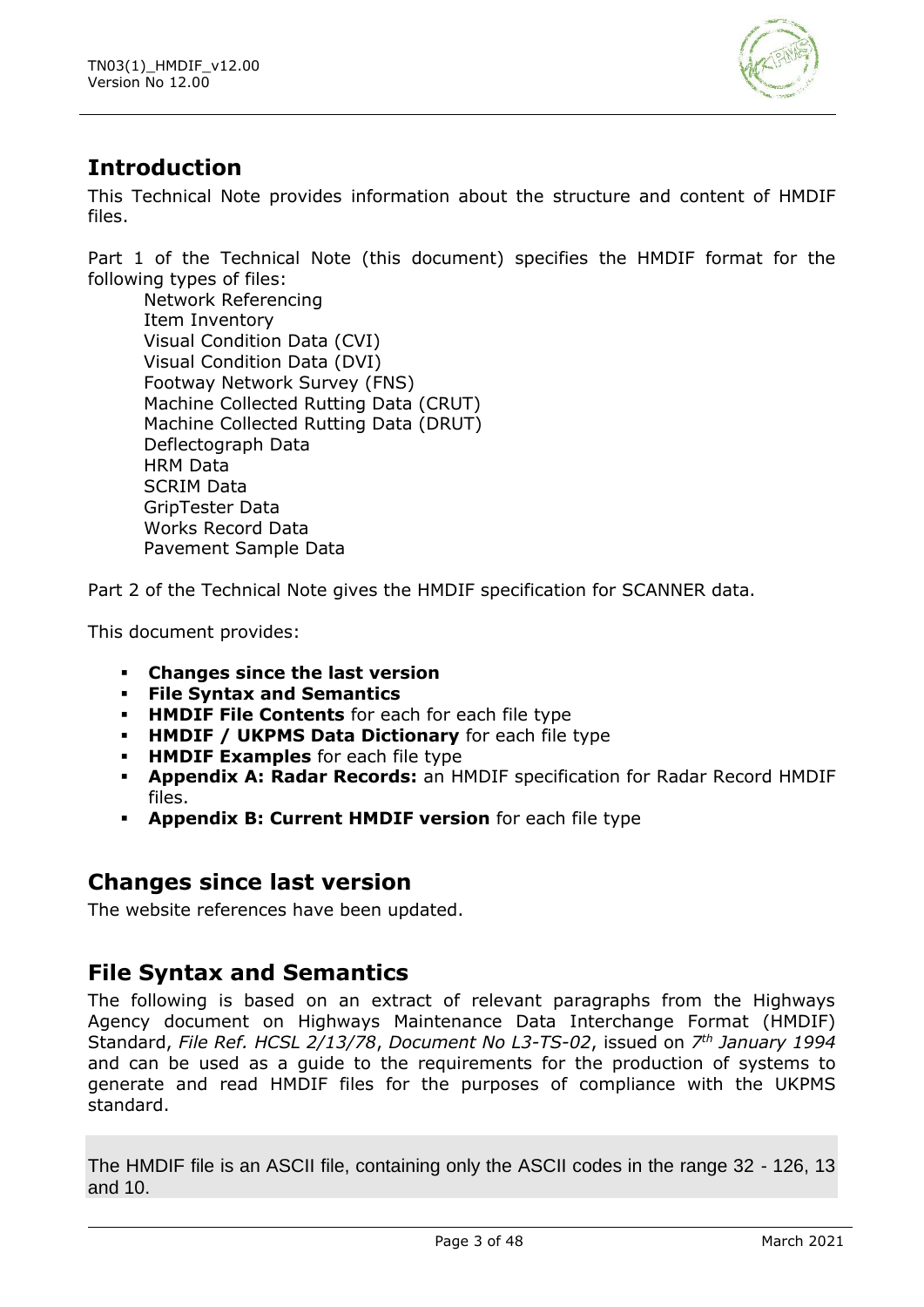## Introduction

This Technical Note provides information about the structure and content of HMDIF files.

Part 1 of the Technical Note (this document) specifies the HMDIF format for the following types of files:

Network Referencing
Item Inventory
Visual Condition Data (CVI)
Visual Condition Data (DVI)
Footway Network Survey (FNS)
Machine Collected Rutting Data (CRUT)
Machine Collected Rutting Data (DRUT)
Deflectograph Data
HRM Data
SCRIM Data
GripTester Data
Works Record Data
Pavement Sample Data

Part 2 of the Technical Note gives the HMDIF specification for SCANNER data.

This document provides:

- **Changes since the last version**
- **File Syntax and Semantics**
- **HMDIF File Contents** for each for each file type
- **HMDIF / UKPMS Data Dictionary** for each file type
- **HMDIF Examples** for each file type
- **Appendix A: Radar Records:** an HMDIF specification for Radar Record HMDIF files.
- **Appendix B: Current HMDIF version** for each file type

## Changes since last version

The website references have been updated.

## File Syntax and Semantics

The following is based on an extract of relevant paragraphs from the Highways Agency document on Highways Maintenance Data Interchange Format (HMDIF) Standard, *File Ref. HCSL 2/13/78*, *Document No L3-TS-02*, issued on *7th January 1994* and can be used as a guide to the requirements for the production of systems to generate and read HMDIF files for the purposes of compliance with the UKPMS standard.

The HMDIF file is an ASCII file, containing only the ASCII codes in the range 32 - 126, 13 and 10.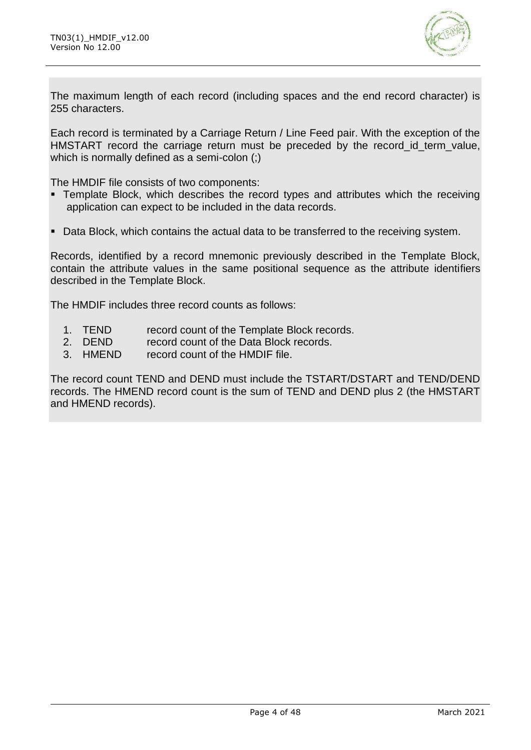The maximum length of each record (including spaces and the end record character) is 255 characters.

Each record is terminated by a Carriage Return / Line Feed pair. With the exception of the HMSTART record the carriage return must be preceded by the record_id_term_value, which is normally defined as a semi-colon (;)

The HMDIF file consists of two components:

- Template Block, which describes the record types and attributes which the receiving application can expect to be included in the data records.
- Data Block, which contains the actual data to be transferred to the receiving system.

Records, identified by a record mnemonic previously described in the Template Block, contain the attribute values in the same positional sequence as the attribute identifiers described in the Template Block.

The HMDIF includes three record counts as follows:

1. TEND record count of the Template Block records.
2. DEND record count of the Data Block records.
3. HMEND record count of the HMDIF file.

The record count TEND and DEND must include the TSTART/DSTART and TEND/DEND records. The HMEND record count is the sum of TEND and DEND plus 2 (the HMSTART and HMEND records).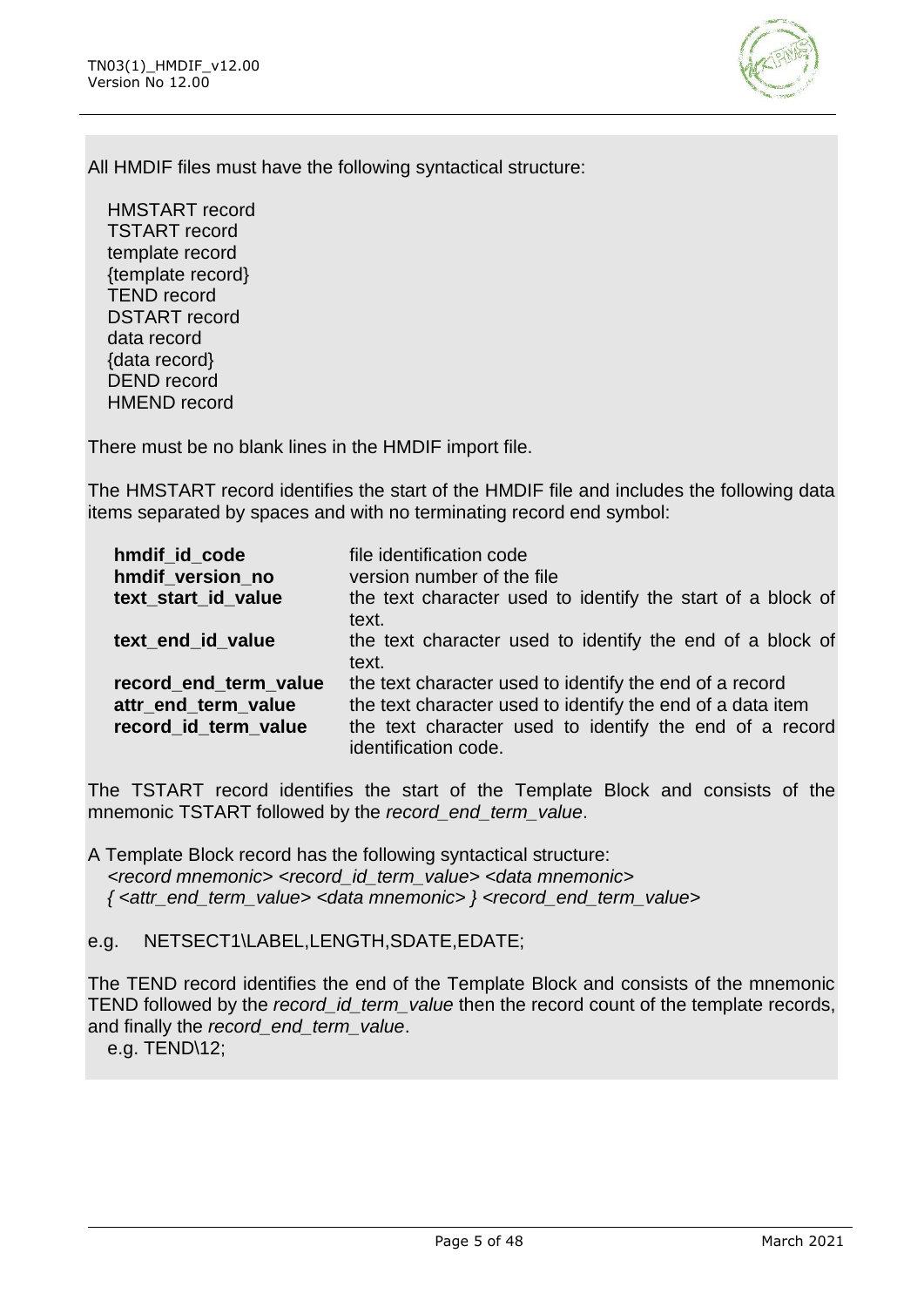All HMDIF files must have the following syntactical structure:

HMSTART record
TSTART record
template record
{template record}
TEND record
DSTART record
data record
{data record}
DEND record
HMEND record

There must be no blank lines in the HMDIF import file.

The HMSTART record identifies the start of the HMDIF file and includes the following data items separated by spaces and with no terminating record end symbol:

| | |
|---|---|
| **hmdif_id_code** | file identification code |
| **hmdif_version_no** | version number of the file |
| **text_start_id_value** | the text character used to identify the start of a block of text. |
| **text_end_id_value** | the text character used to identify the end of a block of text. |
| **record_end_term_value** | the text character used to identify the end of a record |
| **attr_end_term_value** | the text character used to identify the end of a data item |
| **record_id_term_value** | the text character used to identify the end of a record identification code. |

The TSTART record identifies the start of the Template Block and consists of the mnemonic TSTART followed by the *record_end_term_value*.

A Template Block record has the following syntactical structure:
*<record mnemonic> <record_id_term_value> <data mnemonic>*
*{ <attr_end_term_value> <data mnemonic> } <record_end_term_value>*

e.g. NETSECT1\LABEL,LENGTH,SDATE,EDATE;

The TEND record identifies the end of the Template Block and consists of the mnemonic TEND followed by the *record_id_term_value* then the record count of the template records, and finally the *record_end_term_value*.
e.g. TEND\12;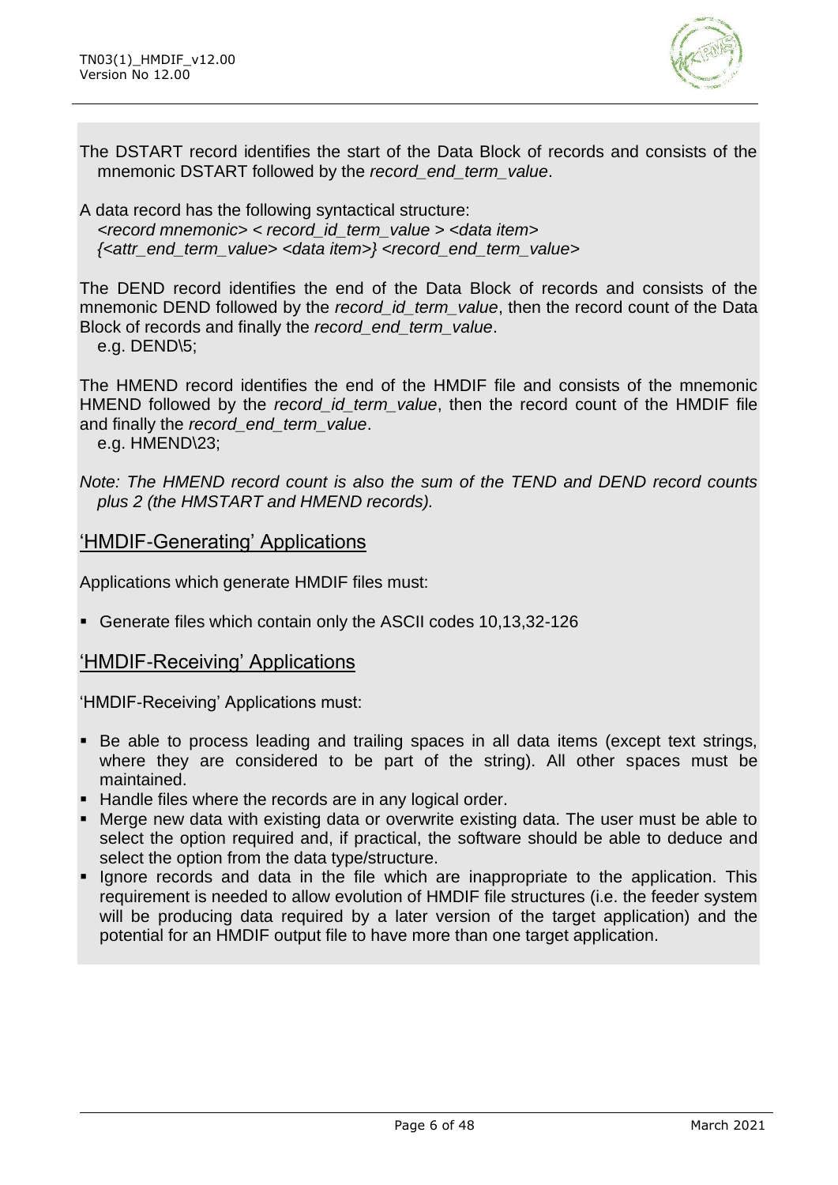The DSTART record identifies the start of the Data Block of records and consists of the mnemonic DSTART followed by the *record_end_term_value*.

A data record has the following syntactical structure:
*<record mnemonic> < record_id_term_value > <data item> {<attr_end_term_value> <data item>} <record_end_term_value>*

The DEND record identifies the end of the Data Block of records and consists of the mnemonic DEND followed by the *record_id_term_value*, then the record count of the Data Block of records and finally the *record_end_term_value*.
e.g. DEND\5;

The HMEND record identifies the end of the HMDIF file and consists of the mnemonic HMEND followed by the *record_id_term_value*, then the record count of the HMDIF file and finally the *record_end_term_value*.
e.g. HMEND\23;

*Note: The HMEND record count is also the sum of the TEND and DEND record counts plus 2 (the HMSTART and HMEND records).*

## 'HMDIF-Generating' Applications

Applications which generate HMDIF files must:

- Generate files which contain only the ASCII codes 10,13,32-126

## 'HMDIF-Receiving' Applications

'HMDIF-Receiving' Applications must:

- Be able to process leading and trailing spaces in all data items (except text strings, where they are considered to be part of the string). All other spaces must be maintained.
- Handle files where the records are in any logical order.
- Merge new data with existing data or overwrite existing data. The user must be able to select the option required and, if practical, the software should be able to deduce and select the option from the data type/structure.
- Ignore records and data in the file which are inappropriate to the application. This requirement is needed to allow evolution of HMDIF file structures (i.e. the feeder system will be producing data required by a later version of the target application) and the potential for an HMDIF output file to have more than one target application.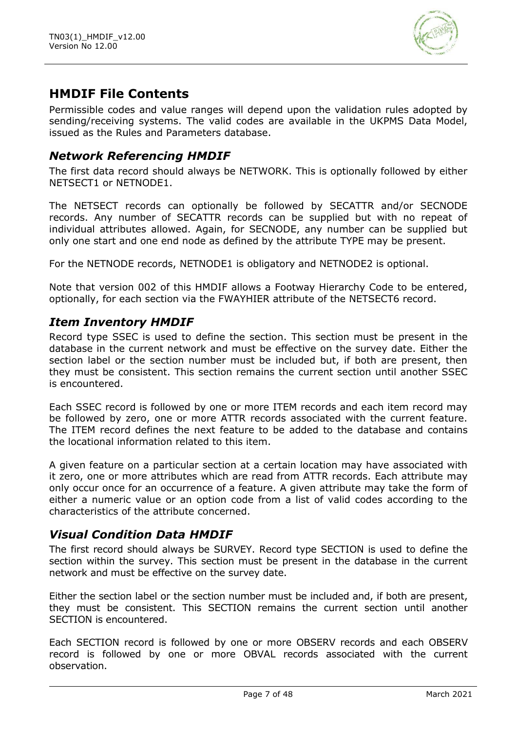## HMDIF File Contents

Permissible codes and value ranges will depend upon the validation rules adopted by sending/receiving systems. The valid codes are available in the UKPMS Data Model, issued as the Rules and Parameters database.

### *Network Referencing HMDIF*

The first data record should always be NETWORK. This is optionally followed by either NETSECT1 or NETNODE1.

The NETSECT records can optionally be followed by SECATTR and/or SECNODE records. Any number of SECATTR records can be supplied but with no repeat of individual attributes allowed. Again, for SECNODE, any number can be supplied but only one start and one end node as defined by the attribute TYPE may be present.

For the NETNODE records, NETNODE1 is obligatory and NETNODE2 is optional.

Note that version 002 of this HMDIF allows a Footway Hierarchy Code to be entered, optionally, for each section via the FWAYHIER attribute of the NETSECT6 record.

### *Item Inventory HMDIF*

Record type SSEC is used to define the section. This section must be present in the database in the current network and must be effective on the survey date. Either the section label or the section number must be included but, if both are present, then they must be consistent. This section remains the current section until another SSEC is encountered.

Each SSEC record is followed by one or more ITEM records and each item record may be followed by zero, one or more ATTR records associated with the current feature. The ITEM record defines the next feature to be added to the database and contains the locational information related to this item.

A given feature on a particular section at a certain location may have associated with it zero, one or more attributes which are read from ATTR records. Each attribute may only occur once for an occurrence of a feature. A given attribute may take the form of either a numeric value or an option code from a list of valid codes according to the characteristics of the attribute concerned.

### *Visual Condition Data HMDIF*

The first record should always be SURVEY. Record type SECTION is used to define the section within the survey. This section must be present in the database in the current network and must be effective on the survey date.

Either the section label or the section number must be included and, if both are present, they must be consistent. This SECTION remains the current section until another SECTION is encountered.

Each SECTION record is followed by one or more OBSERV records and each OBSERV record is followed by one or more OBVAL records associated with the current observation.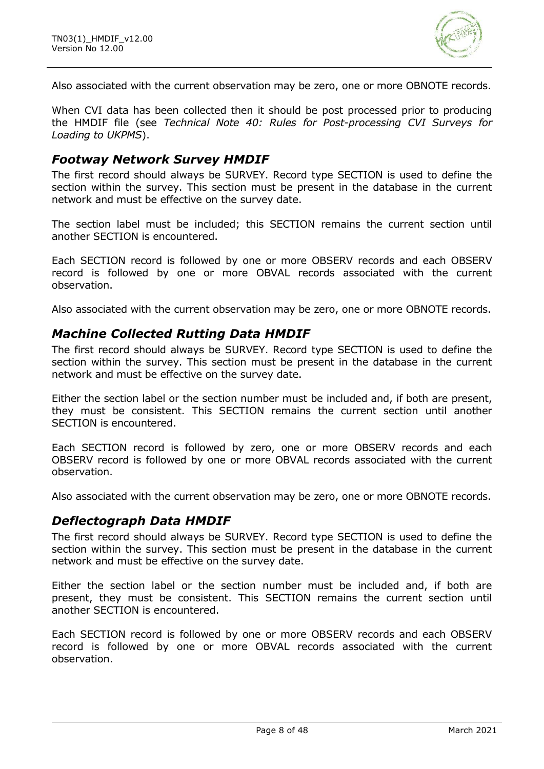Also associated with the current observation may be zero, one or more OBNOTE records.

When CVI data has been collected then it should be post processed prior to producing the HMDIF file (see *Technical Note 40: Rules for Post-processing CVI Surveys for Loading to UKPMS*).

## *Footway Network Survey HMDIF*

The first record should always be SURVEY. Record type SECTION is used to define the section within the survey. This section must be present in the database in the current network and must be effective on the survey date.

The section label must be included; this SECTION remains the current section until another SECTION is encountered.

Each SECTION record is followed by one or more OBSERV records and each OBSERV record is followed by one or more OBVAL records associated with the current observation.

Also associated with the current observation may be zero, one or more OBNOTE records.

## *Machine Collected Rutting Data HMDIF*

The first record should always be SURVEY. Record type SECTION is used to define the section within the survey. This section must be present in the database in the current network and must be effective on the survey date.

Either the section label or the section number must be included and, if both are present, they must be consistent. This SECTION remains the current section until another SECTION is encountered.

Each SECTION record is followed by zero, one or more OBSERV records and each OBSERV record is followed by one or more OBVAL records associated with the current observation.

Also associated with the current observation may be zero, one or more OBNOTE records.

## *Deflectograph Data HMDIF*

The first record should always be SURVEY. Record type SECTION is used to define the section within the survey. This section must be present in the database in the current network and must be effective on the survey date.

Either the section label or the section number must be included and, if both are present, they must be consistent. This SECTION remains the current section until another SECTION is encountered.

Each SECTION record is followed by one or more OBSERV records and each OBSERV record is followed by one or more OBVAL records associated with the current observation.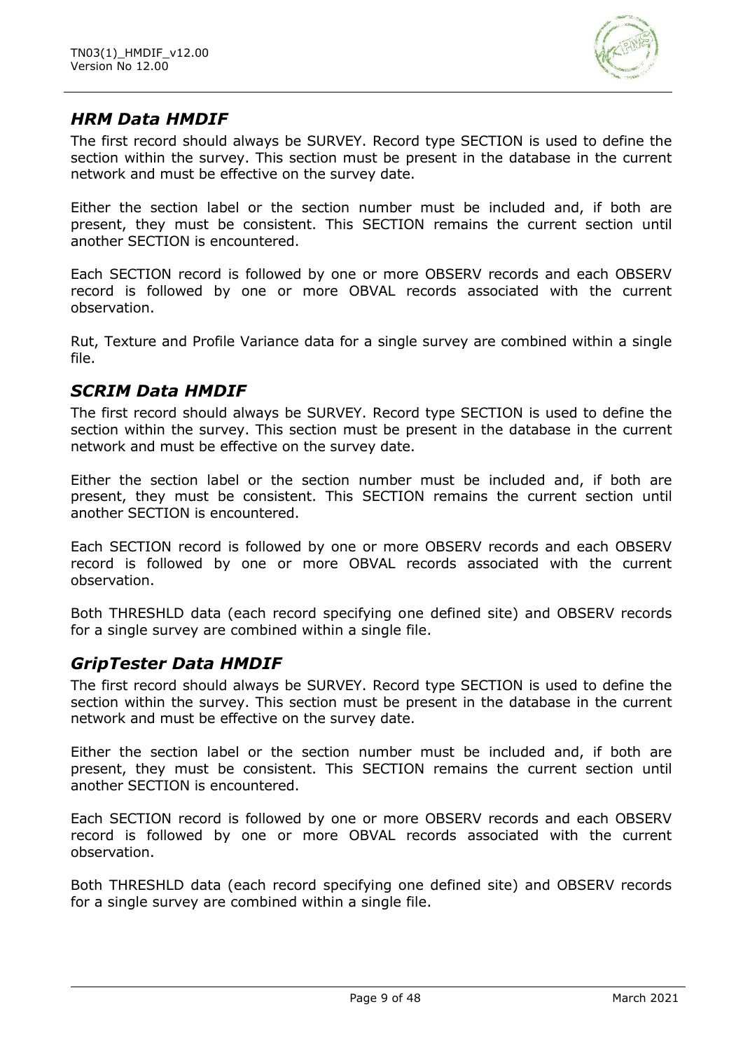## *HRM Data HMDIF*

The first record should always be SURVEY. Record type SECTION is used to define the section within the survey. This section must be present in the database in the current network and must be effective on the survey date.

Either the section label or the section number must be included and, if both are present, they must be consistent. This SECTION remains the current section until another SECTION is encountered.

Each SECTION record is followed by one or more OBSERV records and each OBSERV record is followed by one or more OBVAL records associated with the current observation.

Rut, Texture and Profile Variance data for a single survey are combined within a single file.

## *SCRIM Data HMDIF*

The first record should always be SURVEY. Record type SECTION is used to define the section within the survey. This section must be present in the database in the current network and must be effective on the survey date.

Either the section label or the section number must be included and, if both are present, they must be consistent. This SECTION remains the current section until another SECTION is encountered.

Each SECTION record is followed by one or more OBSERV records and each OBSERV record is followed by one or more OBVAL records associated with the current observation.

Both THRESHLD data (each record specifying one defined site) and OBSERV records for a single survey are combined within a single file.

## *GripTester Data HMDIF*

The first record should always be SURVEY. Record type SECTION is used to define the section within the survey. This section must be present in the database in the current network and must be effective on the survey date.

Either the section label or the section number must be included and, if both are present, they must be consistent. This SECTION remains the current section until another SECTION is encountered.

Each SECTION record is followed by one or more OBSERV records and each OBSERV record is followed by one or more OBVAL records associated with the current observation.

Both THRESHLD data (each record specifying one defined site) and OBSERV records for a single survey are combined within a single file.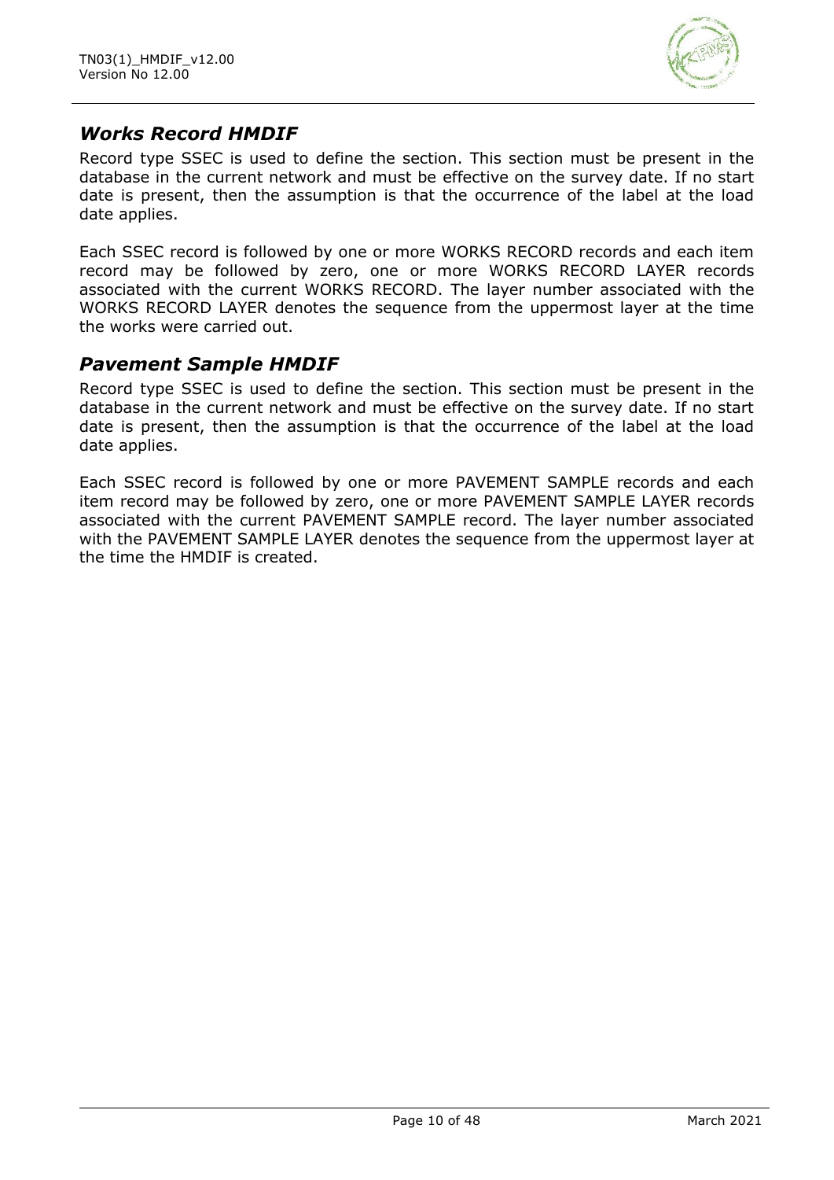## *Works Record HMDIF*

Record type SSEC is used to define the section. This section must be present in the database in the current network and must be effective on the survey date. If no start date is present, then the assumption is that the occurrence of the label at the load date applies.

Each SSEC record is followed by one or more WORKS RECORD records and each item record may be followed by zero, one or more WORKS RECORD LAYER records associated with the current WORKS RECORD. The layer number associated with the WORKS RECORD LAYER denotes the sequence from the uppermost layer at the time the works were carried out.

## *Pavement Sample HMDIF*

Record type SSEC is used to define the section. This section must be present in the database in the current network and must be effective on the survey date. If no start date is present, then the assumption is that the occurrence of the label at the load date applies.

Each SSEC record is followed by one or more PAVEMENT SAMPLE records and each item record may be followed by zero, one or more PAVEMENT SAMPLE LAYER records associated with the current PAVEMENT SAMPLE record. The layer number associated with the PAVEMENT SAMPLE LAYER denotes the sequence from the uppermost layer at the time the HMDIF is created.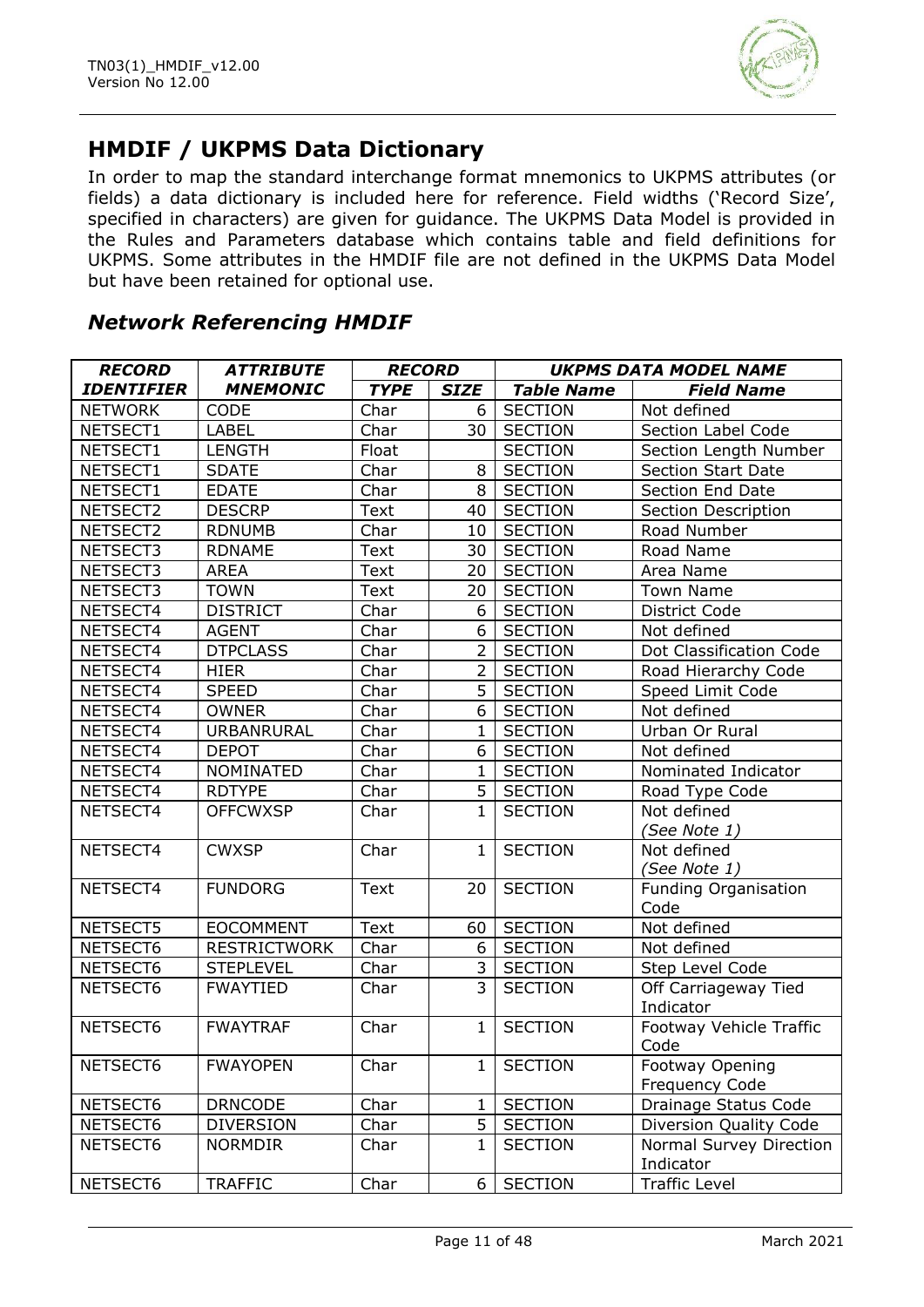## HMDIF / UKPMS Data Dictionary

In order to map the standard interchange format mnemonics to UKPMS attributes (or fields) a data dictionary is included here for reference. Field widths ('Record Size', specified in characters) are given for guidance. The UKPMS Data Model is provided in the Rules and Parameters database which contains table and field definitions for UKPMS. Some attributes in the HMDIF file are not defined in the UKPMS Data Model but have been retained for optional use.

### *Network Referencing HMDIF*

| *RECORD IDENTIFIER* | *ATTRIBUTE MNEMONIC* | *RECORD* | | *UKPMS DATA MODEL NAME* | |
|---|---|---|---|---|---|
| | | *TYPE* | *SIZE* | *Table Name* | *Field Name* |
| NETWORK | CODE | Char | 6 | SECTION | Not defined |
| NETSECT1 | LABEL | Char | 30 | SECTION | Section Label Code |
| NETSECT1 | LENGTH | Float | | SECTION | Section Length Number |
| NETSECT1 | SDATE | Char | 8 | SECTION | Section Start Date |
| NETSECT1 | EDATE | Char | 8 | SECTION | Section End Date |
| NETSECT2 | DESCRP | Text | 40 | SECTION | Section Description |
| NETSECT2 | RDNUMB | Char | 10 | SECTION | Road Number |
| NETSECT3 | RDNAME | Text | 30 | SECTION | Road Name |
| NETSECT3 | AREA | Text | 20 | SECTION | Area Name |
| NETSECT3 | TOWN | Text | 20 | SECTION | Town Name |
| NETSECT4 | DISTRICT | Char | 6 | SECTION | District Code |
| NETSECT4 | AGENT | Char | 6 | SECTION | Not defined |
| NETSECT4 | DTPCLASS | Char | 2 | SECTION | Dot Classification Code |
| NETSECT4 | HIER | Char | 2 | SECTION | Road Hierarchy Code |
| NETSECT4 | SPEED | Char | 5 | SECTION | Speed Limit Code |
| NETSECT4 | OWNER | Char | 6 | SECTION | Not defined |
| NETSECT4 | URBANRURAL | Char | 1 | SECTION | Urban Or Rural |
| NETSECT4 | DEPOT | Char | 6 | SECTION | Not defined |
| NETSECT4 | NOMINATED | Char | 1 | SECTION | Nominated Indicator |
| NETSECT4 | RDTYPE | Char | 5 | SECTION | Road Type Code |
| NETSECT4 | OFFCWXSP | Char | 1 | SECTION | Not defined *(See Note 1)* |
| NETSECT4 | CWXSP | Char | 1 | SECTION | Not defined *(See Note 1)* |
| NETSECT4 | FUNDORG | Text | 20 | SECTION | Funding Organisation Code |
| NETSECT5 | EOCOMMENT | Text | 60 | SECTION | Not defined |
| NETSECT6 | RESTRICTWORK | Char | 6 | SECTION | Not defined |
| NETSECT6 | STEPLEVEL | Char | 3 | SECTION | Step Level Code |
| NETSECT6 | FWAYTIED | Char | 3 | SECTION | Off Carriageway Tied Indicator |
| NETSECT6 | FWAYTRAF | Char | 1 | SECTION | Footway Vehicle Traffic Code |
| NETSECT6 | FWAYOPEN | Char | 1 | SECTION | Footway Opening Frequency Code |
| NETSECT6 | DRNCODE | Char | 1 | SECTION | Drainage Status Code |
| NETSECT6 | DIVERSION | Char | 5 | SECTION | Diversion Quality Code |
| NETSECT6 | NORMDIR | Char | 1 | SECTION | Normal Survey Direction Indicator |
| NETSECT6 | TRAFFIC | Char | 6 | SECTION | Traffic Level |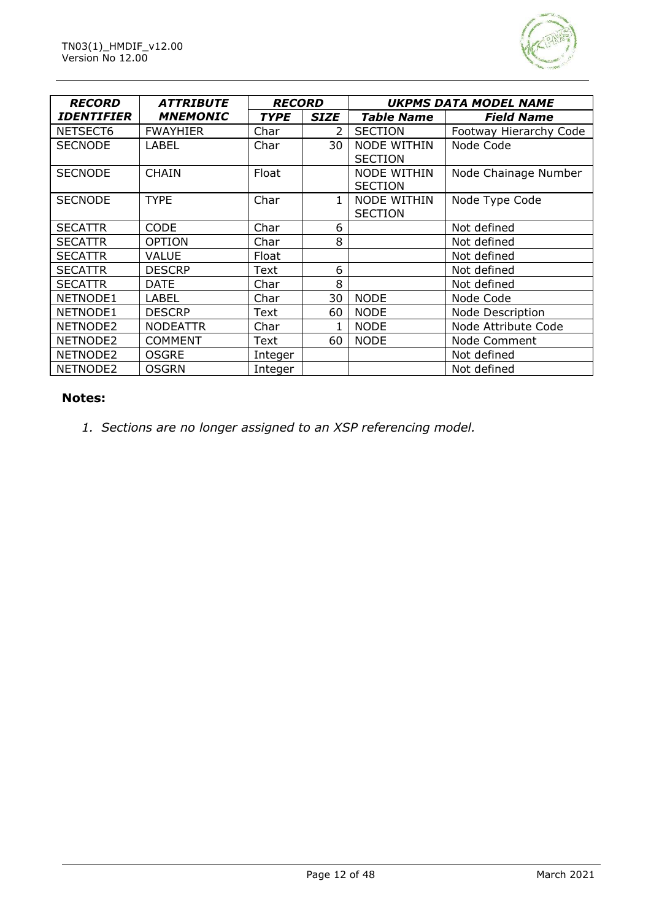| RECORD IDENTIFIER | ATTRIBUTE MNEMONIC | RECORD | | UKPMS DATA MODEL NAME | |
|---|---|---|---|---|---|
| | | TYPE | SIZE | Table Name | Field Name |
| NETSECT6 | FWAYHIER | Char | 2 | SECTION | Footway Hierarchy Code |
| SECNODE | LABEL | Char | 30 | NODE WITHIN SECTION | Node Code |
| SECNODE | CHAIN | Float | | NODE WITHIN SECTION | Node Chainage Number |
| SECNODE | TYPE | Char | 1 | NODE WITHIN SECTION | Node Type Code |
| SECATTR | CODE | Char | 6 | | Not defined |
| SECATTR | OPTION | Char | 8 | | Not defined |
| SECATTR | VALUE | Float | | | Not defined |
| SECATTR | DESCRP | Text | 6 | | Not defined |
| SECATTR | DATE | Char | 8 | | Not defined |
| NETNODE1 | LABEL | Char | 30 | NODE | Node Code |
| NETNODE1 | DESCRP | Text | 60 | NODE | Node Description |
| NETNODE2 | NODEATTR | Char | 1 | NODE | Node Attribute Code |
| NETNODE2 | COMMENT | Text | 60 | NODE | Node Comment |
| NETNODE2 | OSGRE | Integer | | | Not defined |
| NETNODE2 | OSGRN | Integer | | | Not defined |

**Notes:**

1. *Sections are no longer assigned to an XSP referencing model.*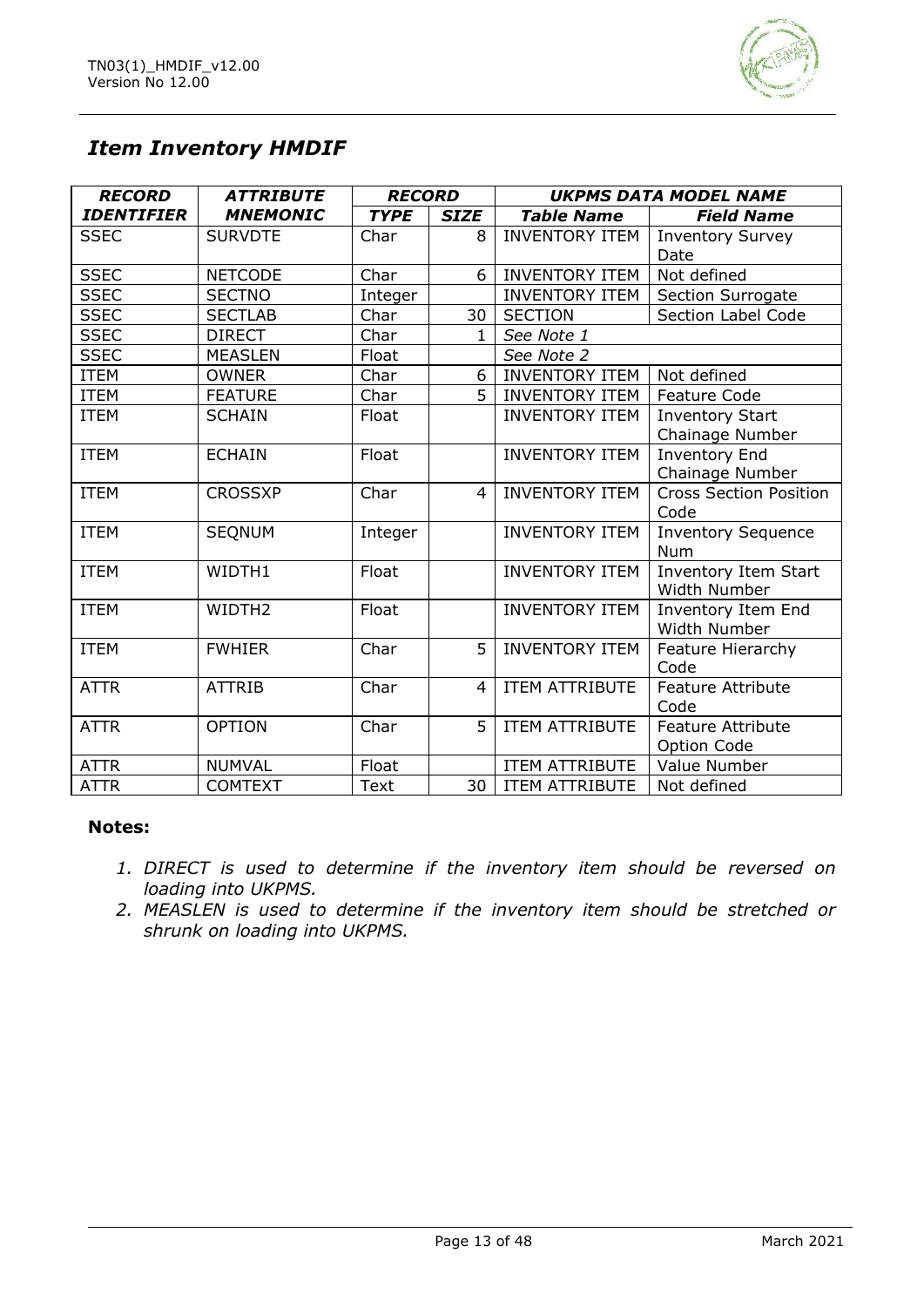## *Item Inventory HMDIF*

| *RECORD IDENTIFIER* | *ATTRIBUTE MNEMONIC* | *RECORD* | | *UKPMS DATA MODEL NAME* | |
|---|---|---|---|---|---|
| | | ***TYPE*** | ***SIZE*** | ***Table Name*** | ***Field Name*** |
| SSEC | SURVDTE | Char | 8 | INVENTORY ITEM | Inventory Survey Date |
| SSEC | NETCODE | Char | 6 | INVENTORY ITEM | Not defined |
| SSEC | SECTNO | Integer | | INVENTORY ITEM | Section Surrogate |
| SSEC | SECTLAB | Char | 30 | SECTION | Section Label Code |
| SSEC | DIRECT | Char | 1 | *See Note 1* | |
| SSEC | MEASLEN | Float | | *See Note 2* | |
| ITEM | OWNER | Char | 6 | INVENTORY ITEM | Not defined |
| ITEM | FEATURE | Char | 5 | INVENTORY ITEM | Feature Code |
| ITEM | SCHAIN | Float | | INVENTORY ITEM | Inventory Start Chainage Number |
| ITEM | ECHAIN | Float | | INVENTORY ITEM | Inventory End Chainage Number |
| ITEM | CROSSXP | Char | 4 | INVENTORY ITEM | Cross Section Position Code |
| ITEM | SEQNUM | Integer | | INVENTORY ITEM | Inventory Sequence Num |
| ITEM | WIDTH1 | Float | | INVENTORY ITEM | Inventory Item Start Width Number |
| ITEM | WIDTH2 | Float | | INVENTORY ITEM | Inventory Item End Width Number |
| ITEM | FWHIER | Char | 5 | INVENTORY ITEM | Feature Hierarchy Code |
| ATTR | ATTRIB | Char | 4 | ITEM ATTRIBUTE | Feature Attribute Code |
| ATTR | OPTION | Char | 5 | ITEM ATTRIBUTE | Feature Attribute Option Code |
| ATTR | NUMVAL | Float | | ITEM ATTRIBUTE | Value Number |
| ATTR | COMTEXT | Text | 30 | ITEM ATTRIBUTE | Not defined |

**Notes:**

1. *DIRECT is used to determine if the inventory item should be reversed on loading into UKPMS.*
2. *MEASLEN is used to determine if the inventory item should be stretched or shrunk on loading into UKPMS.*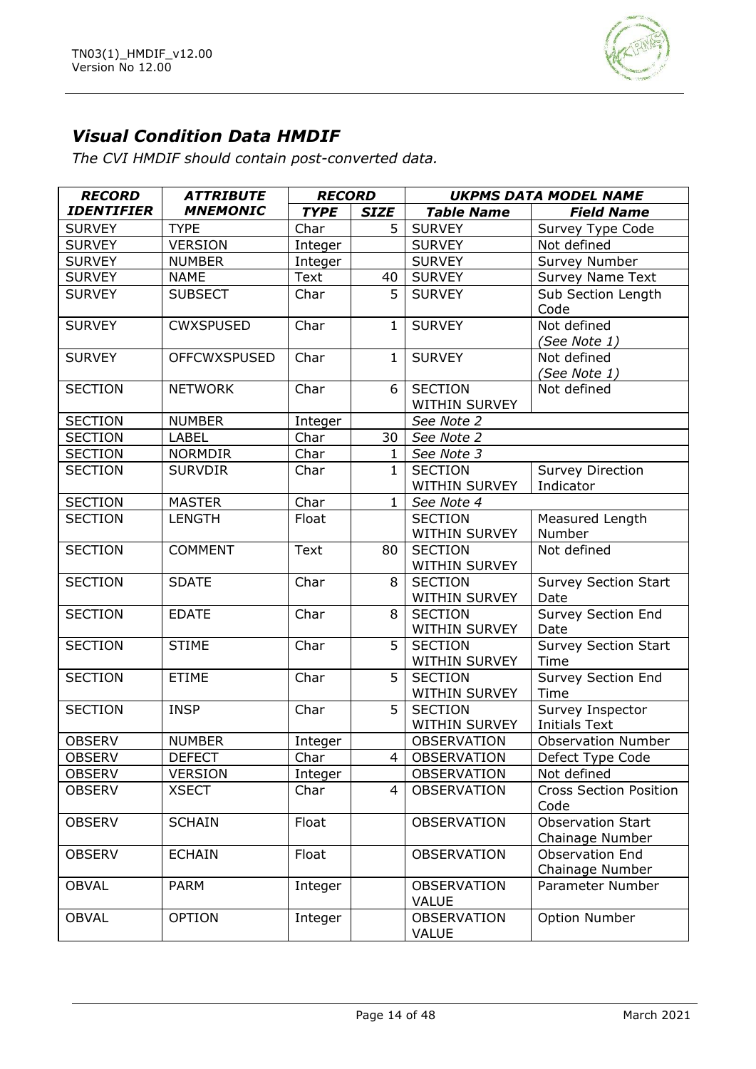## *Visual Condition Data HMDIF*

*The CVI HMDIF should contain post-converted data.*

| RECORD IDENTIFIER | ATTRIBUTE MNEMONIC | RECORD | | UKPMS DATA MODEL NAME | |
|---|---|---|---|---|---|
| | | TYPE | SIZE | Table Name | Field Name |
| SURVEY | TYPE | Char | 5 | SURVEY | Survey Type Code |
| SURVEY | VERSION | Integer | | SURVEY | Not defined |
| SURVEY | NUMBER | Integer | | SURVEY | Survey Number |
| SURVEY | NAME | Text | 40 | SURVEY | Survey Name Text |
| SURVEY | SUBSECT | Char | 5 | SURVEY | Sub Section Length Code |
| SURVEY | CWXSPUSED | Char | 1 | SURVEY | Not defined *(See Note 1)* |
| SURVEY | OFFCWXSPUSED | Char | 1 | SURVEY | Not defined *(See Note 1)* |
| SECTION | NETWORK | Char | 6 | SECTION WITHIN SURVEY | Not defined |
| SECTION | NUMBER | Integer | | *See Note 2* | |
| SECTION | LABEL | Char | 30 | *See Note 2* | |
| SECTION | NORMDIR | Char | 1 | *See Note 3* | |
| SECTION | SURVDIR | Char | 1 | SECTION WITHIN SURVEY | Survey Direction Indicator |
| SECTION | MASTER | Char | 1 | *See Note 4* | |
| SECTION | LENGTH | Float | | SECTION WITHIN SURVEY | Measured Length Number |
| SECTION | COMMENT | Text | 80 | SECTION WITHIN SURVEY | Not defined |
| SECTION | SDATE | Char | 8 | SECTION WITHIN SURVEY | Survey Section Start Date |
| SECTION | EDATE | Char | 8 | SECTION WITHIN SURVEY | Survey Section End Date |
| SECTION | STIME | Char | 5 | SECTION WITHIN SURVEY | Survey Section Start Time |
| SECTION | ETIME | Char | 5 | SECTION WITHIN SURVEY | Survey Section End Time |
| SECTION | INSP | Char | 5 | SECTION WITHIN SURVEY | Survey Inspector Initials Text |
| OBSERV | NUMBER | Integer | | OBSERVATION | Observation Number |
| OBSERV | DEFECT | Char | 4 | OBSERVATION | Defect Type Code |
| OBSERV | VERSION | Integer | | OBSERVATION | Not defined |
| OBSERV | XSECT | Char | 4 | OBSERVATION | Cross Section Position Code |
| OBSERV | SCHAIN | Float | | OBSERVATION | Observation Start Chainage Number |
| OBSERV | ECHAIN | Float | | OBSERVATION | Observation End Chainage Number |
| OBVAL | PARM | Integer | | OBSERVATION VALUE | Parameter Number |
| OBVAL | OPTION | Integer | | OBSERVATION VALUE | Option Number |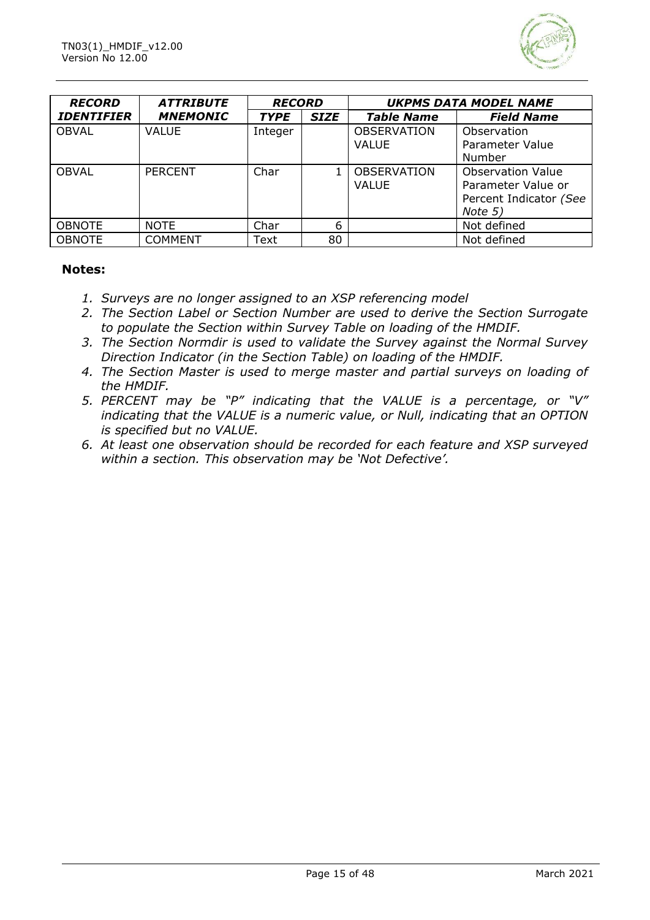| ***RECORD IDENTIFIER*** | ***ATTRIBUTE MNEMONIC*** | ***RECORD*** | | ***UKPMS DATA MODEL NAME*** | |
|---|---|---|---|---|---|
| | | ***TYPE*** | ***SIZE*** | ***Table Name*** | ***Field Name*** |
| OBVAL | VALUE | Integer | | OBSERVATION VALUE | Observation Parameter Value Number |
| OBVAL | PERCENT | Char | 1 | OBSERVATION VALUE | Observation Value Parameter Value or Percent Indicator *(See Note 5)* |
| OBNOTE | NOTE | Char | 6 | | Not defined |
| OBNOTE | COMMENT | Text | 80 | | Not defined |

**Notes:**

1. *Surveys are no longer assigned to an XSP referencing model*
2. *The Section Label or Section Number are used to derive the Section Surrogate to populate the Section within Survey Table on loading of the HMDIF.*
3. *The Section Normdir is used to validate the Survey against the Normal Survey Direction Indicator (in the Section Table) on loading of the HMDIF.*
4. *The Section Master is used to merge master and partial surveys on loading of the HMDIF.*
5. *PERCENT may be "P" indicating that the VALUE is a percentage, or "V" indicating that the VALUE is a numeric value, or Null, indicating that an OPTION is specified but no VALUE.*
6. *At least one observation should be recorded for each feature and XSP surveyed within a section. This observation may be 'Not Defective'.*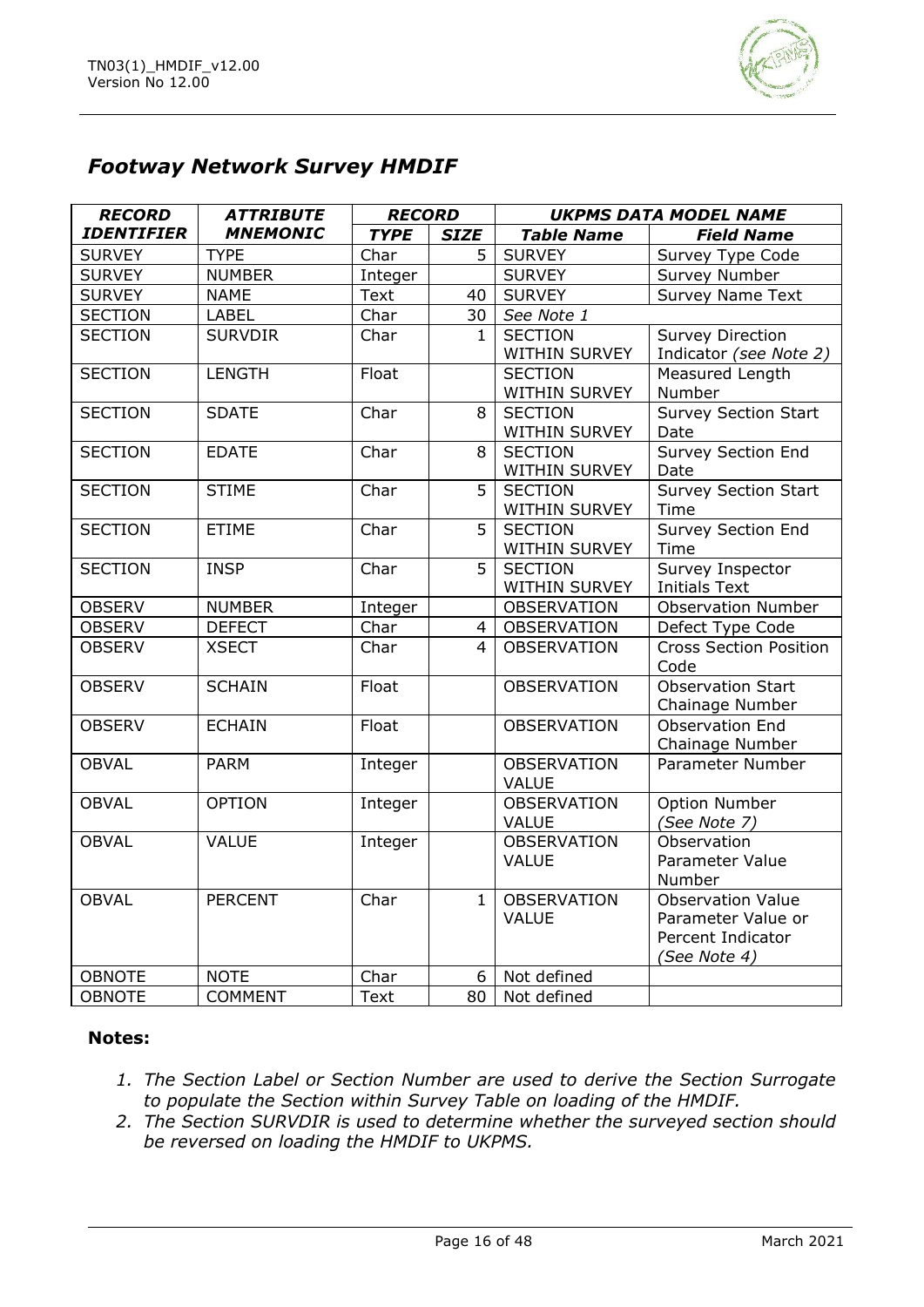## *Footway Network Survey HMDIF*

| ***RECORD IDENTIFIER*** | ***ATTRIBUTE MNEMONIC*** | ***RECORD*** | | ***UKPMS DATA MODEL NAME*** | |
|---|---|---|---|---|---|
| | | ***TYPE*** | ***SIZE*** | ***Table Name*** | ***Field Name*** |
| SURVEY | TYPE | Char | 5 | SURVEY | Survey Type Code |
| SURVEY | NUMBER | Integer | | SURVEY | Survey Number |
| SURVEY | NAME | Text | 40 | SURVEY | Survey Name Text |
| SECTION | LABEL | Char | 30 | *See Note 1* | |
| SECTION | SURVDIR | Char | 1 | SECTION WITHIN SURVEY | Survey Direction Indicator *(see Note 2)* |
| SECTION | LENGTH | Float | | SECTION WITHIN SURVEY | Measured Length Number |
| SECTION | SDATE | Char | 8 | SECTION WITHIN SURVEY | Survey Section Start Date |
| SECTION | EDATE | Char | 8 | SECTION WITHIN SURVEY | Survey Section End Date |
| SECTION | STIME | Char | 5 | SECTION WITHIN SURVEY | Survey Section Start Time |
| SECTION | ETIME | Char | 5 | SECTION WITHIN SURVEY | Survey Section End Time |
| SECTION | INSP | Char | 5 | SECTION WITHIN SURVEY | Survey Inspector Initials Text |
| OBSERV | NUMBER | Integer | | OBSERVATION | Observation Number |
| OBSERV | DEFECT | Char | 4 | OBSERVATION | Defect Type Code |
| OBSERV | XSECT | Char | 4 | OBSERVATION | Cross Section Position Code |
| OBSERV | SCHAIN | Float | | OBSERVATION | Observation Start Chainage Number |
| OBSERV | ECHAIN | Float | | OBSERVATION | Observation End Chainage Number |
| OBVAL | PARM | Integer | | OBSERVATION VALUE | Parameter Number |
| OBVAL | OPTION | Integer | | OBSERVATION VALUE | Option Number *(See Note 7)* |
| OBVAL | VALUE | Integer | | OBSERVATION VALUE | Observation Parameter Value Number |
| OBVAL | PERCENT | Char | 1 | OBSERVATION VALUE | Observation Value Parameter Value or Percent Indicator *(See Note 4)* |
| OBNOTE | NOTE | Char | 6 | Not defined | |
| OBNOTE | COMMENT | Text | 80 | Not defined | |

**Notes:**

1. *The Section Label or Section Number are used to derive the Section Surrogate to populate the Section within Survey Table on loading of the HMDIF.*
2. *The Section SURVDIR is used to determine whether the surveyed section should be reversed on loading the HMDIF to UKPMS.*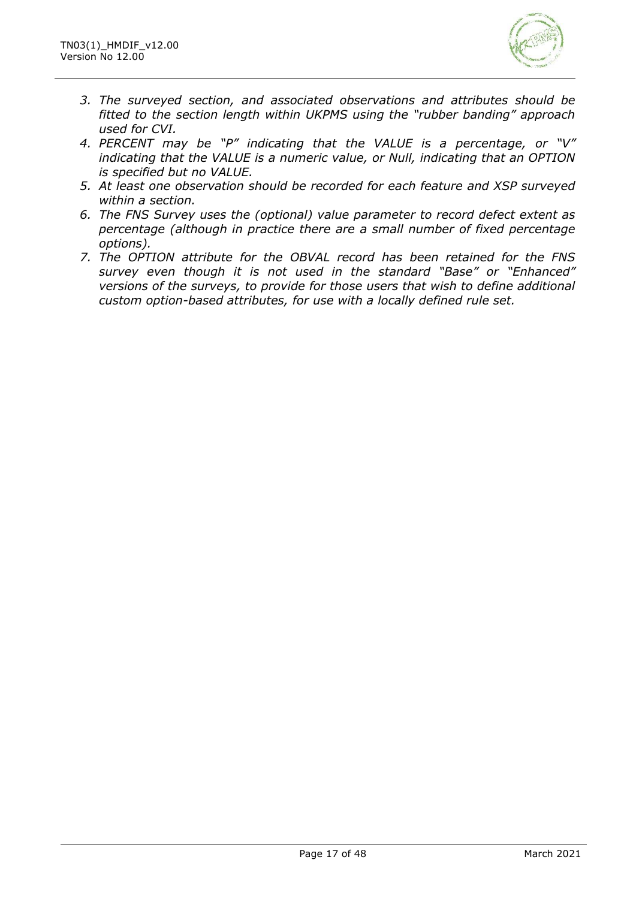3. *The surveyed section, and associated observations and attributes should be fitted to the section length within UKPMS using the "rubber banding" approach used for CVI.*
4. *PERCENT may be "P" indicating that the VALUE is a percentage, or "V" indicating that the VALUE is a numeric value, or Null, indicating that an OPTION is specified but no VALUE.*
5. *At least one observation should be recorded for each feature and XSP surveyed within a section.*
6. *The FNS Survey uses the (optional) value parameter to record defect extent as percentage (although in practice there are a small number of fixed percentage options).*
7. *The OPTION attribute for the OBVAL record has been retained for the FNS survey even though it is not used in the standard "Base" or "Enhanced" versions of the surveys, to provide for those users that wish to define additional custom option-based attributes, for use with a locally defined rule set.*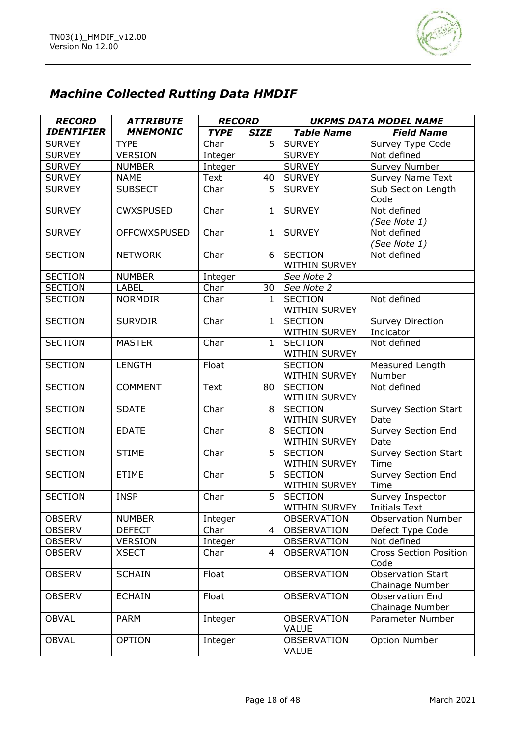## *Machine Collected Rutting Data HMDIF*

| ***RECORD IDENTIFIER*** | ***ATTRIBUTE MNEMONIC*** | ***RECORD*** | | ***UKPMS DATA MODEL NAME*** | |
|---|---|---|---|---|---|
| | | ***TYPE*** | ***SIZE*** | ***Table Name*** | ***Field Name*** |
| SURVEY | TYPE | Char | 5 | SURVEY | Survey Type Code |
| SURVEY | VERSION | Integer | | SURVEY | Not defined |
| SURVEY | NUMBER | Integer | | SURVEY | Survey Number |
| SURVEY | NAME | Text | 40 | SURVEY | Survey Name Text |
| SURVEY | SUBSECT | Char | 5 | SURVEY | Sub Section Length Code |
| SURVEY | CWXSPUSED | Char | 1 | SURVEY | Not defined *(See Note 1)* |
| SURVEY | OFFCWXSPUSED | Char | 1 | SURVEY | Not defined *(See Note 1)* |
| SECTION | NETWORK | Char | 6 | SECTION WITHIN SURVEY | Not defined |
| SECTION | NUMBER | Integer | | *See Note 2* | |
| SECTION | LABEL | Char | 30 | *See Note 2* | |
| SECTION | NORMDIR | Char | 1 | SECTION WITHIN SURVEY | Not defined |
| SECTION | SURVDIR | Char | 1 | SECTION WITHIN SURVEY | Survey Direction Indicator |
| SECTION | MASTER | Char | 1 | SECTION WITHIN SURVEY | Not defined |
| SECTION | LENGTH | Float | | SECTION WITHIN SURVEY | Measured Length Number |
| SECTION | COMMENT | Text | 80 | SECTION WITHIN SURVEY | Not defined |
| SECTION | SDATE | Char | 8 | SECTION WITHIN SURVEY | Survey Section Start Date |
| SECTION | EDATE | Char | 8 | SECTION WITHIN SURVEY | Survey Section End Date |
| SECTION | STIME | Char | 5 | SECTION WITHIN SURVEY | Survey Section Start Time |
| SECTION | ETIME | Char | 5 | SECTION WITHIN SURVEY | Survey Section End Time |
| SECTION | INSP | Char | 5 | SECTION WITHIN SURVEY | Survey Inspector Initials Text |
| OBSERV | NUMBER | Integer | | OBSERVATION | Observation Number |
| OBSERV | DEFECT | Char | 4 | OBSERVATION | Defect Type Code |
| OBSERV | VERSION | Integer | | OBSERVATION | Not defined |
| OBSERV | XSECT | Char | 4 | OBSERVATION | Cross Section Position Code |
| OBSERV | SCHAIN | Float | | OBSERVATION | Observation Start Chainage Number |
| OBSERV | ECHAIN | Float | | OBSERVATION | Observation End Chainage Number |
| OBVAL | PARM | Integer | | OBSERVATION VALUE | Parameter Number |
| OBVAL | OPTION | Integer | | OBSERVATION VALUE | Option Number |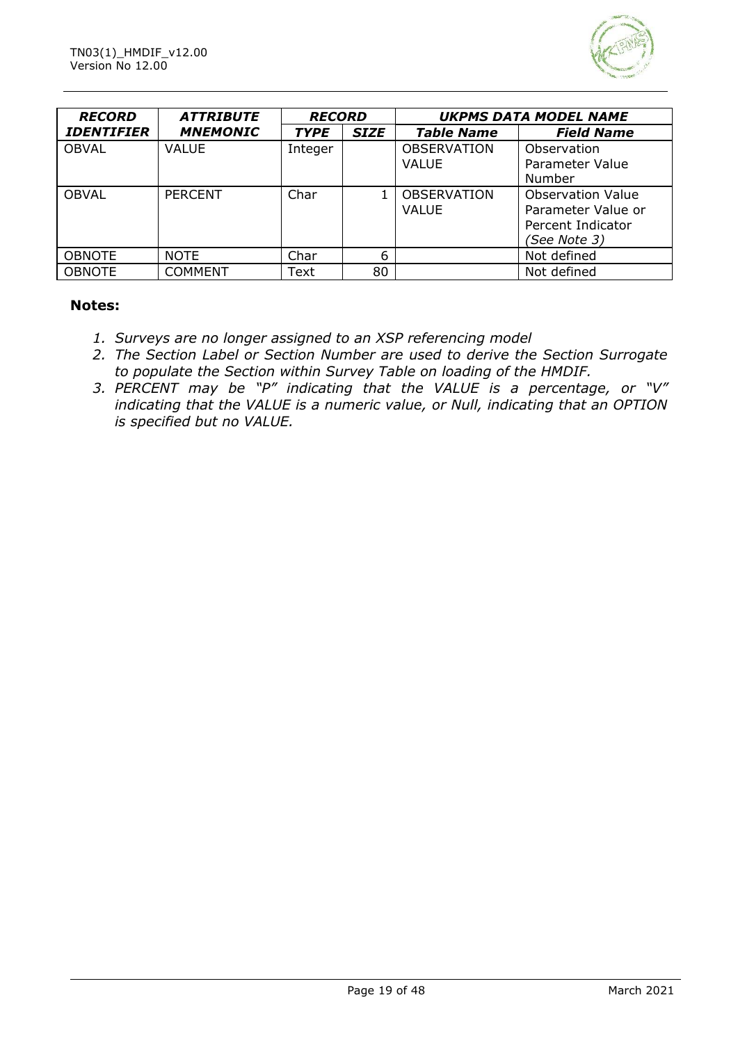| ***RECORD IDENTIFIER*** | ***ATTRIBUTE MNEMONIC*** | ***RECORD*** | | ***UKPMS DATA MODEL NAME*** | |
|---|---|---|---|---|---|
| | | ***TYPE*** | ***SIZE*** | ***Table Name*** | ***Field Name*** |
| OBVAL | VALUE | Integer | | OBSERVATION VALUE | Observation Parameter Value Number |
| OBVAL | PERCENT | Char | 1 | OBSERVATION VALUE | Observation Value Parameter Value or Percent Indicator *(See Note 3)* |
| OBNOTE | NOTE | Char | 6 | | Not defined |
| OBNOTE | COMMENT | Text | 80 | | Not defined |

**Notes:**

1. *Surveys are no longer assigned to an XSP referencing model*
2. *The Section Label or Section Number are used to derive the Section Surrogate to populate the Section within Survey Table on loading of the HMDIF.*
3. *PERCENT may be "P" indicating that the VALUE is a percentage, or "V" indicating that the VALUE is a numeric value, or Null, indicating that an OPTION is specified but no VALUE.*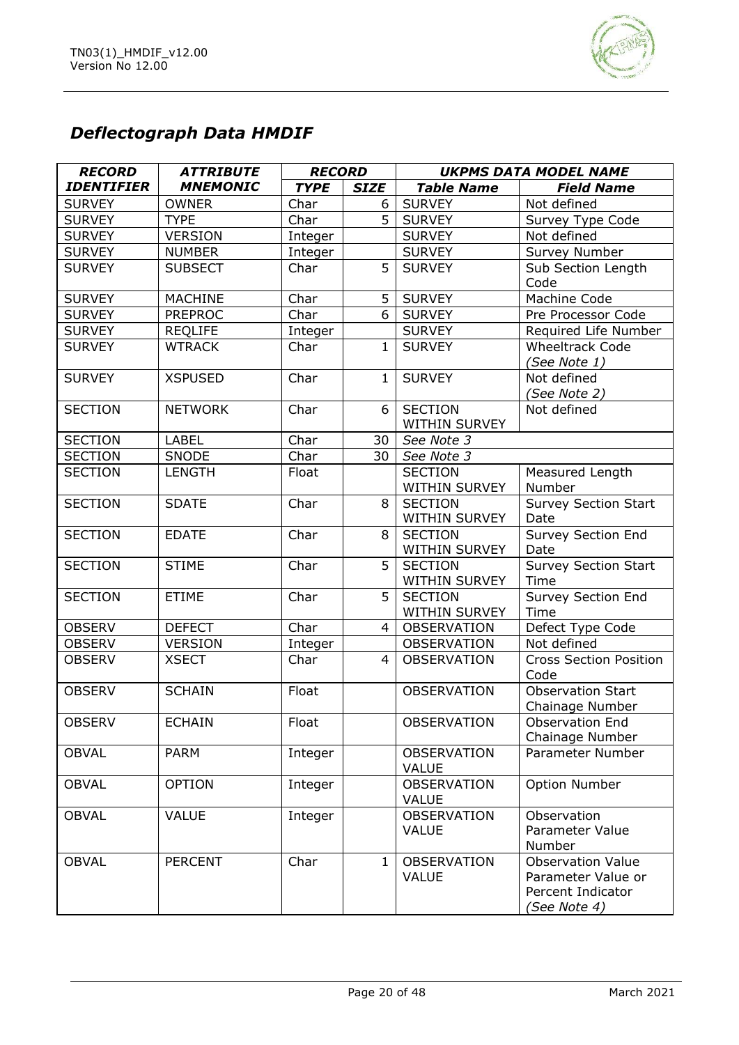## *Deflectograph Data HMDIF*

| ***RECORD IDENTIFIER*** | ***ATTRIBUTE MNEMONIC*** | ***RECORD*** | | ***UKPMS DATA MODEL NAME*** | |
|---|---|---|---|---|---|
| | | ***TYPE*** | ***SIZE*** | ***Table Name*** | ***Field Name*** |
| SURVEY | OWNER | Char | 6 | SURVEY | Not defined |
| SURVEY | TYPE | Char | 5 | SURVEY | Survey Type Code |
| SURVEY | VERSION | Integer | | SURVEY | Not defined |
| SURVEY | NUMBER | Integer | | SURVEY | Survey Number |
| SURVEY | SUBSECT | Char | 5 | SURVEY | Sub Section Length Code |
| SURVEY | MACHINE | Char | 5 | SURVEY | Machine Code |
| SURVEY | PREPROC | Char | 6 | SURVEY | Pre Processor Code |
| SURVEY | REQLIFE | Integer | | SURVEY | Required Life Number |
| SURVEY | WTRACK | Char | 1 | SURVEY | Wheeltrack Code *(See Note 1)* |
| SURVEY | XSPUSED | Char | 1 | SURVEY | Not defined *(See Note 2)* |
| SECTION | NETWORK | Char | 6 | SECTION WITHIN SURVEY | Not defined |
| SECTION | LABEL | Char | 30 | *See Note 3* | |
| SECTION | SNODE | Char | 30 | *See Note 3* | |
| SECTION | LENGTH | Float | | SECTION WITHIN SURVEY | Measured Length Number |
| SECTION | SDATE | Char | 8 | SECTION WITHIN SURVEY | Survey Section Start Date |
| SECTION | EDATE | Char | 8 | SECTION WITHIN SURVEY | Survey Section End Date |
| SECTION | STIME | Char | 5 | SECTION WITHIN SURVEY | Survey Section Start Time |
| SECTION | ETIME | Char | 5 | SECTION WITHIN SURVEY | Survey Section End Time |
| OBSERV | DEFECT | Char | 4 | OBSERVATION | Defect Type Code |
| OBSERV | VERSION | Integer | | OBSERVATION | Not defined |
| OBSERV | XSECT | Char | 4 | OBSERVATION | Cross Section Position Code |
| OBSERV | SCHAIN | Float | | OBSERVATION | Observation Start Chainage Number |
| OBSERV | ECHAIN | Float | | OBSERVATION | Observation End Chainage Number |
| OBVAL | PARM | Integer | | OBSERVATION VALUE | Parameter Number |
| OBVAL | OPTION | Integer | | OBSERVATION VALUE | Option Number |
| OBVAL | VALUE | Integer | | OBSERVATION VALUE | Observation Parameter Value Number |
| OBVAL | PERCENT | Char | 1 | OBSERVATION VALUE | Observation Value Parameter Value or Percent Indicator *(See Note 4)* |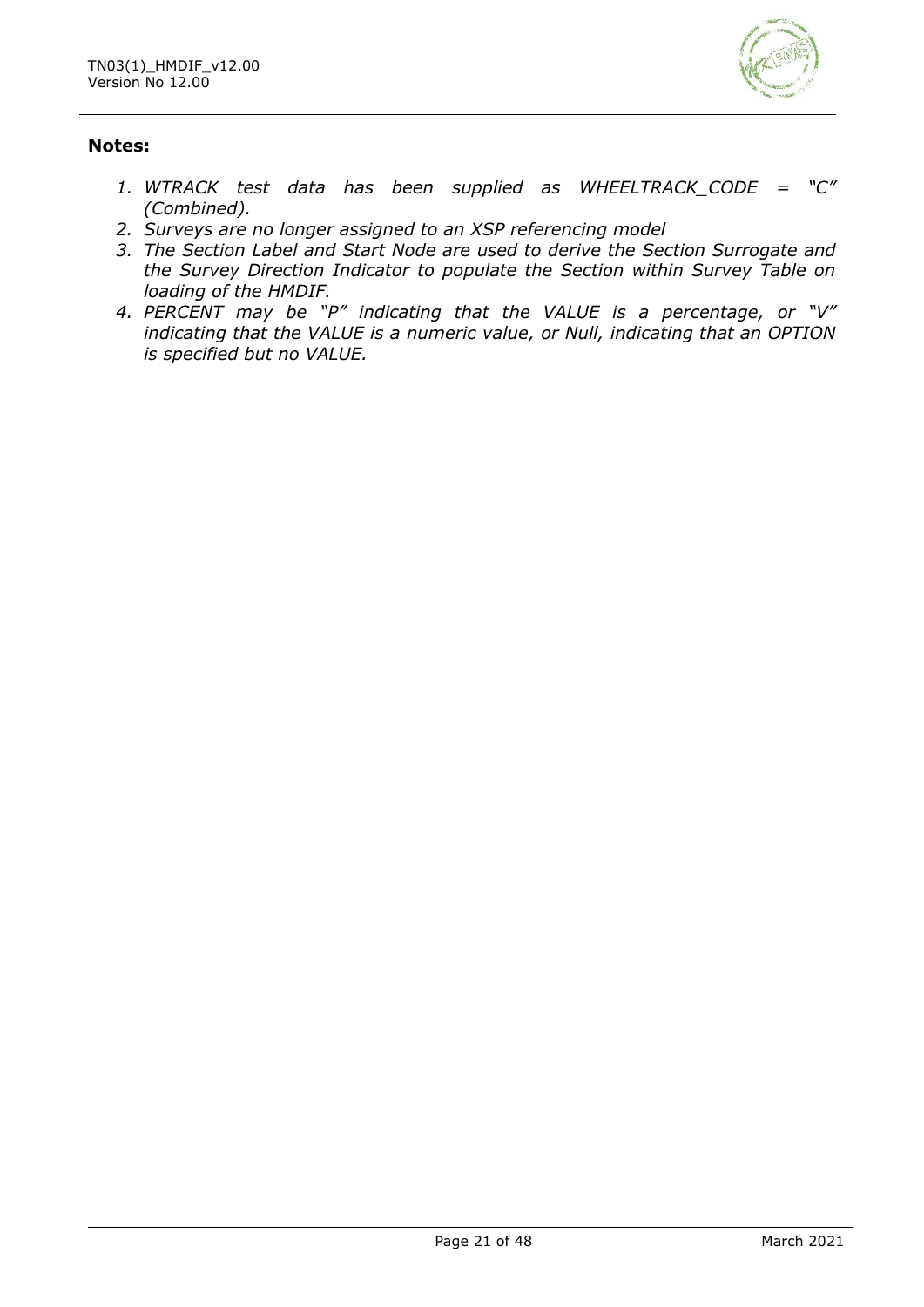**Notes:**

1. *WTRACK test data has been supplied as WHEELTRACK_CODE = "C" (Combined).*
2. *Surveys are no longer assigned to an XSP referencing model*
3. *The Section Label and Start Node are used to derive the Section Surrogate and the Survey Direction Indicator to populate the Section within Survey Table on loading of the HMDIF.*
4. *PERCENT may be "P" indicating that the VALUE is a percentage, or "V" indicating that the VALUE is a numeric value, or Null, indicating that an OPTION is specified but no VALUE.*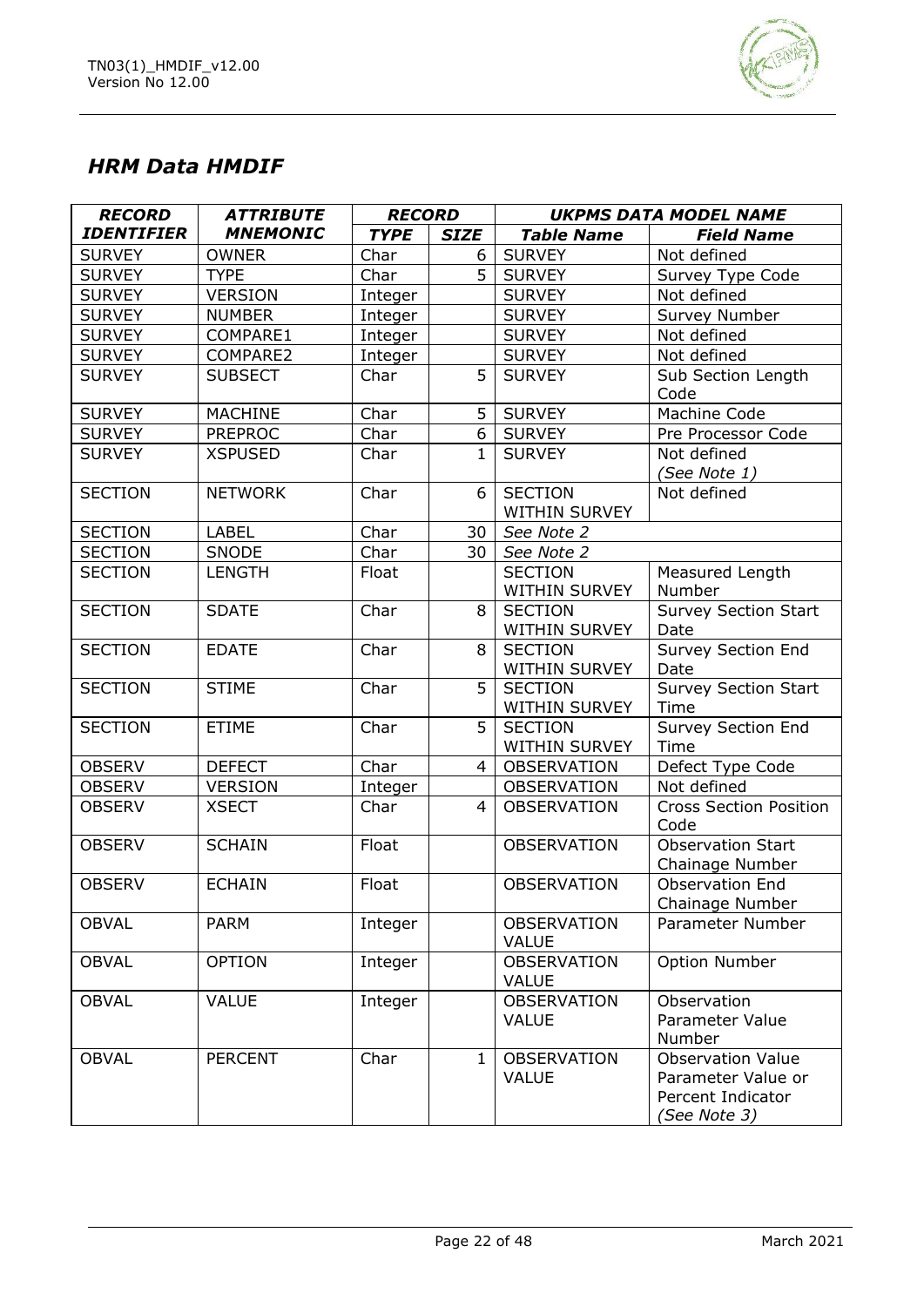## *HRM Data HMDIF*

| *RECORD IDENTIFIER* | *ATTRIBUTE MNEMONIC* | *RECORD* | | *UKPMS DATA MODEL NAME* | |
|---|---|---|---|---|---|
| | | *TYPE* | *SIZE* | *Table Name* | *Field Name* |
| SURVEY | OWNER | Char | 6 | SURVEY | Not defined |
| SURVEY | TYPE | Char | 5 | SURVEY | Survey Type Code |
| SURVEY | VERSION | Integer | | SURVEY | Not defined |
| SURVEY | NUMBER | Integer | | SURVEY | Survey Number |
| SURVEY | COMPARE1 | Integer | | SURVEY | Not defined |
| SURVEY | COMPARE2 | Integer | | SURVEY | Not defined |
| SURVEY | SUBSECT | Char | 5 | SURVEY | Sub Section Length Code |
| SURVEY | MACHINE | Char | 5 | SURVEY | Machine Code |
| SURVEY | PREPROC | Char | 6 | SURVEY | Pre Processor Code |
| SURVEY | XSPUSED | Char | 1 | SURVEY | Not defined *(See Note 1)* |
| SECTION | NETWORK | Char | 6 | SECTION WITHIN SURVEY | Not defined |
| SECTION | LABEL | Char | 30 | *See Note 2* | |
| SECTION | SNODE | Char | 30 | *See Note 2* | |
| SECTION | LENGTH | Float | | SECTION WITHIN SURVEY | Measured Length Number |
| SECTION | SDATE | Char | 8 | SECTION WITHIN SURVEY | Survey Section Start Date |
| SECTION | EDATE | Char | 8 | SECTION WITHIN SURVEY | Survey Section End Date |
| SECTION | STIME | Char | 5 | SECTION WITHIN SURVEY | Survey Section Start Time |
| SECTION | ETIME | Char | 5 | SECTION WITHIN SURVEY | Survey Section End Time |
| OBSERV | DEFECT | Char | 4 | OBSERVATION | Defect Type Code |
| OBSERV | VERSION | Integer | | OBSERVATION | Not defined |
| OBSERV | XSECT | Char | 4 | OBSERVATION | Cross Section Position Code |
| OBSERV | SCHAIN | Float | | OBSERVATION | Observation Start Chainage Number |
| OBSERV | ECHAIN | Float | | OBSERVATION | Observation End Chainage Number |
| OBVAL | PARM | Integer | | OBSERVATION VALUE | Parameter Number |
| OBVAL | OPTION | Integer | | OBSERVATION VALUE | Option Number |
| OBVAL | VALUE | Integer | | OBSERVATION VALUE | Observation Parameter Value Number |
| OBVAL | PERCENT | Char | 1 | OBSERVATION VALUE | Observation Value Parameter Value or Percent Indicator *(See Note 3)* |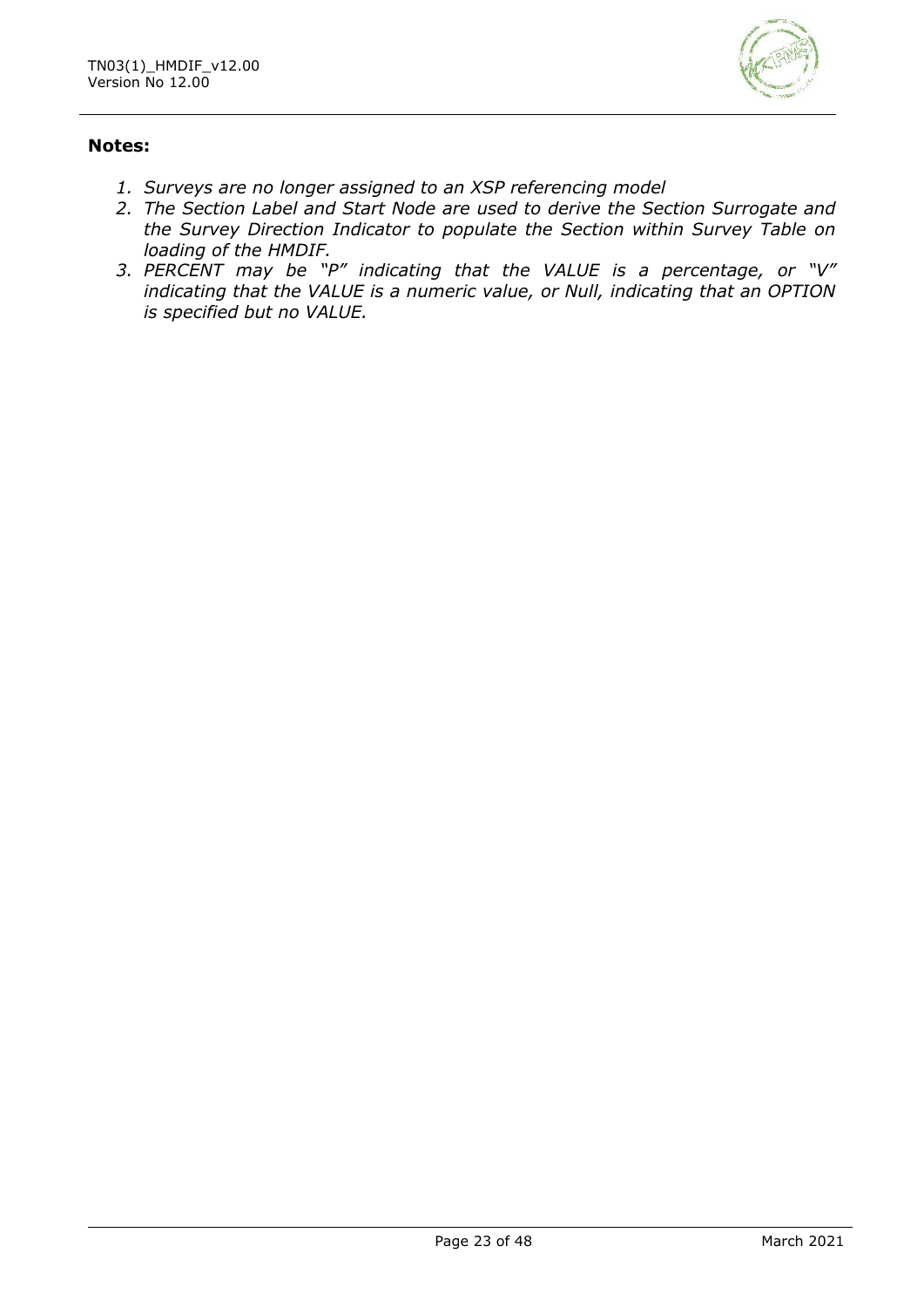**Notes:**

1. *Surveys are no longer assigned to an XSP referencing model*
2. *The Section Label and Start Node are used to derive the Section Surrogate and the Survey Direction Indicator to populate the Section within Survey Table on loading of the HMDIF.*
3. *PERCENT may be "P" indicating that the VALUE is a percentage, or "V" indicating that the VALUE is a numeric value, or Null, indicating that an OPTION is specified but no VALUE.*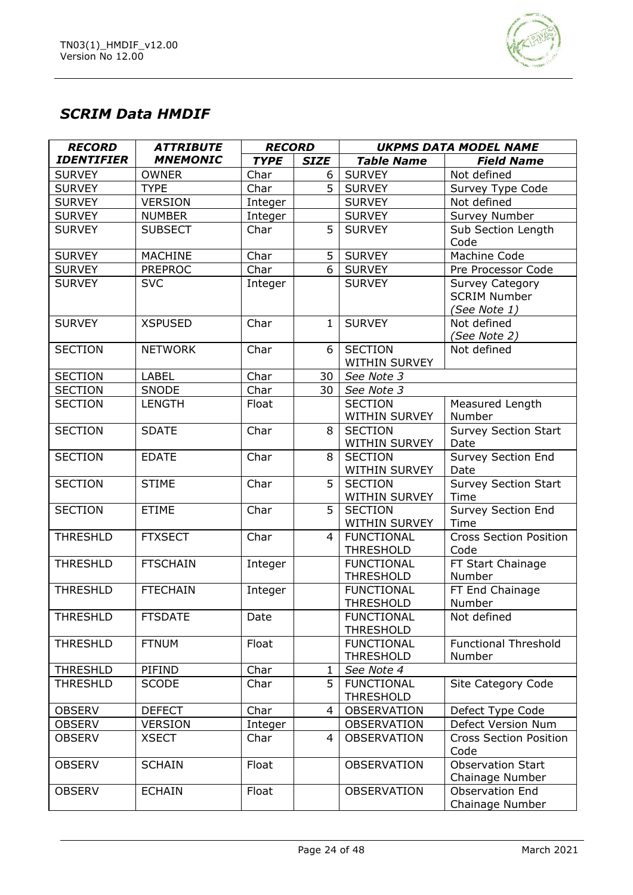## *SCRIM Data HMDIF*

| ***RECORD IDENTIFIER*** | ***ATTRIBUTE MNEMONIC*** | ***RECORD*** | | ***UKPMS DATA MODEL NAME*** | |
|---|---|---|---|---|---|
| | | ***TYPE*** | ***SIZE*** | ***Table Name*** | ***Field Name*** |
| SURVEY | OWNER | Char | 6 | SURVEY | Not defined |
| SURVEY | TYPE | Char | 5 | SURVEY | Survey Type Code |
| SURVEY | VERSION | Integer | | SURVEY | Not defined |
| SURVEY | NUMBER | Integer | | SURVEY | Survey Number |
| SURVEY | SUBSECT | Char | 5 | SURVEY | Sub Section Length Code |
| SURVEY | MACHINE | Char | 5 | SURVEY | Machine Code |
| SURVEY | PREPROC | Char | 6 | SURVEY | Pre Processor Code |
| SURVEY | SVC | Integer | | SURVEY | Survey Category SCRIM Number *(See Note 1)* |
| SURVEY | XSPUSED | Char | 1 | SURVEY | Not defined *(See Note 2)* |
| SECTION | NETWORK | Char | 6 | SECTION WITHIN SURVEY | Not defined |
| SECTION | LABEL | Char | 30 | *See Note 3* | |
| SECTION | SNODE | Char | 30 | *See Note 3* | |
| SECTION | LENGTH | Float | | SECTION WITHIN SURVEY | Measured Length Number |
| SECTION | SDATE | Char | 8 | SECTION WITHIN SURVEY | Survey Section Start Date |
| SECTION | EDATE | Char | 8 | SECTION WITHIN SURVEY | Survey Section End Date |
| SECTION | STIME | Char | 5 | SECTION WITHIN SURVEY | Survey Section Start Time |
| SECTION | ETIME | Char | 5 | SECTION WITHIN SURVEY | Survey Section End Time |
| THRESHLD | FTXSECT | Char | 4 | FUNCTIONAL THRESHOLD | Cross Section Position Code |
| THRESHLD | FTSCHAIN | Integer | | FUNCTIONAL THRESHOLD | FT Start Chainage Number |
| THRESHLD | FTECHAIN | Integer | | FUNCTIONAL THRESHOLD | FT End Chainage Number |
| THRESHLD | FTSDATE | Date | | FUNCTIONAL THRESHOLD | Not defined |
| THRESHLD | FTNUM | Float | | FUNCTIONAL THRESHOLD | Functional Threshold Number |
| THRESHLD | PIFIND | Char | 1 | *See Note 4* | |
| THRESHLD | SCODE | Char | 5 | FUNCTIONAL THRESHOLD | Site Category Code |
| OBSERV | DEFECT | Char | 4 | OBSERVATION | Defect Type Code |
| OBSERV | VERSION | Integer | | OBSERVATION | Defect Version Num |
| OBSERV | XSECT | Char | 4 | OBSERVATION | Cross Section Position Code |
| OBSERV | SCHAIN | Float | | OBSERVATION | Observation Start Chainage Number |
| OBSERV | ECHAIN | Float | | OBSERVATION | Observation End Chainage Number |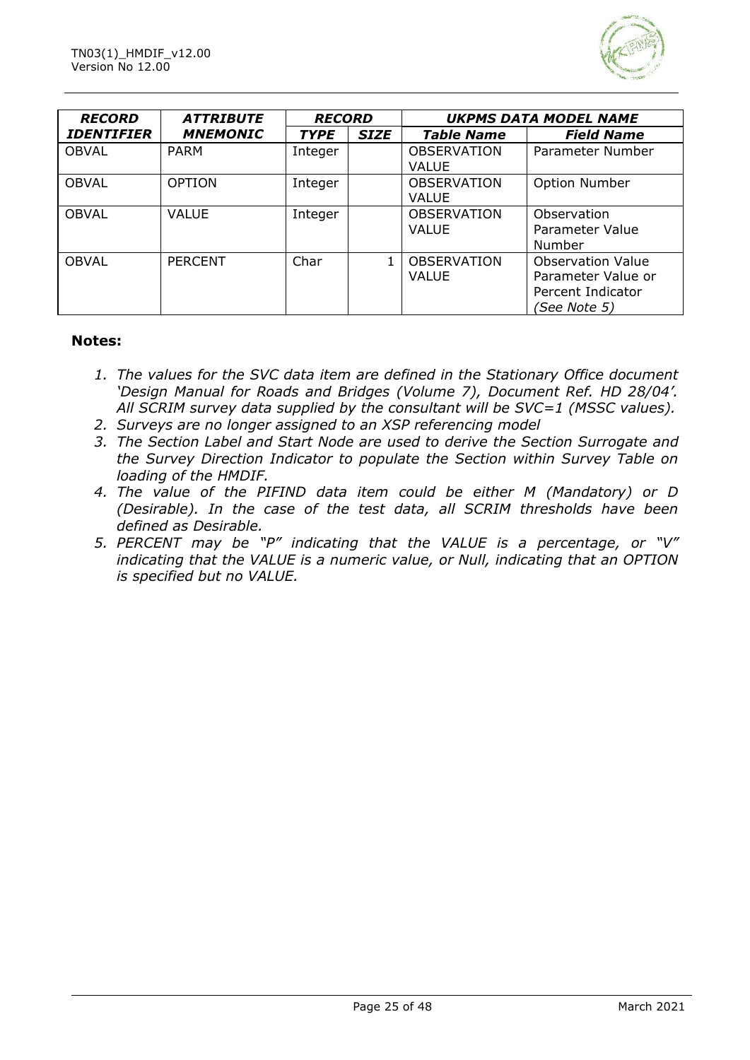| ***RECORD IDENTIFIER*** | ***ATTRIBUTE MNEMONIC*** | ***RECORD*** | | ***UKPMS DATA MODEL NAME*** | |
|---|---|---|---|---|---|
| | | ***TYPE*** | ***SIZE*** | ***Table Name*** | ***Field Name*** |
| OBVAL | PARM | Integer | | OBSERVATION VALUE | Parameter Number |
| OBVAL | OPTION | Integer | | OBSERVATION VALUE | Option Number |
| OBVAL | VALUE | Integer | | OBSERVATION VALUE | Observation Parameter Value Number |
| OBVAL | PERCENT | Char | 1 | OBSERVATION VALUE | Observation Value Parameter Value or Percent Indicator *(See Note 5)* |

**Notes:**

1. *The values for the SVC data item are defined in the Stationary Office document 'Design Manual for Roads and Bridges (Volume 7), Document Ref. HD 28/04'. All SCRIM survey data supplied by the consultant will be SVC=1 (MSSC values).*
2. *Surveys are no longer assigned to an XSP referencing model*
3. *The Section Label and Start Node are used to derive the Section Surrogate and the Survey Direction Indicator to populate the Section within Survey Table on loading of the HMDIF.*
4. *The value of the PIFIND data item could be either M (Mandatory) or D (Desirable). In the case of the test data, all SCRIM thresholds have been defined as Desirable.*
5. *PERCENT may be "P" indicating that the VALUE is a percentage, or "V" indicating that the VALUE is a numeric value, or Null, indicating that an OPTION is specified but no VALUE.*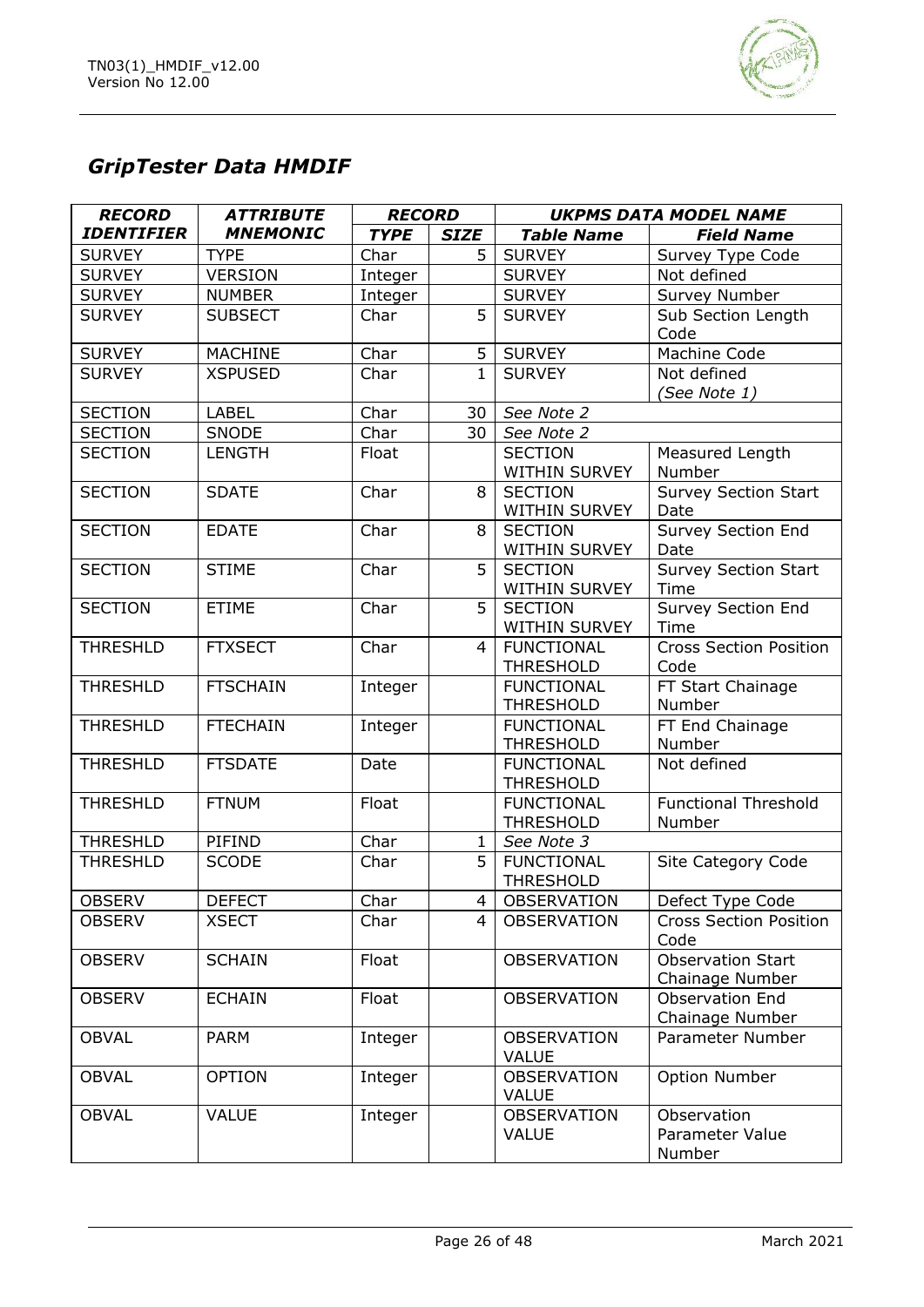## *GripTester Data HMDIF*

| *RECORD IDENTIFIER* | *ATTRIBUTE MNEMONIC* | *RECORD* | | *UKPMS DATA MODEL NAME* | |
|---|---|---|---|---|---|
| | | *TYPE* | *SIZE* | *Table Name* | *Field Name* |
| SURVEY | TYPE | Char | 5 | SURVEY | Survey Type Code |
| SURVEY | VERSION | Integer | | SURVEY | Not defined |
| SURVEY | NUMBER | Integer | | SURVEY | Survey Number |
| SURVEY | SUBSECT | Char | 5 | SURVEY | Sub Section Length Code |
| SURVEY | MACHINE | Char | 5 | SURVEY | Machine Code |
| SURVEY | XSPUSED | Char | 1 | SURVEY | Not defined *(See Note 1)* |
| SECTION | LABEL | Char | 30 | *See Note 2* | |
| SECTION | SNODE | Char | 30 | *See Note 2* | |
| SECTION | LENGTH | Float | | SECTION WITHIN SURVEY | Measured Length Number |
| SECTION | SDATE | Char | 8 | SECTION WITHIN SURVEY | Survey Section Start Date |
| SECTION | EDATE | Char | 8 | SECTION WITHIN SURVEY | Survey Section End Date |
| SECTION | STIME | Char | 5 | SECTION WITHIN SURVEY | Survey Section Start Time |
| SECTION | ETIME | Char | 5 | SECTION WITHIN SURVEY | Survey Section End Time |
| THRESHLD | FTXSECT | Char | 4 | FUNCTIONAL THRESHOLD | Cross Section Position Code |
| THRESHLD | FTSCHAIN | Integer | | FUNCTIONAL THRESHOLD | FT Start Chainage Number |
| THRESHLD | FTECHAIN | Integer | | FUNCTIONAL THRESHOLD | FT End Chainage Number |
| THRESHLD | FTSDATE | Date | | FUNCTIONAL THRESHOLD | Not defined |
| THRESHLD | FTNUM | Float | | FUNCTIONAL THRESHOLD | Functional Threshold Number |
| THRESHLD | PIFIND | Char | 1 | *See Note 3* | |
| THRESHLD | SCODE | Char | 5 | FUNCTIONAL THRESHOLD | Site Category Code |
| OBSERV | DEFECT | Char | 4 | OBSERVATION | Defect Type Code |
| OBSERV | XSECT | Char | 4 | OBSERVATION | Cross Section Position Code |
| OBSERV | SCHAIN | Float | | OBSERVATION | Observation Start Chainage Number |
| OBSERV | ECHAIN | Float | | OBSERVATION | Observation End Chainage Number |
| OBVAL | PARM | Integer | | OBSERVATION VALUE | Parameter Number |
| OBVAL | OPTION | Integer | | OBSERVATION VALUE | Option Number |
| OBVAL | VALUE | Integer | | OBSERVATION VALUE | Observation Parameter Value Number |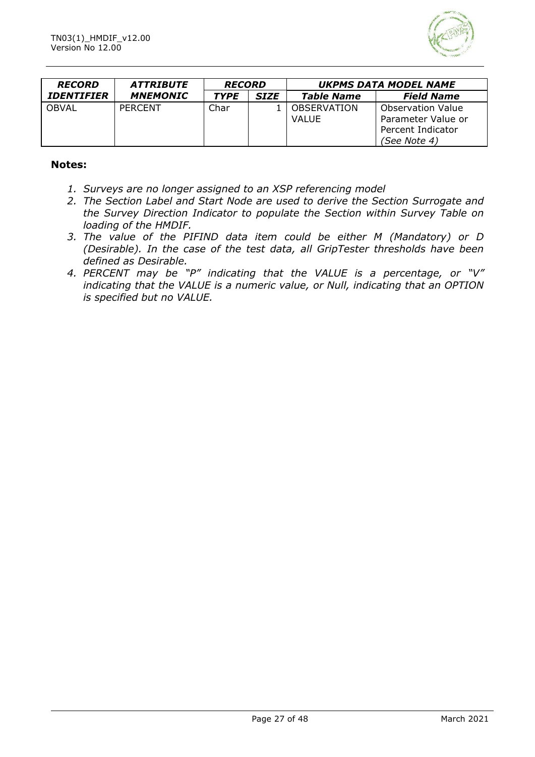| ***RECORD IDENTIFIER*** | ***ATTRIBUTE MNEMONIC*** | ***RECORD*** | | ***UKPMS DATA MODEL NAME*** | |
|---|---|---|---|---|---|
| | | ***TYPE*** | ***SIZE*** | ***Table Name*** | ***Field Name*** |
| OBVAL | PERCENT | Char | 1 | OBSERVATION VALUE | Observation Value Parameter Value or Percent Indicator *(See Note 4)* |

**Notes:**

1. *Surveys are no longer assigned to an XSP referencing model*
2. *The Section Label and Start Node are used to derive the Section Surrogate and the Survey Direction Indicator to populate the Section within Survey Table on loading of the HMDIF.*
3. *The value of the PIFIND data item could be either M (Mandatory) or D (Desirable). In the case of the test data, all GripTester thresholds have been defined as Desirable.*
4. *PERCENT may be "P" indicating that the VALUE is a percentage, or "V" indicating that the VALUE is a numeric value, or Null, indicating that an OPTION is specified but no VALUE.*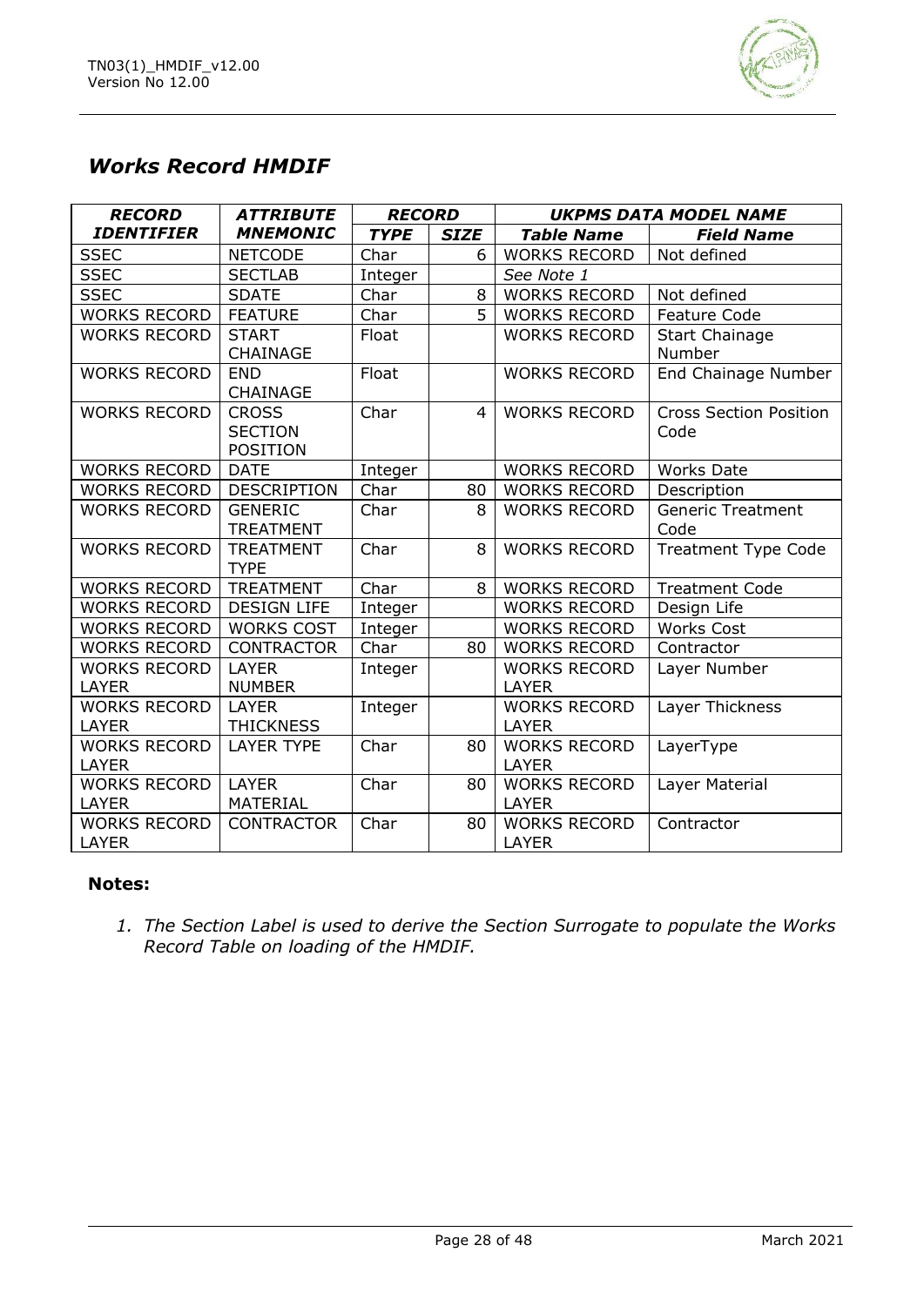## *Works Record HMDIF*

| ***RECORD IDENTIFIER*** | ***ATTRIBUTE MNEMONIC*** | ***RECORD*** | | ***UKPMS DATA MODEL NAME*** | |
|---|---|---|---|---|---|
| | | ***TYPE*** | ***SIZE*** | ***Table Name*** | ***Field Name*** |
| SSEC | NETCODE | Char | 6 | WORKS RECORD | Not defined |
| SSEC | SECTLAB | Integer | | *See Note 1* | |
| SSEC | SDATE | Char | 8 | WORKS RECORD | Not defined |
| WORKS RECORD | FEATURE | Char | 5 | WORKS RECORD | Feature Code |
| WORKS RECORD | START CHAINAGE | Float | | WORKS RECORD | Start Chainage Number |
| WORKS RECORD | END CHAINAGE | Float | | WORKS RECORD | End Chainage Number |
| WORKS RECORD | CROSS SECTION POSITION | Char | 4 | WORKS RECORD | Cross Section Position Code |
| WORKS RECORD | DATE | Integer | | WORKS RECORD | Works Date |
| WORKS RECORD | DESCRIPTION | Char | 80 | WORKS RECORD | Description |
| WORKS RECORD | GENERIC TREATMENT | Char | 8 | WORKS RECORD | Generic Treatment Code |
| WORKS RECORD | TREATMENT TYPE | Char | 8 | WORKS RECORD | Treatment Type Code |
| WORKS RECORD | TREATMENT | Char | 8 | WORKS RECORD | Treatment Code |
| WORKS RECORD | DESIGN LIFE | Integer | | WORKS RECORD | Design Life |
| WORKS RECORD | WORKS COST | Integer | | WORKS RECORD | Works Cost |
| WORKS RECORD | CONTRACTOR | Char | 80 | WORKS RECORD | Contractor |
| WORKS RECORD LAYER | LAYER NUMBER | Integer | | WORKS RECORD LAYER | Layer Number |
| WORKS RECORD LAYER | LAYER THICKNESS | Integer | | WORKS RECORD LAYER | Layer Thickness |
| WORKS RECORD LAYER | LAYER TYPE | Char | 80 | WORKS RECORD LAYER | LayerType |
| WORKS RECORD LAYER | LAYER MATERIAL | Char | 80 | WORKS RECORD LAYER | Layer Material |
| WORKS RECORD LAYER | CONTRACTOR | Char | 80 | WORKS RECORD LAYER | Contractor |

**Notes:**

1. *The Section Label is used to derive the Section Surrogate to populate the Works Record Table on loading of the HMDIF.*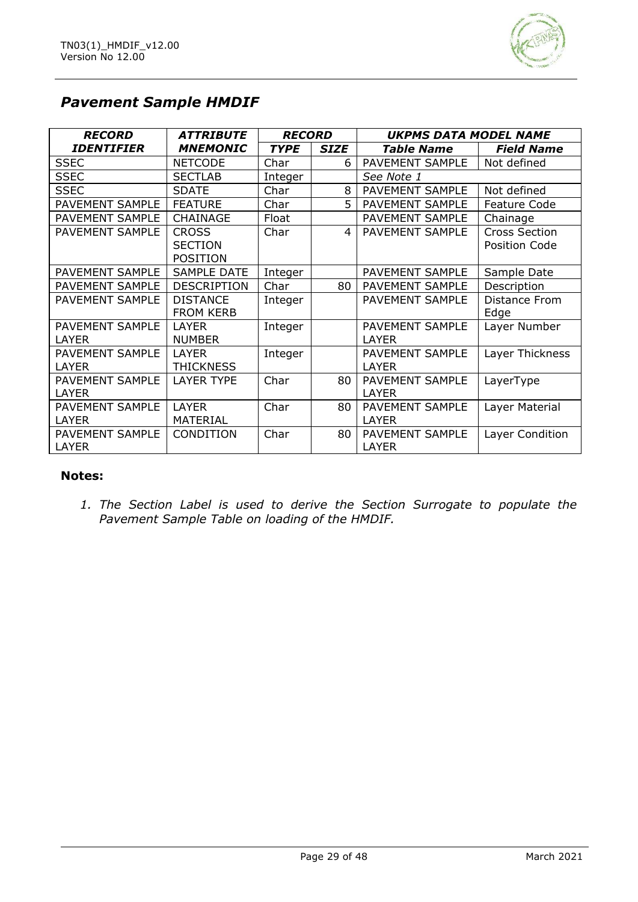## *Pavement Sample HMDIF*

| *RECORD IDENTIFIER* | *ATTRIBUTE MNEMONIC* | *RECORD* | | *UKPMS DATA MODEL NAME* | |
|---|---|---|---|---|---|
| | | *TYPE* | *SIZE* | *Table Name* | *Field Name* |
| SSEC | NETCODE | Char | 6 | PAVEMENT SAMPLE | Not defined |
| SSEC | SECTLAB | Integer | | *See Note 1* | |
| SSEC | SDATE | Char | 8 | PAVEMENT SAMPLE | Not defined |
| PAVEMENT SAMPLE | FEATURE | Char | 5 | PAVEMENT SAMPLE | Feature Code |
| PAVEMENT SAMPLE | CHAINAGE | Float | | PAVEMENT SAMPLE | Chainage |
| PAVEMENT SAMPLE | CROSS SECTION POSITION | Char | 4 | PAVEMENT SAMPLE | Cross Section Position Code |
| PAVEMENT SAMPLE | SAMPLE DATE | Integer | | PAVEMENT SAMPLE | Sample Date |
| PAVEMENT SAMPLE | DESCRIPTION | Char | 80 | PAVEMENT SAMPLE | Description |
| PAVEMENT SAMPLE | DISTANCE FROM KERB | Integer | | PAVEMENT SAMPLE | Distance From Edge |
| PAVEMENT SAMPLE LAYER | LAYER NUMBER | Integer | | PAVEMENT SAMPLE LAYER | Layer Number |
| PAVEMENT SAMPLE LAYER | LAYER THICKNESS | Integer | | PAVEMENT SAMPLE LAYER | Layer Thickness |
| PAVEMENT SAMPLE LAYER | LAYER TYPE | Char | 80 | PAVEMENT SAMPLE LAYER | LayerType |
| PAVEMENT SAMPLE LAYER | LAYER MATERIAL | Char | 80 | PAVEMENT SAMPLE LAYER | Layer Material |
| PAVEMENT SAMPLE LAYER | CONDITION | Char | 80 | PAVEMENT SAMPLE LAYER | Layer Condition |

**Notes:**

1. *The Section Label is used to derive the Section Surrogate to populate the Pavement Sample Table on loading of the HMDIF.*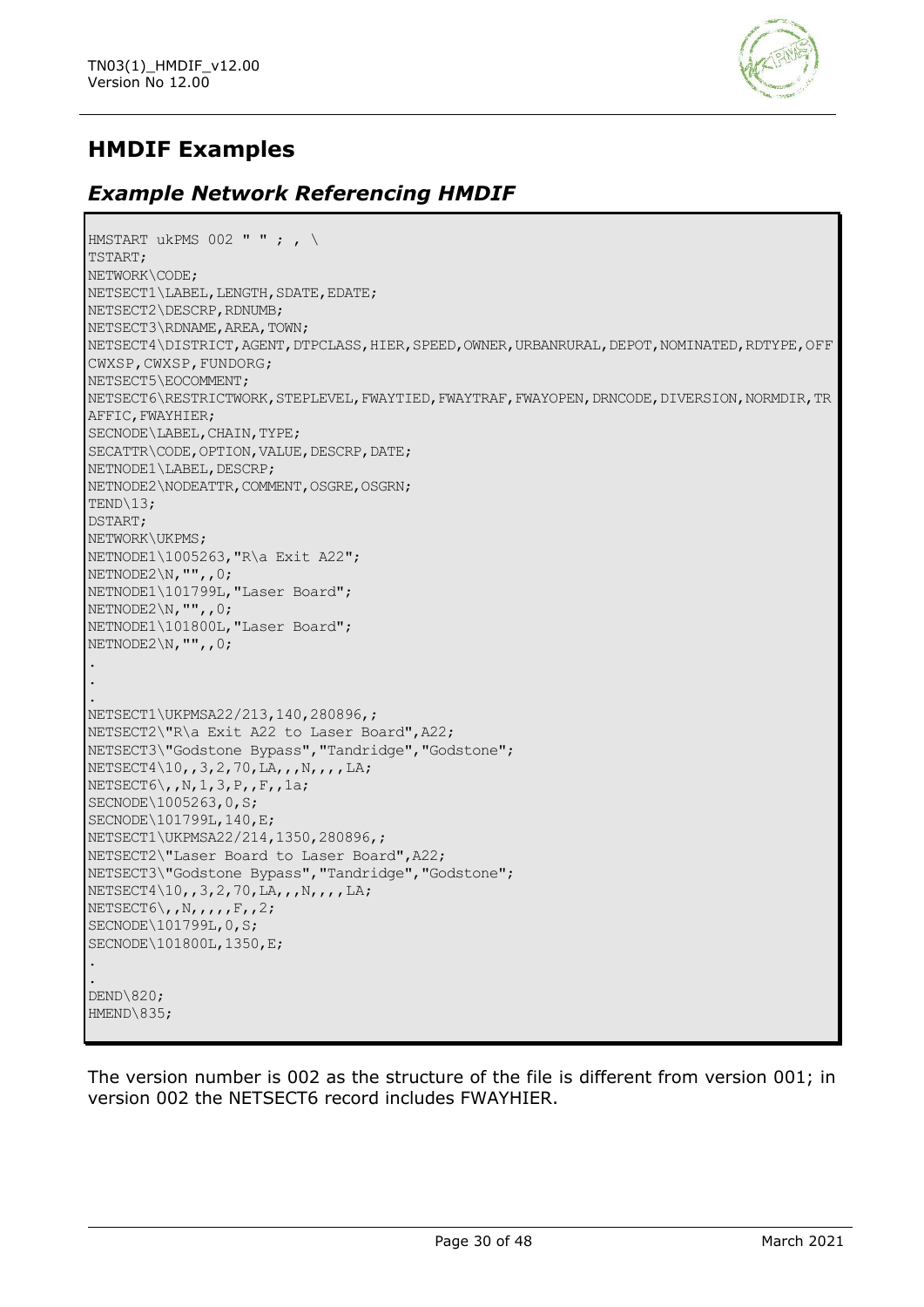## HMDIF Examples

### *Example Network Referencing HMDIF*

```
HMSTART ukPMS 002 " " ; , \
TSTART;
NETWORK\CODE;
NETSECT1\LABEL,LENGTH,SDATE,EDATE;
NETSECT2\DESCRP,RDNUMB;
NETSECT3\RDNAME,AREA,TOWN;
NETSECT4\DISTRICT,AGENT,DTPCLASS,HIER,SPEED,OWNER,URBANRURAL,DEPOT,NOMINATED,RDTYPE,OFF
CWXSP,CWXSP,FUNDORG;
NETSECT5\EOCOMMENT;
NETSECT6\RESTRICTWORK,STEPLEVEL,FWAYTIED,FWAYTRAF,FWAYOPEN,DRNCODE,DIVERSION,NORMDIR,TR
AFFIC,FWAYHIER;
SECNODE\LABEL,CHAIN,TYPE;
SECATTR\CODE,OPTION,VALUE,DESCRP,DATE;
NETNODE1\LABEL,DESCRP;
NETNODE2\NODEATTR,COMMENT,OSGRE,OSGRN;
TEND\13;
DSTART;
NETWORK\UKPMS;
NETNODE1\1005263,"R\a Exit A22";
NETNODE2\N,"",,0;
NETNODE1\101799L,"Laser Board";
NETNODE2\N,"",,0;
NETNODE1\101800L,"Laser Board";
NETNODE2\N,"",,0;
.
.
.
NETSECT1\UKPMSA22/213,140,280896,;
NETSECT2\"R\a Exit A22 to Laser Board",A22;
NETSECT3\"Godstone Bypass","Tandridge","Godstone";
NETSECT4\10,,3,2,70,LA,,,N,,,,LA;
NETSECT6\,,N,1,3,P,,F,,1a;
SECNODE\1005263,0,S;
SECNODE\101799L,140,E;
NETSECT1\UKPMSA22/214,1350,280896,;
NETSECT2\"Laser Board to Laser Board",A22;
NETSECT3\"Godstone Bypass","Tandridge","Godstone";
NETSECT4\10,,3,2,70,LA,,,N,,,,LA;
NETSECT6\,,N,,,,,F,,2;
SECNODE\101799L,0,S;
SECNODE\101800L,1350,E;
.
.
DEND\820;
HMEND\835;
```

The version number is 002 as the structure of the file is different from version 001; in version 002 the NETSECT6 record includes FWAYHIER.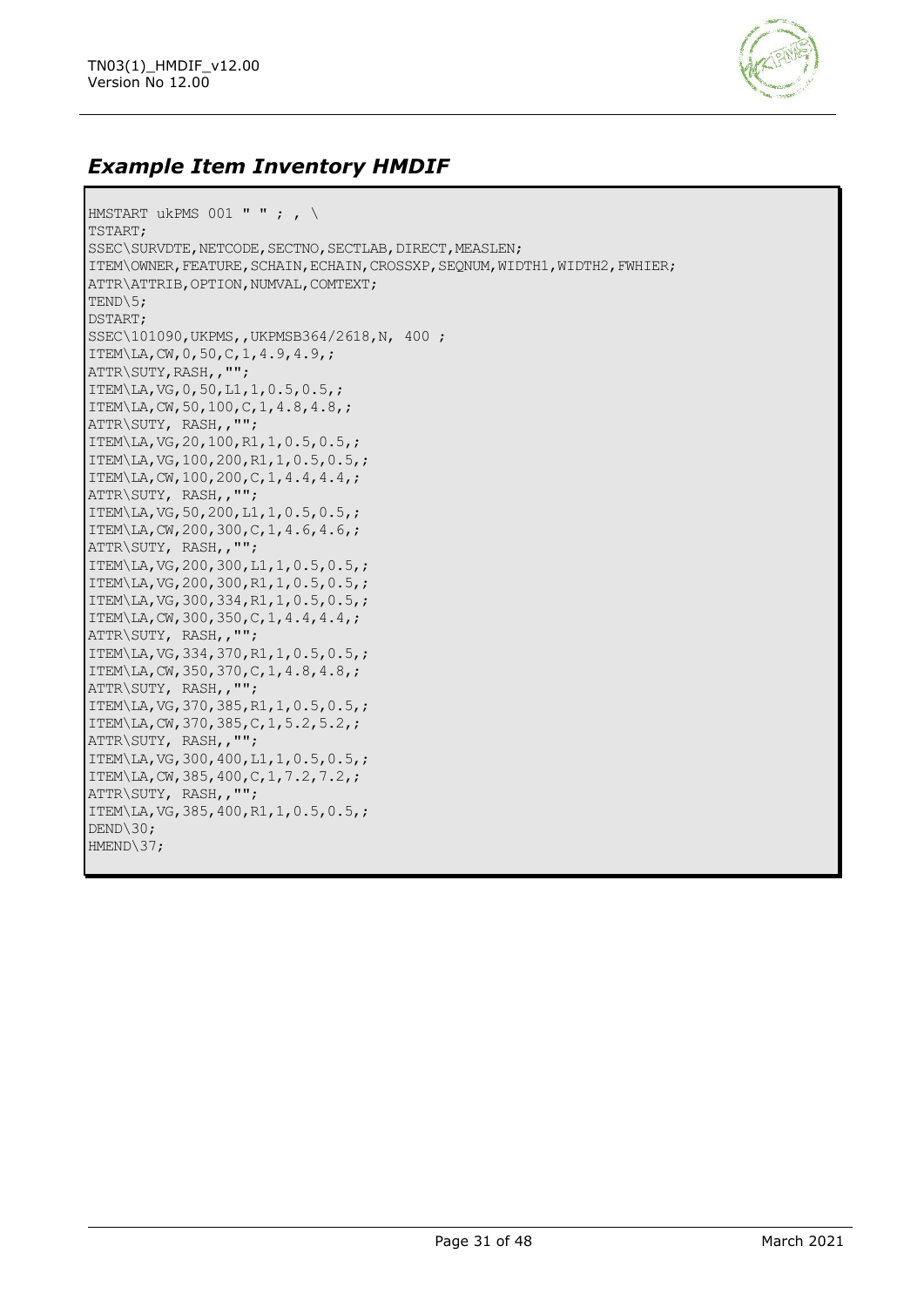## *Example Item Inventory HMDIF*

```
HMSTART ukPMS 001 " " ; , \
TSTART;
SSEC\SURVDTE,NETCODE,SECTNO,SECTLAB,DIRECT,MEASLEN;
ITEM\OWNER,FEATURE,SCHAIN,ECHAIN,CROSSXP,SEQNUM,WIDTH1,WIDTH2,FWHIER;
ATTR\ATTRIB,OPTION,NUMVAL,COMTEXT;
TEND\5;
DSTART;
SSEC\101090,UKPMS,,UKPMSB364/2618,N, 400 ;
ITEM\LA,CW,0,50,C,1,4.9,4.9,;
ATTR\SUTY,RASH,,"";
ITEM\LA,VG,0,50,L1,1,0.5,0.5,;
ITEM\LA,CW,50,100,C,1,4.8,4.8,;
ATTR\SUTY, RASH,,"";
ITEM\LA,VG,20,100,R1,1,0.5,0.5,;
ITEM\LA,VG,100,200,R1,1,0.5,0.5,;
ITEM\LA,CW,100,200,C,1,4.4,4.4,;
ATTR\SUTY, RASH,,"";
ITEM\LA,VG,50,200,L1,1,0.5,0.5,;
ITEM\LA,CW,200,300,C,1,4.6,4.6,;
ATTR\SUTY, RASH,,"";
ITEM\LA,VG,200,300,L1,1,0.5,0.5,;
ITEM\LA,VG,200,300,R1,1,0.5,0.5,;
ITEM\LA,VG,300,334,R1,1,0.5,0.5,;
ITEM\LA,CW,300,350,C,1,4.4,4.4,;
ATTR\SUTY, RASH,,"";
ITEM\LA,VG,334,370,R1,1,0.5,0.5,;
ITEM\LA,CW,350,370,C,1,4.8,4.8,;
ATTR\SUTY, RASH,,"";
ITEM\LA,VG,370,385,R1,1,0.5,0.5,;
ITEM\LA,CW,370,385,C,1,5.2,5.2,;
ATTR\SUTY, RASH,,"";
ITEM\LA,VG,300,400,L1,1,0.5,0.5,;
ITEM\LA,CW,385,400,C,1,7.2,7.2,;
ATTR\SUTY, RASH,,"";
ITEM\LA,VG,385,400,R1,1,0.5,0.5,;
DEND\30;
HMEND\37;
```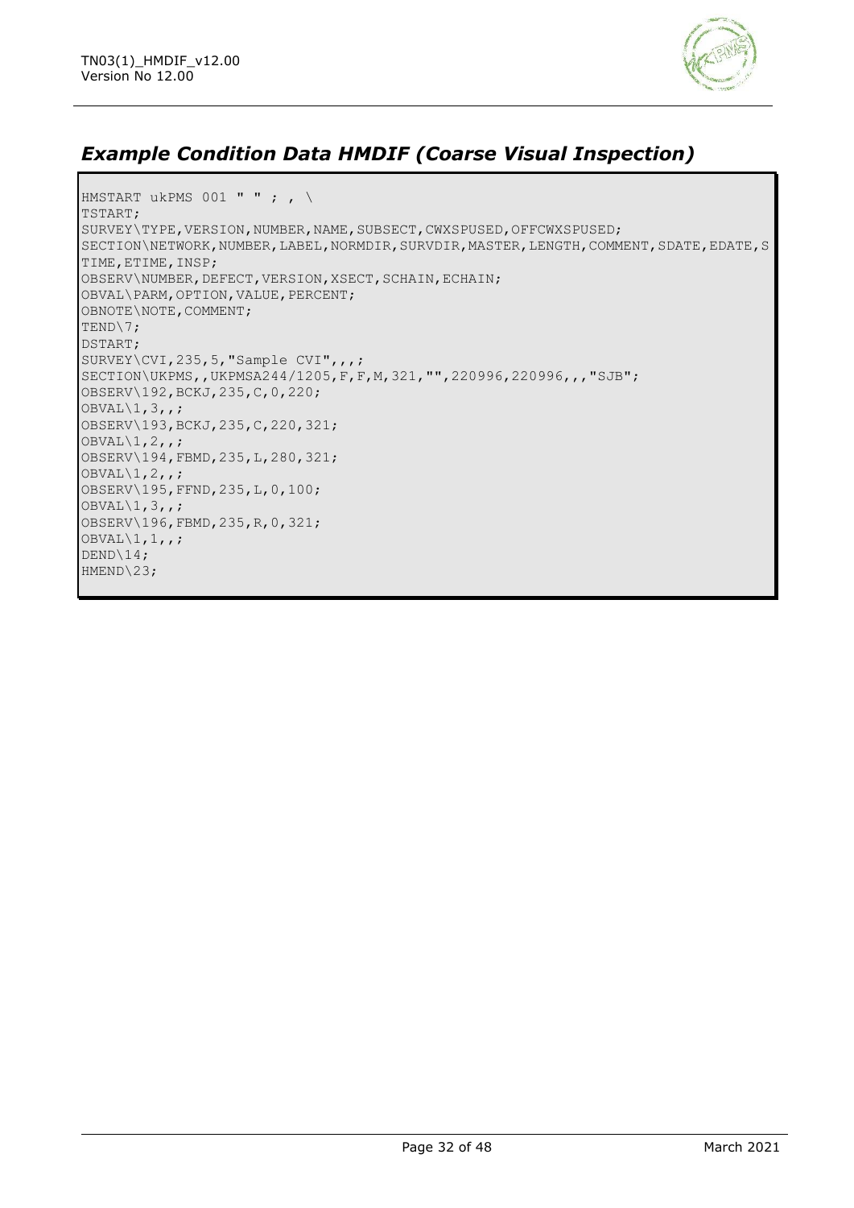## *Example Condition Data HMDIF (Coarse Visual Inspection)*

```
HMSTART ukPMS 001 " " ; , \
TSTART;
SURVEY\TYPE,VERSION,NUMBER,NAME,SUBSECT,CWXSPUSED,OFFCWXSPUSED;
SECTION\NETWORK,NUMBER,LABEL,NORMDIR,SURVDIR,MASTER,LENGTH,COMMENT,SDATE,EDATE,S
TIME,ETIME,INSP;
OBSERV\NUMBER,DEFECT,VERSION,XSECT,SCHAIN,ECHAIN;
OBVAL\PARM,OPTION,VALUE,PERCENT;
OBNOTE\NOTE,COMMENT;
TEND\7;
DSTART;
SURVEY\CVI,235,5,"Sample CVI",,,;
SECTION\UKPMS,,UKPMSA244/1205,F,F,M,321,"",220996,220996,,,"SJB";
OBSERV\192,BCKJ,235,C,0,220;
OBVAL\1,3,,;
OBSERV\193,BCKJ,235,C,220,321;
OBVAL\1,2,,;
OBSERV\194,FBMD,235,L,280,321;
OBVAL\1,2,,;
OBSERV\195,FFND,235,L,0,100;
OBVAL\1,3,,;
OBSERV\196,FBMD,235,R,0,321;
OBVAL\1,1,,;
DEND\14;
HMEND\23;
```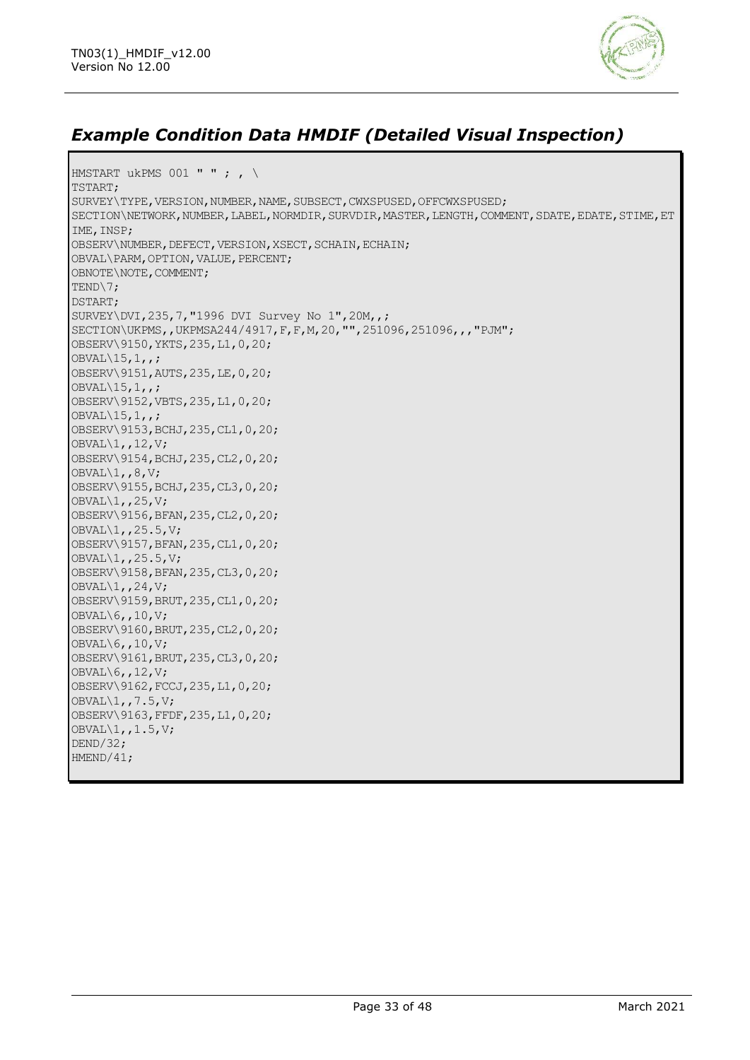## *Example Condition Data HMDIF (Detailed Visual Inspection)*

```
HMSTART ukPMS 001 " " ; , \
TSTART;
SURVEY\TYPE,VERSION,NUMBER,NAME,SUBSECT,CWXSPUSED,OFFCWXSPUSED;
SECTION\NETWORK,NUMBER,LABEL,NORMDIR,SURVDIR,MASTER,LENGTH,COMMENT,SDATE,EDATE,STIME,ET
IME,INSP;
OBSERV\NUMBER,DEFECT,VERSION,XSECT,SCHAIN,ECHAIN;
OBVAL\PARM,OPTION,VALUE,PERCENT;
OBNOTE\NOTE,COMMENT;
TEND\7;
DSTART;
SURVEY\DVI,235,7,"1996 DVI Survey No 1",20M,,;
SECTION\UKPMS,,UKPMSA244/4917,F,F,M,20,"",251096,251096,,,"PJM";
OBSERV\9150,YKTS,235,L1,0,20;
OBVAL\15,1,,;
OBSERV\9151,AUTS,235,LE,0,20;
OBVAL\15,1,,;
OBSERV\9152,VBTS,235,L1,0,20;
OBVAL\15,1,,;
OBSERV\9153,BCHJ,235,CL1,0,20;
OBVAL\1,,12,V;
OBSERV\9154,BCHJ,235,CL2,0,20;
OBVAL\1,,8,V;
OBSERV\9155,BCHJ,235,CL3,0,20;
OBVAL\1,,25,V;
OBSERV\9156,BFAN,235,CL2,0,20;
OBVAL\1,,25.5,V;
OBSERV\9157,BFAN,235,CL1,0,20;
OBVAL\1,,25.5,V;
OBSERV\9158,BFAN,235,CL3,0,20;
OBVAL\1,,24,V;
OBSERV\9159,BRUT,235,CL1,0,20;
OBVAL\6,,10,V;
OBSERV\9160,BRUT,235,CL2,0,20;
OBVAL\6,,10,V;
OBSERV\9161,BRUT,235,CL3,0,20;
OBVAL\6,,12,V;
OBSERV\9162,FCCJ,235,L1,0,20;
OBVAL\1,,7.5,V;
OBSERV\9163,FFDF,235,L1,0,20;
OBVAL\1,,1.5,V;
DEND/32;
HMEND/41;
```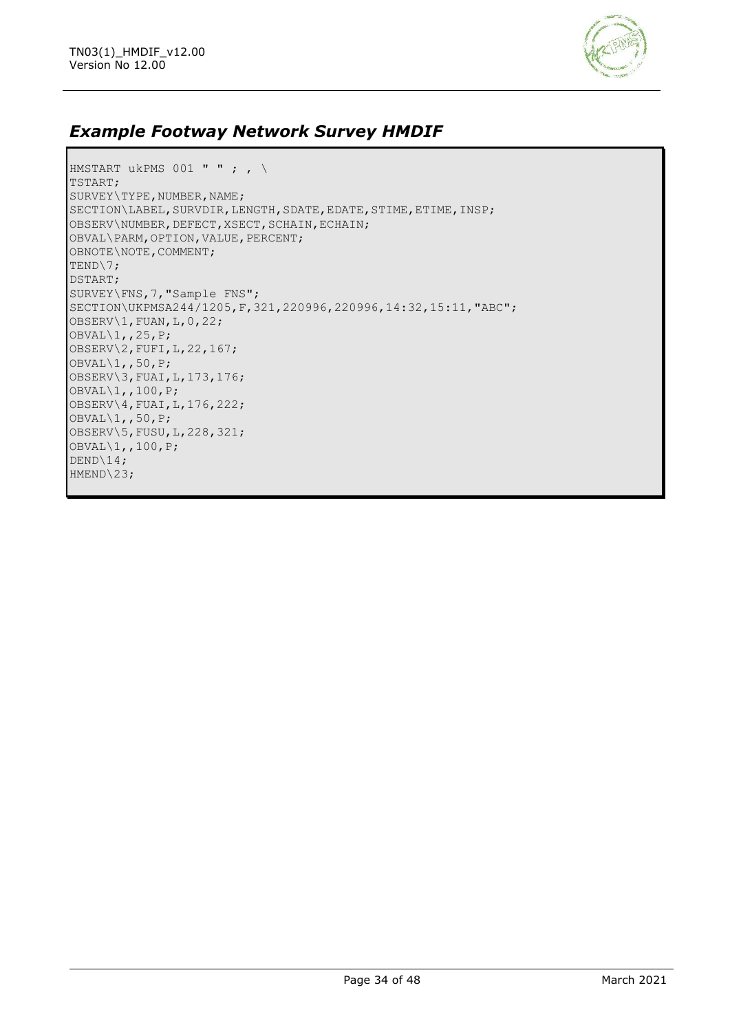## *Example Footway Network Survey HMDIF*

```
HMSTART ukPMS 001 " " ; , \
TSTART;
SURVEY\TYPE,NUMBER,NAME;
SECTION\LABEL,SURVDIR,LENGTH,SDATE,EDATE,STIME,ETIME,INSP;
OBSERV\NUMBER,DEFECT,XSECT,SCHAIN,ECHAIN;
OBVAL\PARM,OPTION,VALUE,PERCENT;
OBNOTE\NOTE,COMMENT;
TEND\7;
DSTART;
SURVEY\FNS,7,"Sample FNS";
SECTION\UKPMSA244/1205,F,321,220996,220996,14:32,15:11,"ABC";
OBSERV\1,FUAN,L,0,22;
OBVAL\1,,25,P;
OBSERV\2,FUFI,L,22,167;
OBVAL\1,,50,P;
OBSERV\3,FUAI,L,173,176;
OBVAL\1,,100,P;
OBSERV\4,FUAI,L,176,222;
OBVAL\1,,50,P;
OBSERV\5,FUSU,L,228,321;
OBVAL\1,,100,P;
DEND\14;
HMEND\23;
```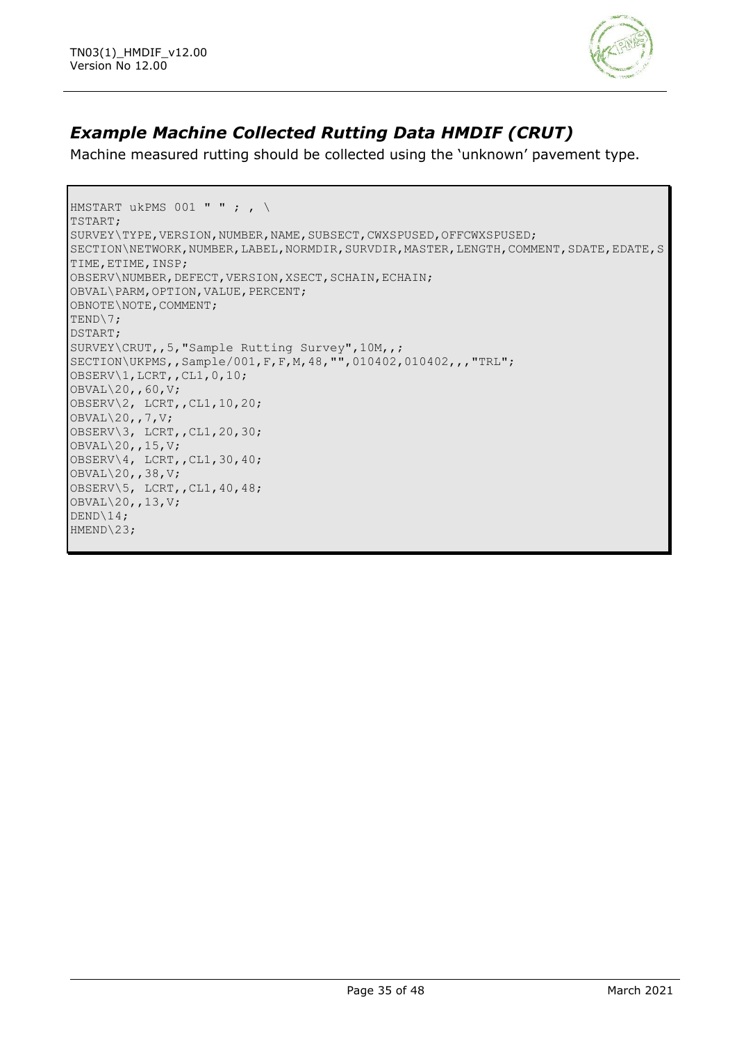## *Example Machine Collected Rutting Data HMDIF (CRUT)*

Machine measured rutting should be collected using the 'unknown' pavement type.

```
HMSTART ukPMS 001 " " ; , \
TSTART;
SURVEY\TYPE,VERSION,NUMBER,NAME,SUBSECT,CWXSPUSED,OFFCWXSPUSED;
SECTION\NETWORK,NUMBER,LABEL,NORMDIR,SURVDIR,MASTER,LENGTH,COMMENT,SDATE,EDATE,S
TIME,ETIME,INSP;
OBSERV\NUMBER,DEFECT,VERSION,XSECT,SCHAIN,ECHAIN;
OBVAL\PARM,OPTION,VALUE,PERCENT;
OBNOTE\NOTE,COMMENT;
TEND\7;
DSTART;
SURVEY\CRUT,,5,"Sample Rutting Survey",10M,,;
SECTION\UKPMS,,Sample/001,F,F,M,48,"",010402,010402,,,"TRL";
OBSERV\1,LCRT,,CL1,0,10;
OBVAL\20,,60,V;
OBSERV\2, LCRT,,CL1,10,20;
OBVAL\20,,7,V;
OBSERV\3, LCRT,,CL1,20,30;
OBVAL\20,,15,V;
OBSERV\4, LCRT,,CL1,30,40;
OBVAL\20,,38,V;
OBSERV\5, LCRT,,CL1,40,48;
OBVAL\20,,13,V;
DEND\14;
HMEND\23;
```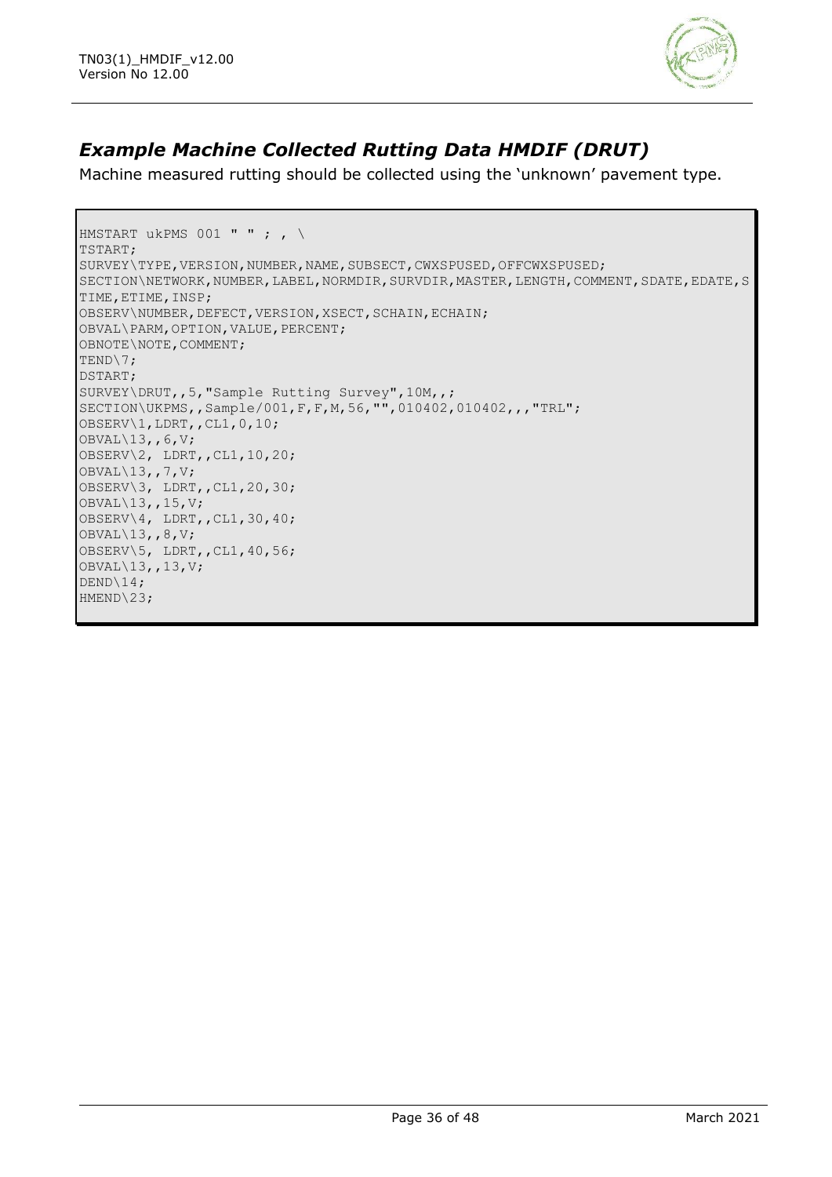## *Example Machine Collected Rutting Data HMDIF (DRUT)*

Machine measured rutting should be collected using the 'unknown' pavement type.

```
HMSTART ukPMS 001 " " ; , \
TSTART;
SURVEY\TYPE,VERSION,NUMBER,NAME,SUBSECT,CWXSPUSED,OFFCWXSPUSED;
SECTION\NETWORK,NUMBER,LABEL,NORMDIR,SURVDIR,MASTER,LENGTH,COMMENT,SDATE,EDATE,S
TIME,ETIME,INSP;
OBSERV\NUMBER,DEFECT,VERSION,XSECT,SCHAIN,ECHAIN;
OBVAL\PARM,OPTION,VALUE,PERCENT;
OBNOTE\NOTE,COMMENT;
TEND\7;
DSTART;
SURVEY\DRUT,,5,"Sample Rutting Survey",10M,,;
SECTION\UKPMS,,Sample/001,F,F,M,56,"",010402,010402,,,"TRL";
OBSERV\1,LDRT,,CL1,0,10;
OBVAL\13,,6,V;
OBSERV\2, LDRT,,CL1,10,20;
OBVAL\13,,7,V;
OBSERV\3, LDRT,,CL1,20,30;
OBVAL\13,,15,V;
OBSERV\4, LDRT,,CL1,30,40;
OBVAL\13,,8,V;
OBSERV\5, LDRT,,CL1,40,56;
OBVAL\13,,13,V;
DEND\14;
HMEND\23;
```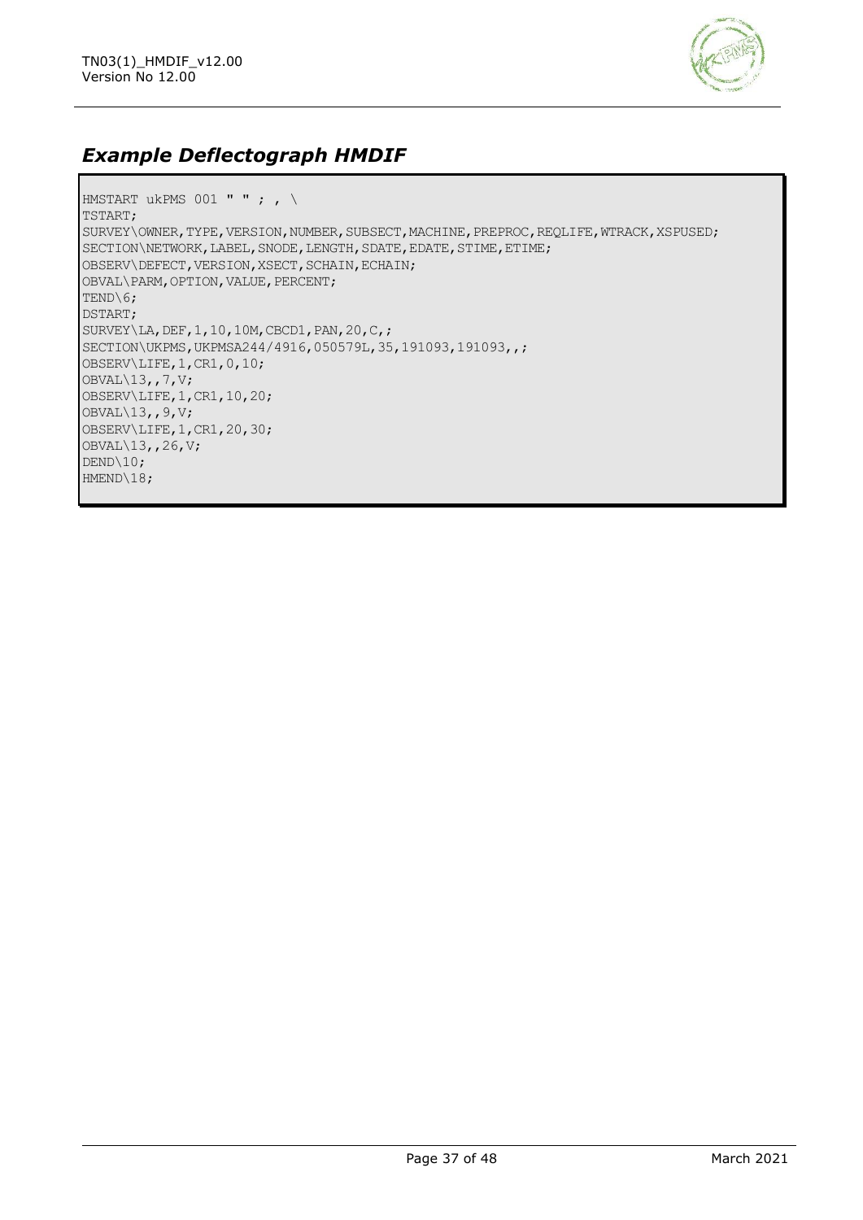## *Example Deflectograph HMDIF*

```
HMSTART ukPMS 001 " " ; , \
TSTART;
SURVEY\OWNER,TYPE,VERSION,NUMBER,SUBSECT,MACHINE,PREPROC,REQLIFE,WTRACK,XSPUSED;
SECTION\NETWORK,LABEL,SNODE,LENGTH,SDATE,EDATE,STIME,ETIME;
OBSERV\DEFECT,VERSION,XSECT,SCHAIN,ECHAIN;
OBVAL\PARM,OPTION,VALUE,PERCENT;
TEND\6;
DSTART;
SURVEY\LA,DEF,1,10,10M,CBCD1,PAN,20,C,;
SECTION\UKPMS,UKPMSA244/4916,050579L,35,191093,191093,,;
OBSERV\LIFE,1,CR1,0,10;
OBVAL\13,,7,V;
OBSERV\LIFE,1,CR1,10,20;
OBVAL\13,,9,V;
OBSERV\LIFE,1,CR1,20,30;
OBVAL\13,,26,V;
DEND\10;
HMEND\18;
```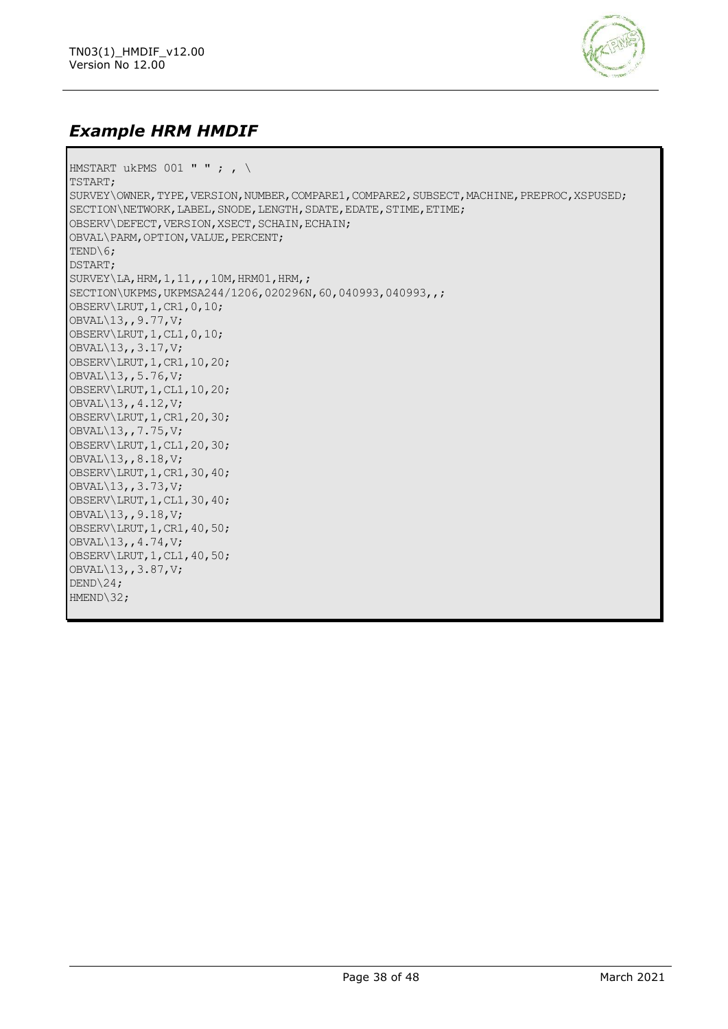## *Example HRM HMDIF*

```
HMSTART ukPMS 001 " " ; , \
TSTART;
SURVEY\OWNER,TYPE,VERSION,NUMBER,COMPARE1,COMPARE2,SUBSECT,MACHINE,PREPROC,XSPUSED;
SECTION\NETWORK,LABEL,SNODE,LENGTH,SDATE,EDATE,STIME,ETIME;
OBSERV\DEFECT,VERSION,XSECT,SCHAIN,ECHAIN;
OBVAL\PARM,OPTION,VALUE,PERCENT;
TEND\6;
DSTART;
SURVEY\LA,HRM,1,11,,,10M,HRM01,HRM,;
SECTION\UKPMS,UKPMSA244/1206,020296N,60,040993,040993,,;
OBSERV\LRUT,1,CR1,0,10;
OBVAL\13,,9.77,V;
OBSERV\LRUT,1,CL1,0,10;
OBVAL\13,,3.17,V;
OBSERV\LRUT,1,CR1,10,20;
OBVAL\13,,5.76,V;
OBSERV\LRUT,1,CL1,10,20;
OBVAL\13,,4.12,V;
OBSERV\LRUT,1,CR1,20,30;
OBVAL\13,,7.75,V;
OBSERV\LRUT,1,CL1,20,30;
OBVAL\13,,8.18,V;
OBSERV\LRUT,1,CR1,30,40;
OBVAL\13,,3.73,V;
OBSERV\LRUT,1,CL1,30,40;
OBVAL\13,,9.18,V;
OBSERV\LRUT,1,CR1,40,50;
OBVAL\13,,4.74,V;
OBSERV\LRUT,1,CL1,40,50;
OBVAL\13,,3.87,V;
DEND\24;
HMEND\32;
```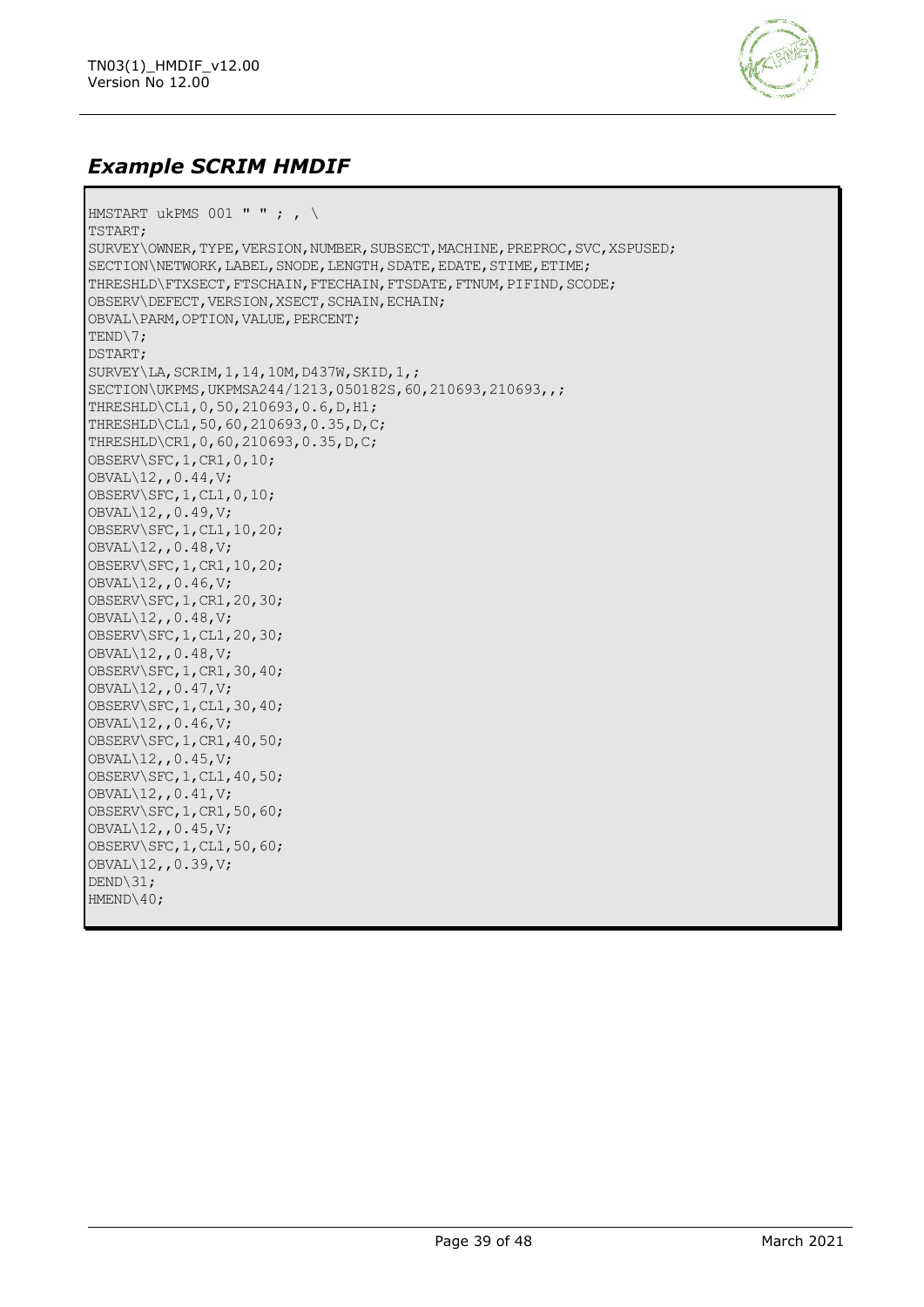## *Example SCRIM HMDIF*

```
HMSTART ukPMS 001 " " ; , \
TSTART;
SURVEY\OWNER,TYPE,VERSION,NUMBER,SUBSECT,MACHINE,PREPROC,SVC,XSPUSED;
SECTION\NETWORK,LABEL,SNODE,LENGTH,SDATE,EDATE,STIME,ETIME;
THRESHLD\FTXSECT,FTSCHAIN,FTECHAIN,FTSDATE,FTNUM,PIFIND,SCODE;
OBSERV\DEFECT,VERSION,XSECT,SCHAIN,ECHAIN;
OBVAL\PARM,OPTION,VALUE,PERCENT;
TEND\7;
DSTART;
SURVEY\LA,SCRIM,1,14,10M,D437W,SKID,1,;
SECTION\UKPMS,UKPMSA244/1213,050182S,60,210693,210693,,;
THRESHLD\CL1,0,50,210693,0.6,D,H1;
THRESHLD\CL1,50,60,210693,0.35,D,C;
THRESHLD\CR1,0,60,210693,0.35,D,C;
OBSERV\SFC,1,CR1,0,10;
OBVAL\12,,0.44,V;
OBSERV\SFC,1,CL1,0,10;
OBVAL\12,,0.49,V;
OBSERV\SFC,1,CL1,10,20;
OBVAL\12,,0.48,V;
OBSERV\SFC,1,CR1,10,20;
OBVAL\12,,0.46,V;
OBSERV\SFC,1,CR1,20,30;
OBVAL\12,,0.48,V;
OBSERV\SFC,1,CL1,20,30;
OBVAL\12,,0.48,V;
OBSERV\SFC,1,CR1,30,40;
OBVAL\12,,0.47,V;
OBSERV\SFC,1,CL1,30,40;
OBVAL\12,,0.46,V;
OBSERV\SFC,1,CR1,40,50;
OBVAL\12,,0.45,V;
OBSERV\SFC,1,CL1,40,50;
OBVAL\12,,0.41,V;
OBSERV\SFC,1,CR1,50,60;
OBVAL\12,,0.45,V;
OBSERV\SFC,1,CL1,50,60;
OBVAL\12,,0.39,V;
DEND\31;
HMEND\40;
```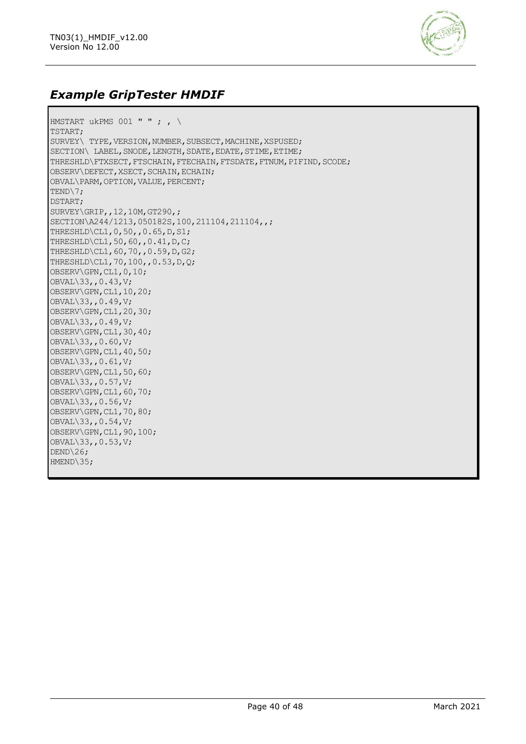## *Example GripTester HMDIF*

```
HMSTART ukPMS 001 " " ; , \
TSTART;
SURVEY\ TYPE,VERSION,NUMBER,SUBSECT,MACHINE,XSPUSED;
SECTION\ LABEL,SNODE,LENGTH,SDATE,EDATE,STIME,ETIME;
THRESHLD\FTXSECT,FTSCHAIN,FTECHAIN,FTSDATE,FTNUM,PIFIND,SCODE;
OBSERV\DEFECT,XSECT,SCHAIN,ECHAIN;
OBVAL\PARM,OPTION,VALUE,PERCENT;
TEND\7;
DSTART;
SURVEY\GRIP,,12,10M,GT290,;
SECTION\A244/1213,050182S,100,211104,211104,,;
THRESHLD\CL1,0,50,,0.65,D,S1;
THRESHLD\CL1,50,60,,0.41,D,C;
THRESHLD\CL1,60,70,,0.59,D,G2;
THRESHLD\CL1,70,100,,0.53,D,Q;
OBSERV\GPN,CL1,0,10;
OBVAL\33,,0.43,V;
OBSERV\GPN,CL1,10,20;
OBVAL\33,,0.49,V;
OBSERV\GPN,CL1,20,30;
OBVAL\33,,0.49,V;
OBSERV\GPN,CL1,30,40;
OBVAL\33,,0.60,V;
OBSERV\GPN,CL1,40,50;
OBVAL\33,,0.61,V;
OBSERV\GPN,CL1,50,60;
OBVAL\33,,0.57,V;
OBSERV\GPN,CL1,60,70;
OBVAL\33,,0.56,V;
OBSERV\GPN,CL1,70,80;
OBVAL\33,,0.54,V;
OBSERV\GPN,CL1,90,100;
OBVAL\33,,0.53,V;
DEND\26;
HMEND\35;
```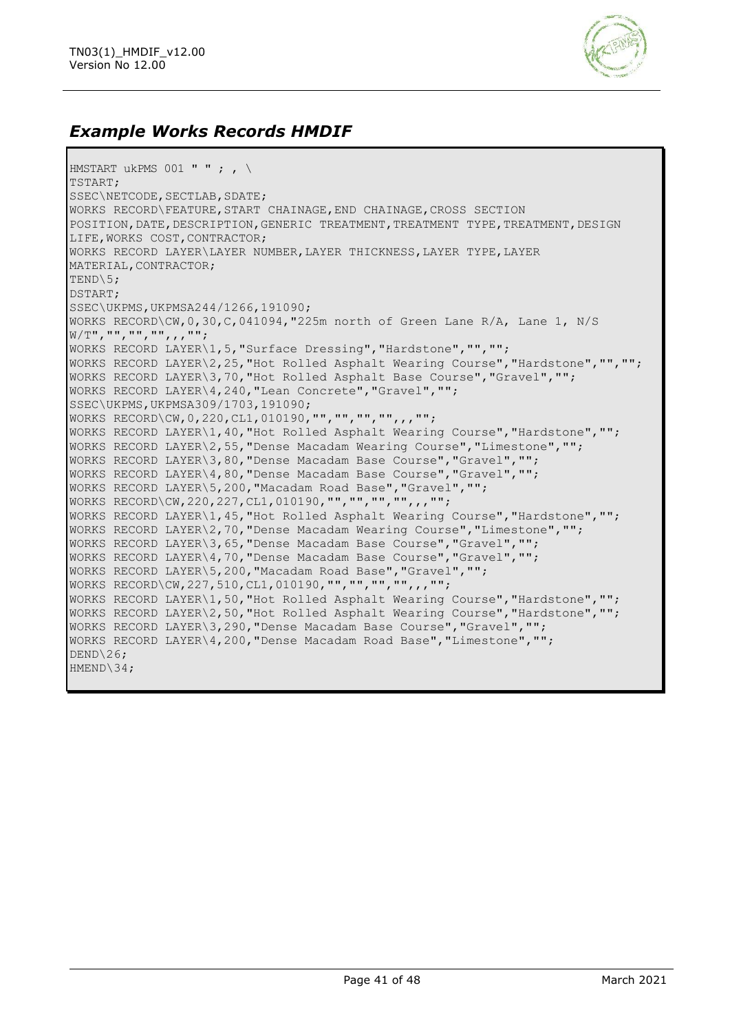## *Example Works Records HMDIF*

```
HMSTART ukPMS 001 " " ; , \
TSTART;
SSEC\NETCODE,SECTLAB,SDATE;
WORKS RECORD\FEATURE,START CHAINAGE,END CHAINAGE,CROSS SECTION
POSITION,DATE,DESCRIPTION,GENERIC TREATMENT,TREATMENT TYPE,TREATMENT,DESIGN
LIFE,WORKS COST,CONTRACTOR;
WORKS RECORD LAYER\LAYER NUMBER,LAYER THICKNESS,LAYER TYPE,LAYER
MATERIAL,CONTRACTOR;
TEND\5;
DSTART;
SSEC\UKPMS,UKPMSA244/1266,191090;
WORKS RECORD\CW,0,30,C,041094,"225m north of Green Lane R/A, Lane 1, N/S
W/T","","","",,,"";
WORKS RECORD LAYER\1,5,"Surface Dressing","Hardstone","","";
WORKS RECORD LAYER\2,25,"Hot Rolled Asphalt Wearing Course","Hardstone","","";
WORKS RECORD LAYER\3,70,"Hot Rolled Asphalt Base Course","Gravel","";
WORKS RECORD LAYER\4,240,"Lean Concrete","Gravel","";
SSEC\UKPMS,UKPMSA309/1703,191090;
WORKS RECORD\CW,0,220,CL1,010190,"","","","",,,"";
WORKS RECORD LAYER\1,40,"Hot Rolled Asphalt Wearing Course","Hardstone","";
WORKS RECORD LAYER\2,55,"Dense Macadam Wearing Course","Limestone","";
WORKS RECORD LAYER\3,80,"Dense Macadam Base Course","Gravel","";
WORKS RECORD LAYER\4,80,"Dense Macadam Base Course","Gravel","";
WORKS RECORD LAYER\5,200,"Macadam Road Base","Gravel","";
WORKS RECORD\CW,220,227,CL1,010190,"","","","",,,"";
WORKS RECORD LAYER\1,45,"Hot Rolled Asphalt Wearing Course","Hardstone","";
WORKS RECORD LAYER\2,70,"Dense Macadam Wearing Course","Limestone","";
WORKS RECORD LAYER\3,65,"Dense Macadam Base Course","Gravel","";
WORKS RECORD LAYER\4,70,"Dense Macadam Base Course","Gravel","";
WORKS RECORD LAYER\5,200,"Macadam Road Base","Gravel","";
WORKS RECORD\CW,227,510,CL1,010190,"","","","",,,"";
WORKS RECORD LAYER\1,50,"Hot Rolled Asphalt Wearing Course","Hardstone","";
WORKS RECORD LAYER\2,50,"Hot Rolled Asphalt Wearing Course","Hardstone","";
WORKS RECORD LAYER\3,290,"Dense Macadam Base Course","Gravel","";
WORKS RECORD LAYER\4,200,"Dense Macadam Road Base","Limestone","";
DEND\26;
HMEND\34;
```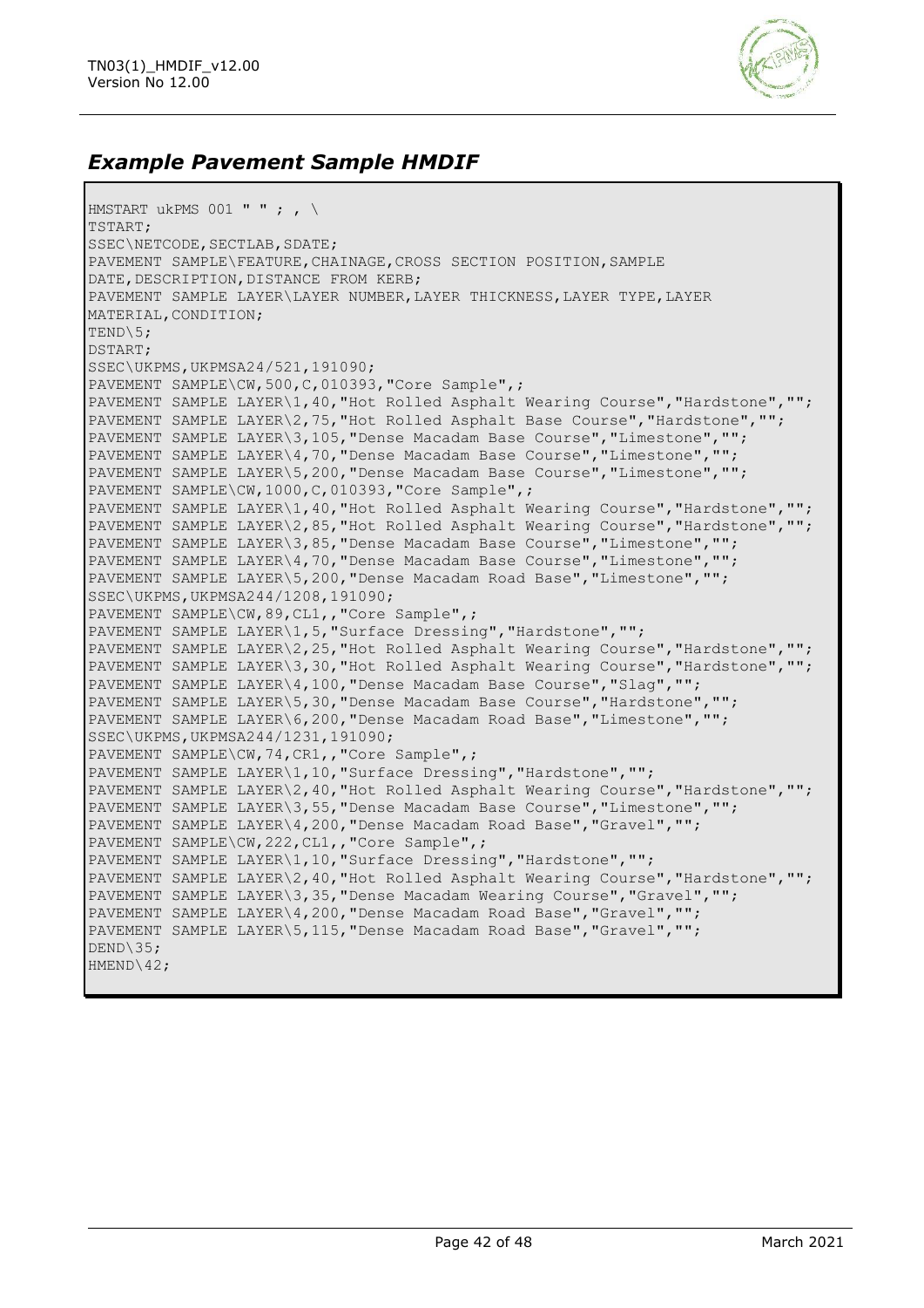## *Example Pavement Sample HMDIF*

```
HMSTART ukPMS 001 " " ; , \
TSTART;
SSEC\NETCODE,SECTLAB,SDATE;
PAVEMENT SAMPLE\FEATURE,CHAINAGE,CROSS SECTION POSITION,SAMPLE
DATE,DESCRIPTION,DISTANCE FROM KERB;
PAVEMENT SAMPLE LAYER\LAYER NUMBER,LAYER THICKNESS,LAYER TYPE,LAYER
MATERIAL,CONDITION;
TEND\5;
DSTART;
SSEC\UKPMS,UKPMSA24/521,191090;
PAVEMENT SAMPLE\CW,500,C,010393,"Core Sample",;
PAVEMENT SAMPLE LAYER\1,40,"Hot Rolled Asphalt Wearing Course","Hardstone","";
PAVEMENT SAMPLE LAYER\2,75,"Hot Rolled Asphalt Base Course","Hardstone","";
PAVEMENT SAMPLE LAYER\3,105,"Dense Macadam Base Course","Limestone","";
PAVEMENT SAMPLE LAYER\4,70,"Dense Macadam Base Course","Limestone","";
PAVEMENT SAMPLE LAYER\5,200,"Dense Macadam Base Course","Limestone","";
PAVEMENT SAMPLE\CW,1000,C,010393,"Core Sample",;
PAVEMENT SAMPLE LAYER\1,40,"Hot Rolled Asphalt Wearing Course","Hardstone","";
PAVEMENT SAMPLE LAYER\2,85,"Hot Rolled Asphalt Wearing Course","Hardstone","";
PAVEMENT SAMPLE LAYER\3,85,"Dense Macadam Base Course","Limestone","";
PAVEMENT SAMPLE LAYER\4,70,"Dense Macadam Base Course","Limestone","";
PAVEMENT SAMPLE LAYER\5,200,"Dense Macadam Road Base","Limestone","";
SSEC\UKPMS,UKPMSA244/1208,191090;
PAVEMENT SAMPLE\CW,89,CL1,,"Core Sample",;
PAVEMENT SAMPLE LAYER\1,5,"Surface Dressing","Hardstone","";
PAVEMENT SAMPLE LAYER\2,25,"Hot Rolled Asphalt Wearing Course","Hardstone","";
PAVEMENT SAMPLE LAYER\3,30,"Hot Rolled Asphalt Wearing Course","Hardstone","";
PAVEMENT SAMPLE LAYER\4,100,"Dense Macadam Base Course","Slag","";
PAVEMENT SAMPLE LAYER\5,30,"Dense Macadam Base Course","Hardstone","";
PAVEMENT SAMPLE LAYER\6,200,"Dense Macadam Road Base","Limestone","";
SSEC\UKPMS,UKPMSA244/1231,191090;
PAVEMENT SAMPLE\CW,74,CR1,,"Core Sample",;
PAVEMENT SAMPLE LAYER\1,10,"Surface Dressing","Hardstone","";
PAVEMENT SAMPLE LAYER\2,40,"Hot Rolled Asphalt Wearing Course","Hardstone","";
PAVEMENT SAMPLE LAYER\3,55,"Dense Macadam Base Course","Limestone","";
PAVEMENT SAMPLE LAYER\4,200,"Dense Macadam Road Base","Gravel","";
PAVEMENT SAMPLE\CW,222,CL1,,"Core Sample",;
PAVEMENT SAMPLE LAYER\1,10,"Surface Dressing","Hardstone","";
PAVEMENT SAMPLE LAYER\2,40,"Hot Rolled Asphalt Wearing Course","Hardstone","";
PAVEMENT SAMPLE LAYER\3,35,"Dense Macadam Wearing Course","Gravel","";
PAVEMENT SAMPLE LAYER\4,200,"Dense Macadam Road Base","Gravel","";
PAVEMENT SAMPLE LAYER\5,115,"Dense Macadam Road Base","Gravel","";
DEND\35;
HMEND\42;
```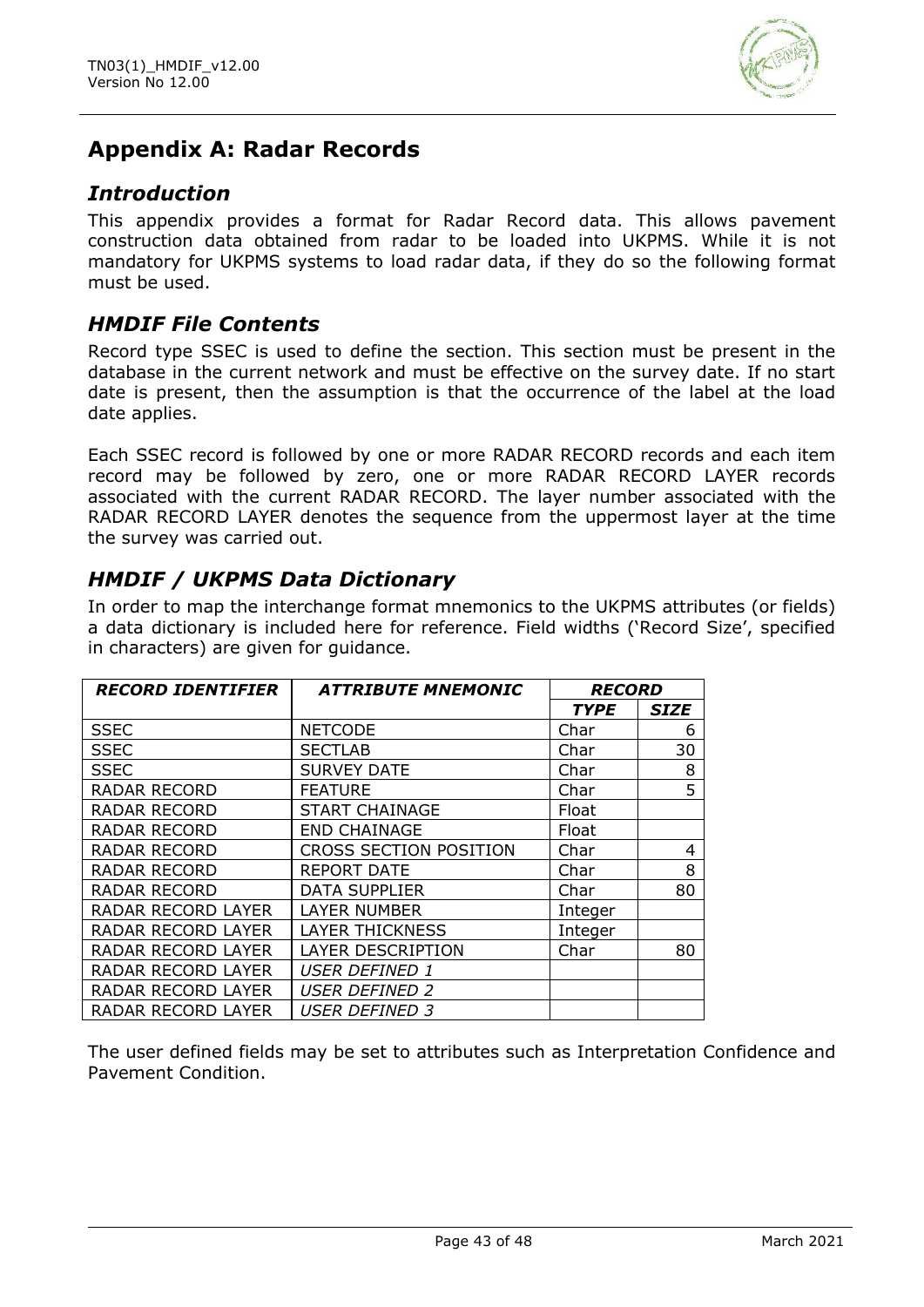# Appendix A: Radar Records

## *Introduction*

This appendix provides a format for Radar Record data. This allows pavement construction data obtained from radar to be loaded into UKPMS. While it is not mandatory for UKPMS systems to load radar data, if they do so the following format must be used.

## *HMDIF File Contents*

Record type SSEC is used to define the section. This section must be present in the database in the current network and must be effective on the survey date. If no start date is present, then the assumption is that the occurrence of the label at the load date applies.

Each SSEC record is followed by one or more RADAR RECORD records and each item record may be followed by zero, one or more RADAR RECORD LAYER records associated with the current RADAR RECORD. The layer number associated with the RADAR RECORD LAYER denotes the sequence from the uppermost layer at the time the survey was carried out.

## *HMDIF / UKPMS Data Dictionary*

In order to map the interchange format mnemonics to the UKPMS attributes (or fields) a data dictionary is included here for reference. Field widths ('Record Size', specified in characters) are given for guidance.

| ***RECORD IDENTIFIER*** | ***ATTRIBUTE MNEMONIC*** | ***RECORD*** | |
|---|---|---|---|
| | | ***TYPE*** | ***SIZE*** |
| SSEC | NETCODE | Char | 6 |
| SSEC | SECTLAB | Char | 30 |
| SSEC | SURVEY DATE | Char | 8 |
| RADAR RECORD | FEATURE | Char | 5 |
| RADAR RECORD | START CHAINAGE | Float | |
| RADAR RECORD | END CHAINAGE | Float | |
| RADAR RECORD | CROSS SECTION POSITION | Char | 4 |
| RADAR RECORD | REPORT DATE | Char | 8 |
| RADAR RECORD | DATA SUPPLIER | Char | 80 |
| RADAR RECORD LAYER | LAYER NUMBER | Integer | |
| RADAR RECORD LAYER | LAYER THICKNESS | Integer | |
| RADAR RECORD LAYER | LAYER DESCRIPTION | Char | 80 |
| RADAR RECORD LAYER | *USER DEFINED 1* | | |
| RADAR RECORD LAYER | *USER DEFINED 2* | | |
| RADAR RECORD LAYER | *USER DEFINED 3* | | |

The user defined fields may be set to attributes such as Interpretation Confidence and Pavement Condition.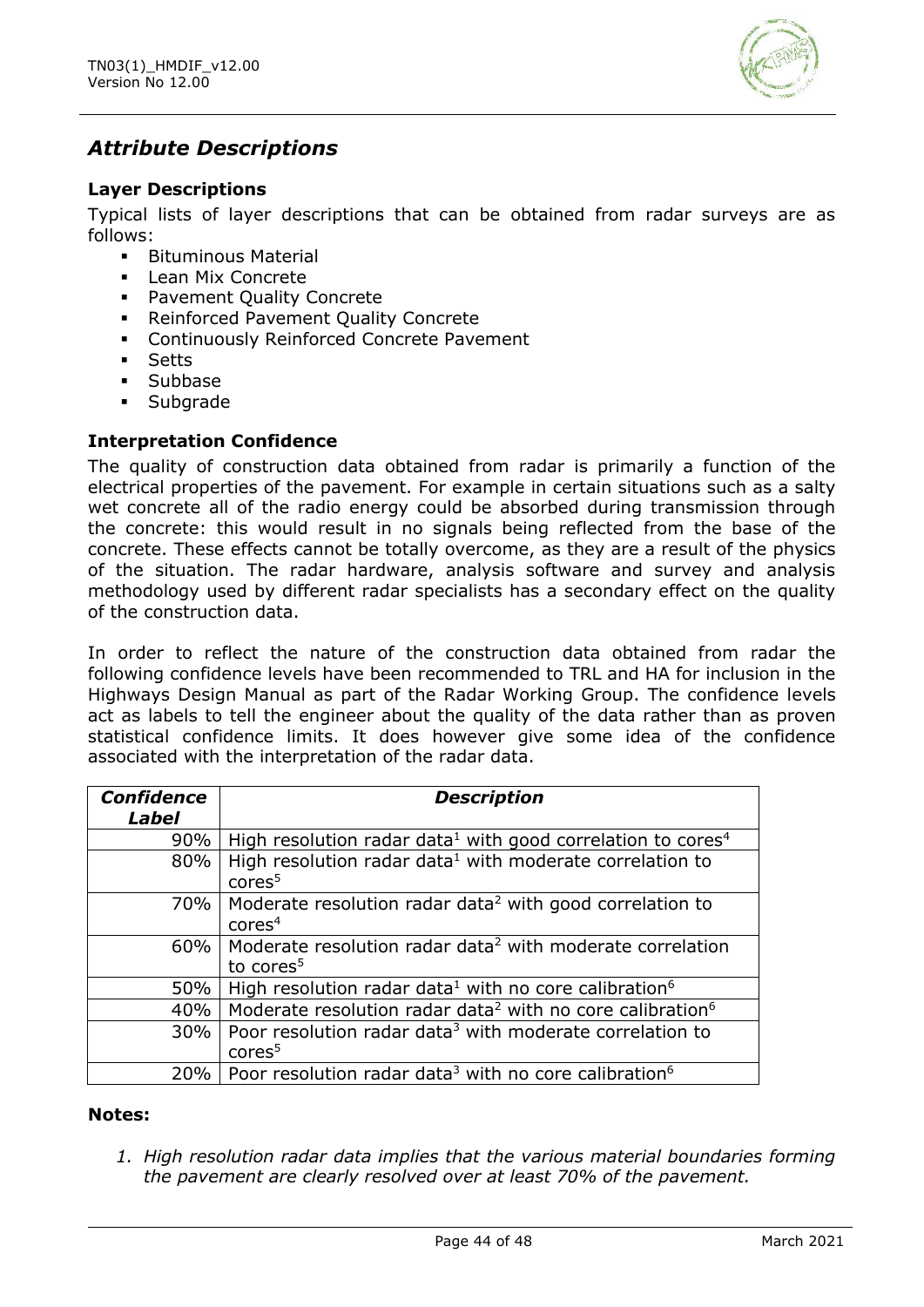## *Attribute Descriptions*

### Layer Descriptions

Typical lists of layer descriptions that can be obtained from radar surveys are as follows:

- Bituminous Material
- Lean Mix Concrete
- Pavement Quality Concrete
- Reinforced Pavement Quality Concrete
- Continuously Reinforced Concrete Pavement
- Setts
- Subbase
- Subgrade

### Interpretation Confidence

The quality of construction data obtained from radar is primarily a function of the electrical properties of the pavement. For example in certain situations such as a salty wet concrete all of the radio energy could be absorbed during transmission through the concrete: this would result in no signals being reflected from the base of the concrete. These effects cannot be totally overcome, as they are a result of the physics of the situation. The radar hardware, analysis software and survey and analysis methodology used by different radar specialists has a secondary effect on the quality of the construction data.

In order to reflect the nature of the construction data obtained from radar the following confidence levels have been recommended to TRL and HA for inclusion in the Highways Design Manual as part of the Radar Working Group. The confidence levels act as labels to tell the engineer about the quality of the data rather than as proven statistical confidence limits. It does however give some idea of the confidence associated with the interpretation of the radar data.

| ***Confidence Label*** | ***Description*** |
|---:|---|
| 90% | High resolution radar data[1] with good correlation to cores[4] |
| 80% | High resolution radar data[1] with moderate correlation to cores[5] |
| 70% | Moderate resolution radar data[2] with good correlation to cores[4] |
| 60% | Moderate resolution radar data[2] with moderate correlation to cores[5] |
| 50% | High resolution radar data[1] with no core calibration[6] |
| 40% | Moderate resolution radar data[2] with no core calibration[6] |
| 30% | Poor resolution radar data[3] with moderate correlation to cores[5] |
| 20% | Poor resolution radar data[3] with no core calibration[6] |

**Notes:**

1. *High resolution radar data implies that the various material boundaries forming the pavement are clearly resolved over at least 70% of the pavement.*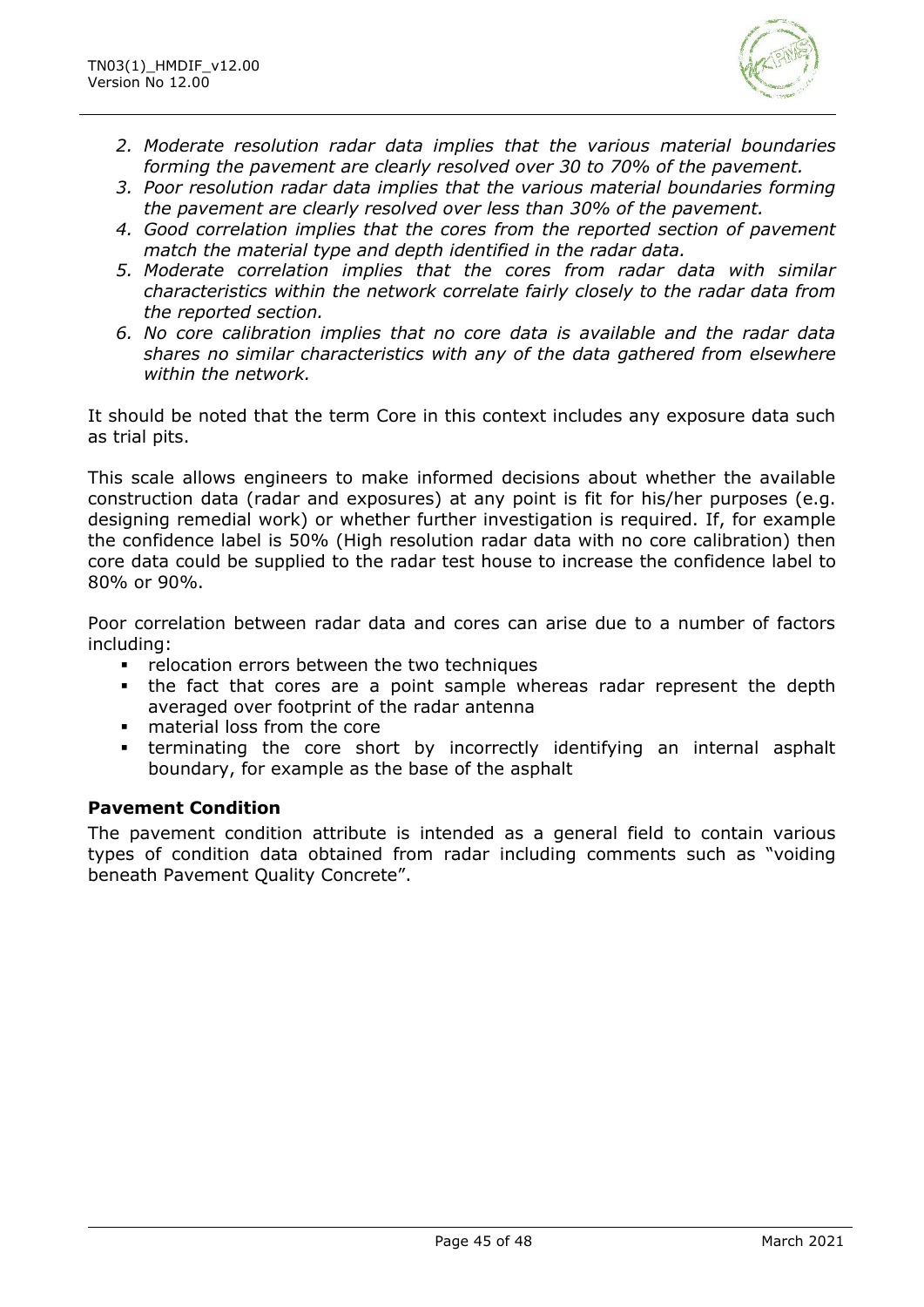2. *Moderate resolution radar data implies that the various material boundaries forming the pavement are clearly resolved over 30 to 70% of the pavement.*
3. *Poor resolution radar data implies that the various material boundaries forming the pavement are clearly resolved over less than 30% of the pavement.*
4. *Good correlation implies that the cores from the reported section of pavement match the material type and depth identified in the radar data.*
5. *Moderate correlation implies that the cores from radar data with similar characteristics within the network correlate fairly closely to the radar data from the reported section.*
6. *No core calibration implies that no core data is available and the radar data shares no similar characteristics with any of the data gathered from elsewhere within the network.*

It should be noted that the term Core in this context includes any exposure data such as trial pits.

This scale allows engineers to make informed decisions about whether the available construction data (radar and exposures) at any point is fit for his/her purposes (e.g. designing remedial work) or whether further investigation is required. If, for example the confidence label is 50% (High resolution radar data with no core calibration) then core data could be supplied to the radar test house to increase the confidence label to 80% or 90%.

Poor correlation between radar data and cores can arise due to a number of factors including:

- relocation errors between the two techniques
- the fact that cores are a point sample whereas radar represent the depth averaged over footprint of the radar antenna
- material loss from the core
- terminating the core short by incorrectly identifying an internal asphalt boundary, for example as the base of the asphalt

**Pavement Condition**

The pavement condition attribute is intended as a general field to contain various types of condition data obtained from radar including comments such as "voiding beneath Pavement Quality Concrete".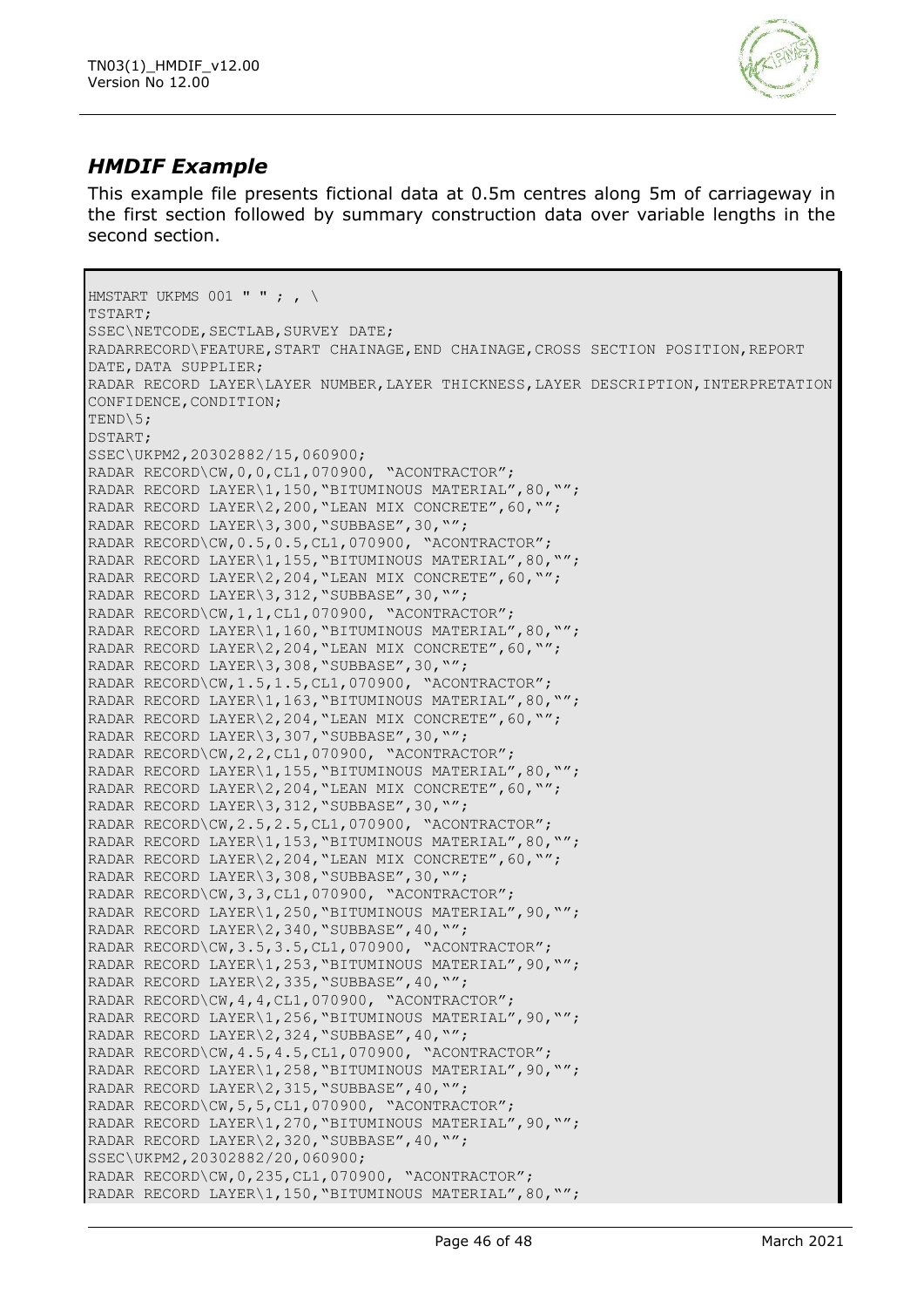## *HMDIF Example*

This example file presents fictional data at 0.5m centres along 5m of carriageway in the first section followed by summary construction data over variable lengths in the second section.

```
HMSTART UKPMS 001 " " ; , \
TSTART;
SSEC\NETCODE,SECTLAB,SURVEY DATE;
RADARRECORD\FEATURE,START CHAINAGE,END CHAINAGE,CROSS SECTION POSITION,REPORT
DATE,DATA SUPPLIER;
RADAR RECORD LAYER\LAYER NUMBER,LAYER THICKNESS,LAYER DESCRIPTION,INTERPRETATION
CONFIDENCE,CONDITION;
TEND\5;
DSTART;
SSEC\UKPM2,20302882/15,060900;
RADAR RECORD\CW,0,0,CL1,070900, "ACONTRACTOR";
RADAR RECORD LAYER\1,150,"BITUMINOUS MATERIAL",80,"";
RADAR RECORD LAYER\2,200,"LEAN MIX CONCRETE",60,"";
RADAR RECORD LAYER\3,300,"SUBBASE",30,"";
RADAR RECORD\CW,0.5,0.5,CL1,070900, "ACONTRACTOR";
RADAR RECORD LAYER\1,155,"BITUMINOUS MATERIAL",80,"";
RADAR RECORD LAYER\2,204,"LEAN MIX CONCRETE",60,"";
RADAR RECORD LAYER\3,312,"SUBBASE",30,"";
RADAR RECORD\CW,1,1,CL1,070900, "ACONTRACTOR";
RADAR RECORD LAYER\1,160,"BITUMINOUS MATERIAL",80,"";
RADAR RECORD LAYER\2,204,"LEAN MIX CONCRETE",60,"";
RADAR RECORD LAYER\3,308,"SUBBASE",30,"";
RADAR RECORD\CW,1.5,1.5,CL1,070900, "ACONTRACTOR";
RADAR RECORD LAYER\1,163,"BITUMINOUS MATERIAL",80,"";
RADAR RECORD LAYER\2,204,"LEAN MIX CONCRETE",60,"";
RADAR RECORD LAYER\3,307,"SUBBASE",30,"";
RADAR RECORD\CW,2,2,CL1,070900, "ACONTRACTOR";
RADAR RECORD LAYER\1,155,"BITUMINOUS MATERIAL",80,"";
RADAR RECORD LAYER\2,204,"LEAN MIX CONCRETE",60,"";
RADAR RECORD LAYER\3,312,"SUBBASE",30,"";
RADAR RECORD\CW,2.5,2.5,CL1,070900, "ACONTRACTOR";
RADAR RECORD LAYER\1,153,"BITUMINOUS MATERIAL",80,"";
RADAR RECORD LAYER\2,204,"LEAN MIX CONCRETE",60,"";
RADAR RECORD LAYER\3,308,"SUBBASE",30,"";
RADAR RECORD\CW,3,3,CL1,070900, "ACONTRACTOR";
RADAR RECORD LAYER\1,250,"BITUMINOUS MATERIAL",90,"";
RADAR RECORD LAYER\2,340,"SUBBASE",40,"";
RADAR RECORD\CW,3.5,3.5,CL1,070900, "ACONTRACTOR";
RADAR RECORD LAYER\1,253,"BITUMINOUS MATERIAL",90,"";
RADAR RECORD LAYER\2,335,"SUBBASE",40,"";
RADAR RECORD\CW,4,4,CL1,070900, "ACONTRACTOR";
RADAR RECORD LAYER\1,256,"BITUMINOUS MATERIAL",90,"";
RADAR RECORD LAYER\2,324,"SUBBASE",40,"";
RADAR RECORD\CW,4.5,4.5,CL1,070900, "ACONTRACTOR";
RADAR RECORD LAYER\1,258,"BITUMINOUS MATERIAL",90,"";
RADAR RECORD LAYER\2,315,"SUBBASE",40,"";
RADAR RECORD\CW,5,5,CL1,070900, "ACONTRACTOR";
RADAR RECORD LAYER\1,270,"BITUMINOUS MATERIAL",90,"";
RADAR RECORD LAYER\2,320,"SUBBASE",40,"";
SSEC\UKPM2,20302882/20,060900;
RADAR RECORD\CW,0,235,CL1,070900, "ACONTRACTOR";
RADAR RECORD LAYER\1,150,"BITUMINOUS MATERIAL",80,"";
```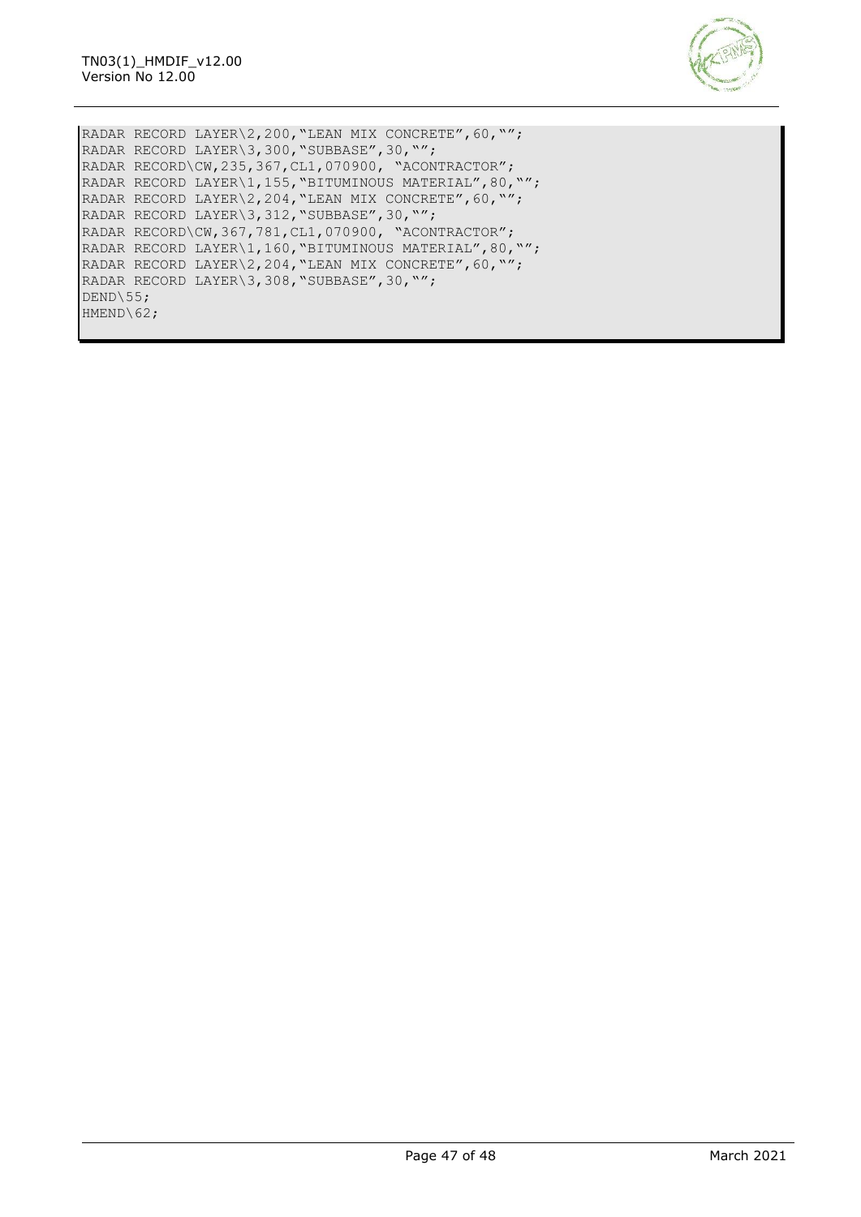```
RADAR RECORD LAYER\2,200,"LEAN MIX CONCRETE",60,"";
RADAR RECORD LAYER\3,300,"SUBBASE",30,"";
RADAR RECORD\CW,235,367,CL1,070900, "ACONTRACTOR";
RADAR RECORD LAYER\1,155,"BITUMINOUS MATERIAL",80,"";
RADAR RECORD LAYER\2,204,"LEAN MIX CONCRETE",60,"";
RADAR RECORD LAYER\3,312,"SUBBASE",30,"";
RADAR RECORD\CW,367,781,CL1,070900, "ACONTRACTOR";
RADAR RECORD LAYER\1,160,"BITUMINOUS MATERIAL",80,"";
RADAR RECORD LAYER\2,204,"LEAN MIX CONCRETE",60,"";
RADAR RECORD LAYER\3,308,"SUBBASE",30,"";
DEND\55;
HMEND\62;
```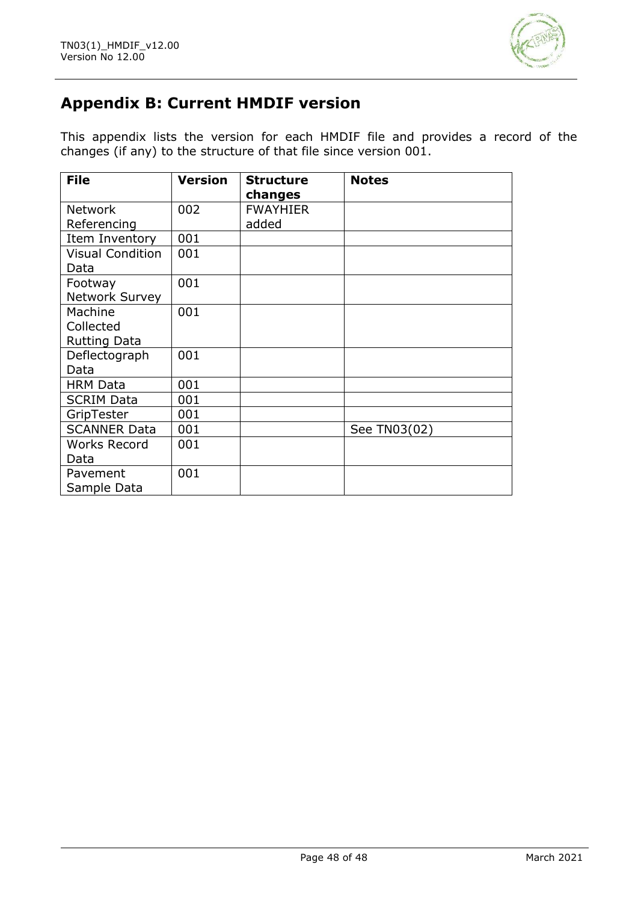## Appendix B: Current HMDIF version

This appendix lists the version for each HMDIF file and provides a record of the changes (if any) to the structure of that file since version 001.

| File | Version | Structure changes | Notes |
|---|---|---|---|
| Network Referencing | 002 | FWAYHIER added | |
| Item Inventory | 001 | | |
| Visual Condition Data | 001 | | |
| Footway Network Survey | 001 | | |
| Machine Collected Rutting Data | 001 | | |
| Deflectograph Data | 001 | | |
| HRM Data | 001 | | |
| SCRIM Data | 001 | | |
| GripTester | 001 | | |
| SCANNER Data | 001 | | See TN03(02) |
| Works Record Data | 001 | | |
| Pavement Sample Data | 001 | | |